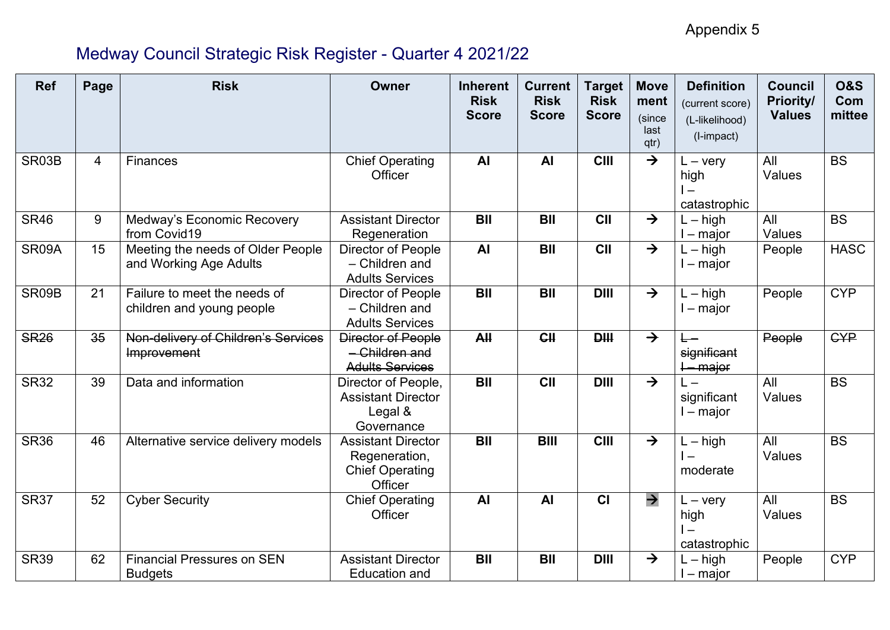Appendix 5

# Medway Council Strategic Risk Register - Quarter 4 2021/22

| Ref | Page | Risk | Owner | Inherent Risk Score | Current Risk Score | Target Risk Score | Movement (since last qtr) | Definition (current score) (L-likelihood) (I-impact) | Council Priority/ Values | O&S Committee |
|---|---|---|---|---|---|---|---|---|---|---|
| SR03B | 4 | Finances | Chief Operating Officer | **AI** | **AI** | **CIII** | → | L – very high I – catastrophic | All Values | BS |
| SR46 | 9 | Medway's Economic Recovery from Covid19 | Assistant Director Regeneration | **BII** | **BII** | **CII** | → | L – high I – major | All Values | BS |
| SR09A | 15 | Meeting the needs of Older People and Working Age Adults | Director of People – Children and Adults Services | **AI** | **BII** | **CII** | → | L – high I – major | People | HASC |
| SR09B | 21 | Failure to meet the needs of children and young people | Director of People – Children and Adults Services | **BII** | **BII** | **DIII** | → | L – high I – major | People | CYP |
| ~~SR26~~ | ~~35~~ | ~~Non-delivery of Children's Services Improvement~~ | ~~Director of People – Children and Adults Services~~ | ~~**AII**~~ | ~~**CII**~~ | ~~**DIII**~~ | → | ~~L – significant I – major~~ | ~~People~~ | ~~CYP~~ |
| SR32 | 39 | Data and information | Director of People, Assistant Director Legal & Governance | **BII** | **CII** | **DIII** | → | L – significant I – major | All Values | BS |
| SR36 | 46 | Alternative service delivery models | Assistant Director Regeneration, Chief Operating Officer | **BII** | **BIII** | **CIII** | → | L – high I – moderate | All Values | BS |
| SR37 | 52 | Cyber Security | Chief Operating Officer | **AI** | **AI** | **CI** | → | L – very high I – catastrophic | All Values | BS |
| SR39 | 62 | Financial Pressures on SEN Budgets | Assistant Director Education and | **BII** | **BII** | **DIII** | → | L – high I – major | People | CYP |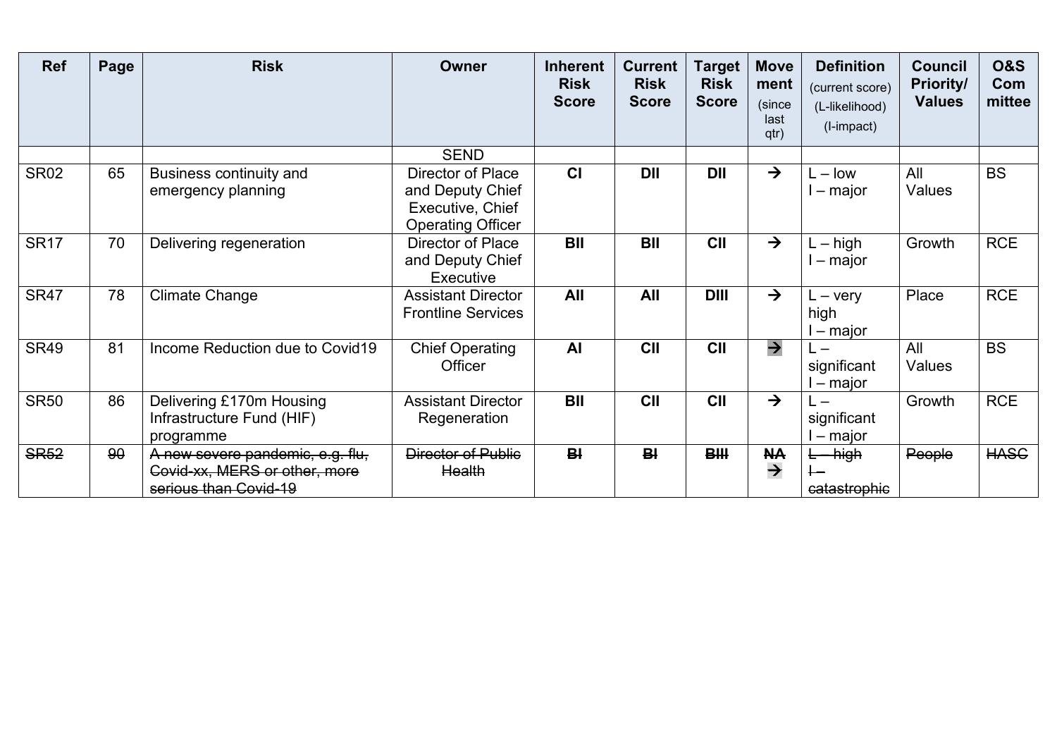| Ref | Page | Risk | Owner | Inherent Risk Score | Current Risk Score | Target Risk Score | Movement (since last qtr) | Definition (current score) (L-likelihood) (I-impact) | Council Priority/ Values | O&S Committee |
|---|---|---|---|---|---|---|---|---|---|---|
| | | | SEND | | | | | | | |
| SR02 | 65 | Business continuity and emergency planning | Director of Place and Deputy Chief Executive, Chief Operating Officer | **CI** | **DII** | **DII** | → | L – low<br>I – major | All Values | BS |
| SR17 | 70 | Delivering regeneration | Director of Place and Deputy Chief Executive | **BII** | **BII** | **CII** | → | L – high<br>I – major | Growth | RCE |
| SR47 | 78 | Climate Change | Assistant Director Frontline Services | **AII** | **AII** | **DIII** | → | L – very high<br>I – major | Place | RCE |
| SR49 | 81 | Income Reduction due to Covid19 | Chief Operating Officer | **AI** | **CII** | **CII** | → | L – significant<br>I – major | All Values | BS |
| SR50 | 86 | Delivering £170m Housing Infrastructure Fund (HIF) programme | Assistant Director Regeneration | **BII** | **CII** | **CII** | → | L – significant<br>I – major | Growth | RCE |
| ~~SR52~~ | ~~90~~ | ~~A new severe pandemic, e.g. flu, Covid-xx, MERS or other, more serious than Covid-19~~ | ~~Director of Public Health~~ | ~~**BI**~~ | ~~**BI**~~ | ~~**BIII**~~ | ~~**NA**~~<br>~~→~~ | ~~L – high~~<br>~~I – catastrophic~~ | ~~People~~ | ~~HASC~~ |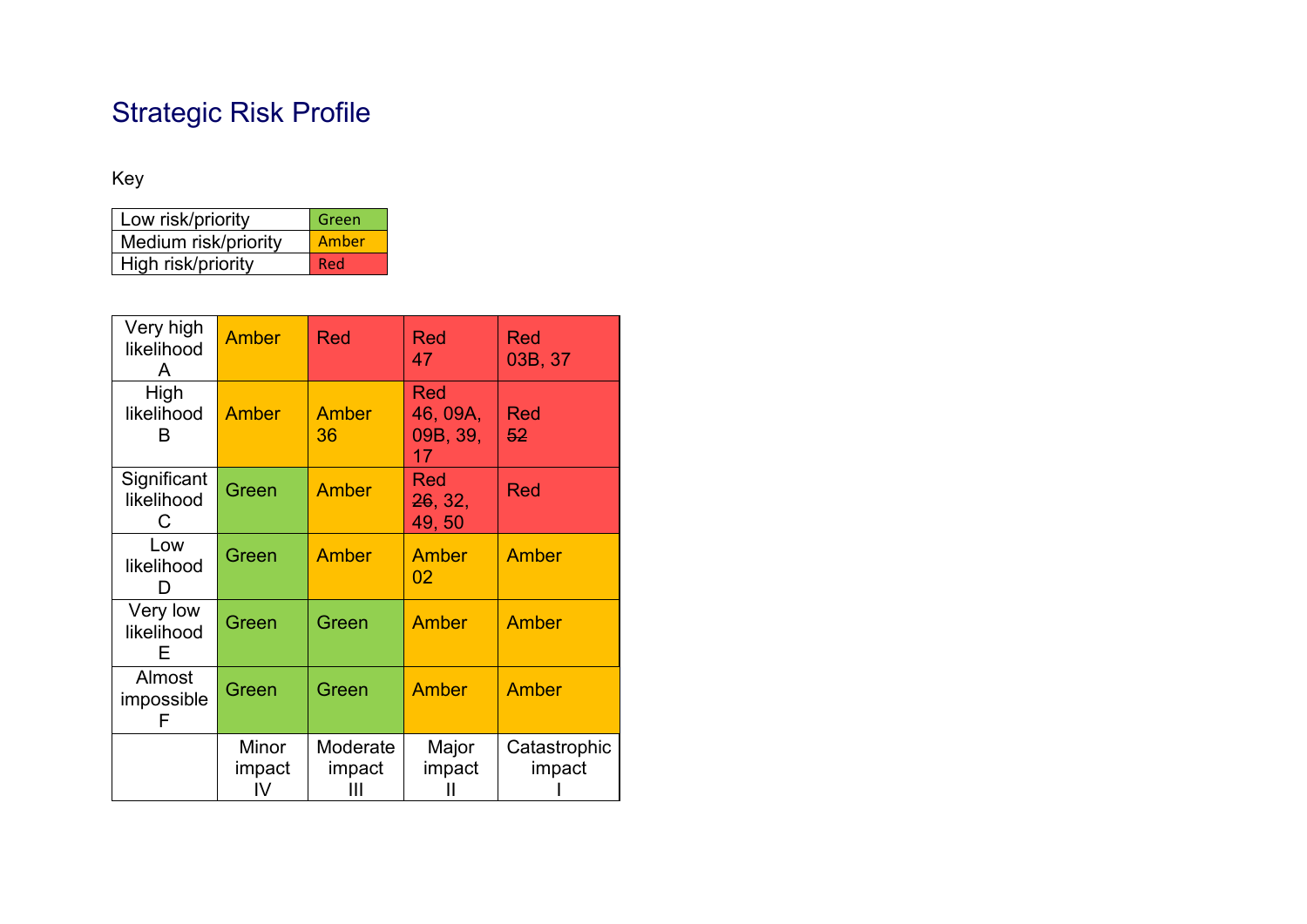# Strategic Risk Profile

Key

| Low risk/priority | Green |
|---|---|
| Medium risk/priority | Amber |
| High risk/priority | Red |

| | | | | |
|---|---|---|---|---|
| Very high likelihood A | Amber | Red | Red 47 | Red 03B, 37 |
| High likelihood B | Amber | Amber 36 | Red 46, 09A, 09B, 39, 17 | Red ~~52~~ |
| Significant likelihood C | Green | Amber | Red ~~26~~, 32, 49, 50 | Red |
| Low likelihood D | Green | Amber | Amber 02 | Amber |
| Very low likelihood E | Green | Green | Amber | Amber |
| Almost impossible F | Green | Green | Amber | Amber |
| | Minor impact IV | Moderate impact III | Major impact II | Catastrophic impact I |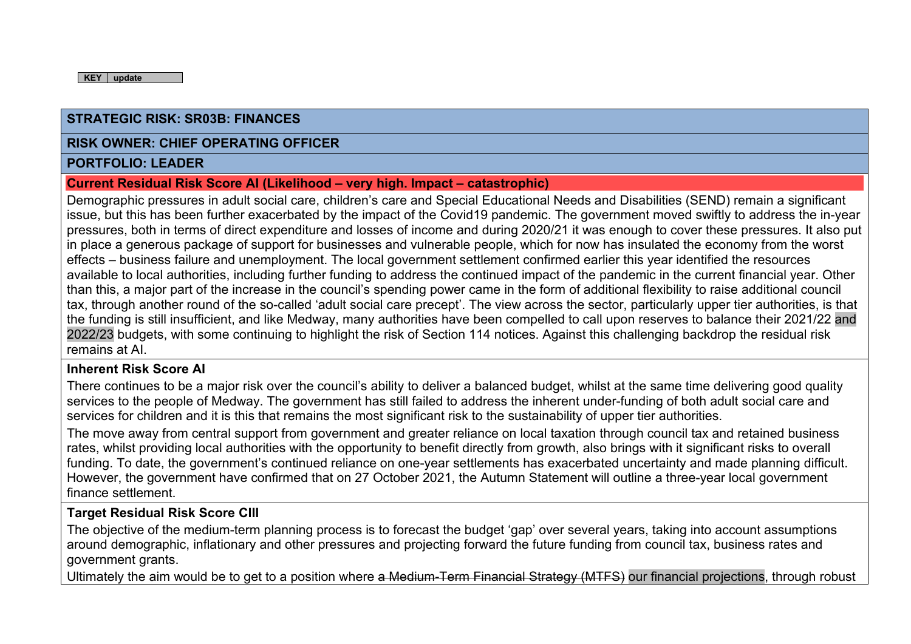| KEY | update |
|---|---|

**STRATEGIC RISK: SR03B: FINANCES**

**RISK OWNER: CHIEF OPERATING OFFICER**

**PORTFOLIO: LEADER**

**Current Residual Risk Score AI (Likelihood – very high. Impact – catastrophic)**

Demographic pressures in adult social care, children's care and Special Educational Needs and Disabilities (SEND) remain a significant issue, but this has been further exacerbated by the impact of the Covid19 pandemic. The government moved swiftly to address the in-year pressures, both in terms of direct expenditure and losses of income and during 2020/21 it was enough to cover these pressures. It also put in place a generous package of support for businesses and vulnerable people, which for now has insulated the economy from the worst effects – business failure and unemployment. The local government settlement confirmed earlier this year identified the resources available to local authorities, including further funding to address the continued impact of the pandemic in the current financial year. Other than this, a major part of the increase in the council's spending power came in the form of additional flexibility to raise additional council tax, through another round of the so-called 'adult social care precept'. The view across the sector, particularly upper tier authorities, is that the funding is still insufficient, and like Medway, many authorities have been compelled to call upon reserves to balance their 2021/22 and 2022/23 budgets, with some continuing to highlight the risk of Section 114 notices. Against this challenging backdrop the residual risk remains at AI.

**Inherent Risk Score AI**

There continues to be a major risk over the council's ability to deliver a balanced budget, whilst at the same time delivering good quality services to the people of Medway. The government has still failed to address the inherent under-funding of both adult social care and services for children and it is this that remains the most significant risk to the sustainability of upper tier authorities.

The move away from central support from government and greater reliance on local taxation through council tax and retained business rates, whilst providing local authorities with the opportunity to benefit directly from growth, also brings with it significant risks to overall funding. To date, the government's continued reliance on one-year settlements has exacerbated uncertainty and made planning difficult. However, the government have confirmed that on 27 October 2021, the Autumn Statement will outline a three-year local government finance settlement.

**Target Residual Risk Score CIII**

The objective of the medium-term planning process is to forecast the budget 'gap' over several years, taking into account assumptions around demographic, inflationary and other pressures and projecting forward the future funding from council tax, business rates and government grants.

Ultimately the aim would be to get to a position where ~~a Medium-Term Financial Strategy (MTFS)~~ our financial projections, through robust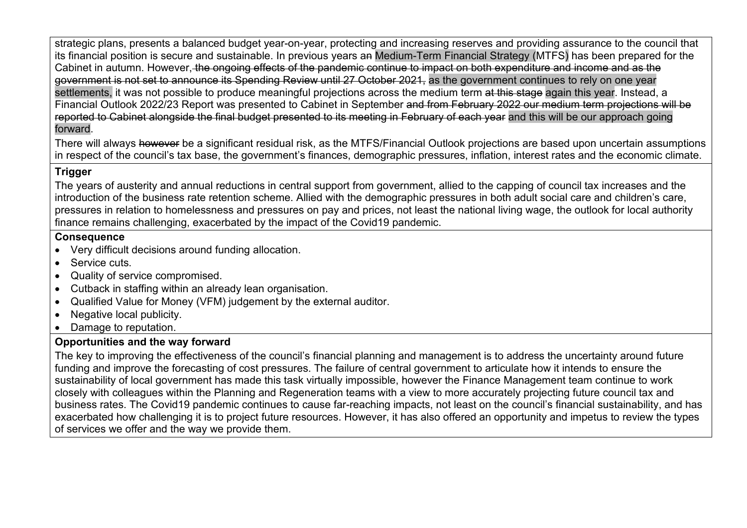strategic plans, presents a balanced budget year-on-year, protecting and increasing reserves and providing assurance to the council that its financial position is secure and sustainable. In previous years a~~n~~ Medium-Term Financial Strategy (MTFS) has been prepared for the Cabinet in autumn. However, ~~the ongoing effects of the pandemic continue to impact on both expenditure and income and as the government is not set to announce its Spending Review until 27 October 2021,~~ as the government continues to rely on one year settlements, it was not possible to produce meaningful projections across the medium term ~~at this stage~~ again this year. Instead, a Financial Outlook 2022/23 Report was presented to Cabinet in September ~~and from February 2022 our medium term projections will be reported to Cabinet alongside the final budget presented to its meeting in February of each year~~ and this will be our approach going forward.

There will always ~~however~~ be a significant residual risk, as the MTFS/Financial Outlook projections are based upon uncertain assumptions in respect of the council's tax base, the government's finances, demographic pressures, inflation, interest rates and the economic climate.

**Trigger**

The years of austerity and annual reductions in central support from government, allied to the capping of council tax increases and the introduction of the business rate retention scheme. Allied with the demographic pressures in both adult social care and children's care, pressures in relation to homelessness and pressures on pay and prices, not least the national living wage, the outlook for local authority finance remains challenging, exacerbated by the impact of the Covid19 pandemic.

**Consequence**

- Very difficult decisions around funding allocation.
- Service cuts.
- Quality of service compromised.
- Cutback in staffing within an already lean organisation.
- Qualified Value for Money (VFM) judgement by the external auditor.
- Negative local publicity.
- Damage to reputation.

**Opportunities and the way forward**

The key to improving the effectiveness of the council's financial planning and management is to address the uncertainty around future funding and improve the forecasting of cost pressures. The failure of central government to articulate how it intends to ensure the sustainability of local government has made this task virtually impossible, however the Finance Management team continue to work closely with colleagues within the Planning and Regeneration teams with a view to more accurately projecting future council tax and business rates. The Covid19 pandemic continues to cause far-reaching impacts, not least on the council's financial sustainability, and has exacerbated how challenging it is to project future resources. However, it has also offered an opportunity and impetus to review the types of services we offer and the way we provide them.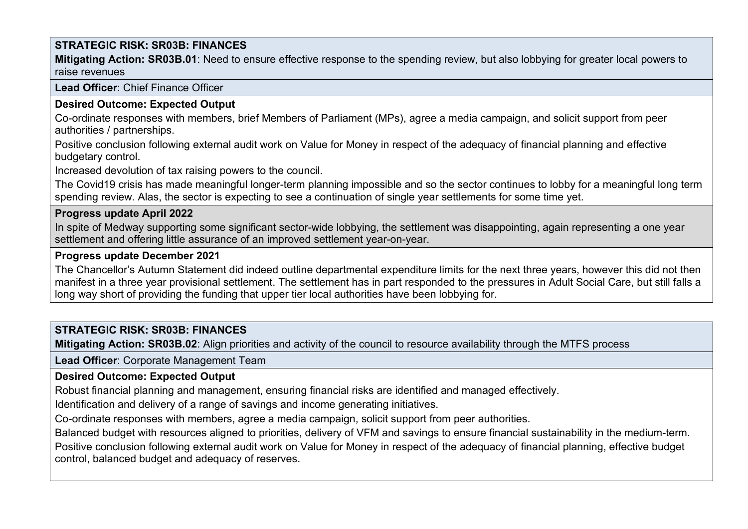**STRATEGIC RISK: SR03B: FINANCES**

**Mitigating Action: SR03B.01**: Need to ensure effective response to the spending review, but also lobbying for greater local powers to raise revenues

**Lead Officer**: Chief Finance Officer

**Desired Outcome: Expected Output**

Co-ordinate responses with members, brief Members of Parliament (MPs), agree a media campaign, and solicit support from peer authorities / partnerships.

Positive conclusion following external audit work on Value for Money in respect of the adequacy of financial planning and effective budgetary control.

Increased devolution of tax raising powers to the council.

The Covid19 crisis has made meaningful longer-term planning impossible and so the sector continues to lobby for a meaningful long term spending review. Alas, the sector is expecting to see a continuation of single year settlements for some time yet.

**Progress update April 2022**

In spite of Medway supporting some significant sector-wide lobbying, the settlement was disappointing, again representing a one year settlement and offering little assurance of an improved settlement year-on-year.

**Progress update December 2021**

The Chancellor's Autumn Statement did indeed outline departmental expenditure limits for the next three years, however this did not then manifest in a three year provisional settlement. The settlement has in part responded to the pressures in Adult Social Care, but still falls a long way short of providing the funding that upper tier local authorities have been lobbying for.

**STRATEGIC RISK: SR03B: FINANCES**

**Mitigating Action: SR03B.02**: Align priorities and activity of the council to resource availability through the MTFS process

**Lead Officer**: Corporate Management Team

**Desired Outcome: Expected Output**

Robust financial planning and management, ensuring financial risks are identified and managed effectively.

Identification and delivery of a range of savings and income generating initiatives.

Co-ordinate responses with members, agree a media campaign, solicit support from peer authorities.

Balanced budget with resources aligned to priorities, delivery of VFM and savings to ensure financial sustainability in the medium-term.

Positive conclusion following external audit work on Value for Money in respect of the adequacy of financial planning, effective budget control, balanced budget and adequacy of reserves.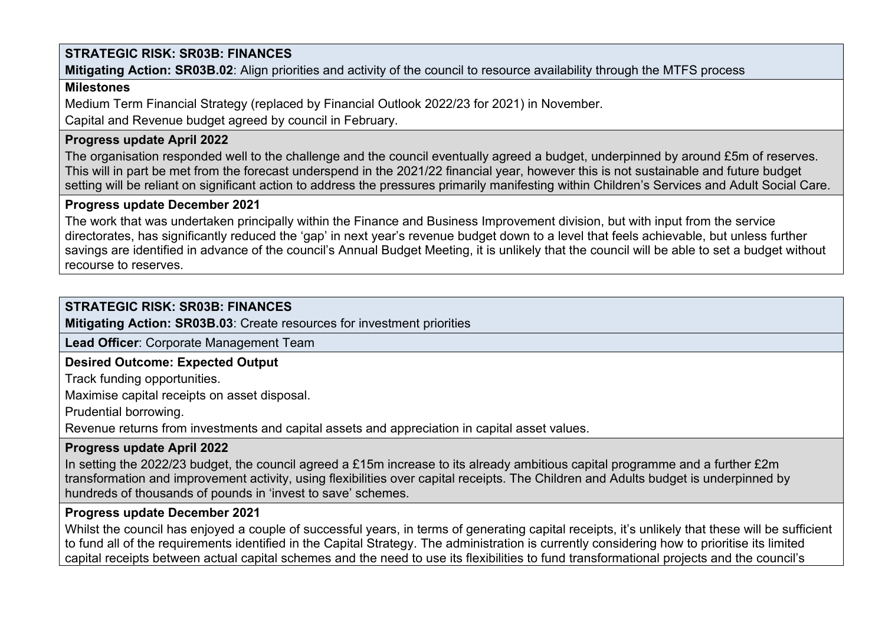**STRATEGIC RISK: SR03B: FINANCES**

**Mitigating Action: SR03B.02**: Align priorities and activity of the council to resource availability through the MTFS process

**Milestones**

Medium Term Financial Strategy (replaced by Financial Outlook 2022/23 for 2021) in November.

Capital and Revenue budget agreed by council in February.

**Progress update April 2022**

The organisation responded well to the challenge and the council eventually agreed a budget, underpinned by around £5m of reserves. This will in part be met from the forecast underspend in the 2021/22 financial year, however this is not sustainable and future budget setting will be reliant on significant action to address the pressures primarily manifesting within Children's Services and Adult Social Care.

**Progress update December 2021**

The work that was undertaken principally within the Finance and Business Improvement division, but with input from the service directorates, has significantly reduced the 'gap' in next year's revenue budget down to a level that feels achievable, but unless further savings are identified in advance of the council's Annual Budget Meeting, it is unlikely that the council will be able to set a budget without recourse to reserves.

**STRATEGIC RISK: SR03B: FINANCES**

**Mitigating Action: SR03B.03**: Create resources for investment priorities

**Lead Officer**: Corporate Management Team

**Desired Outcome: Expected Output**

Track funding opportunities.

Maximise capital receipts on asset disposal.

Prudential borrowing.

Revenue returns from investments and capital assets and appreciation in capital asset values.

**Progress update April 2022**

In setting the 2022/23 budget, the council agreed a £15m increase to its already ambitious capital programme and a further £2m transformation and improvement activity, using flexibilities over capital receipts. The Children and Adults budget is underpinned by hundreds of thousands of pounds in 'invest to save' schemes.

**Progress update December 2021**

Whilst the council has enjoyed a couple of successful years, in terms of generating capital receipts, it's unlikely that these will be sufficient to fund all of the requirements identified in the Capital Strategy. The administration is currently considering how to prioritise its limited capital receipts between actual capital schemes and the need to use its flexibilities to fund transformational projects and the council's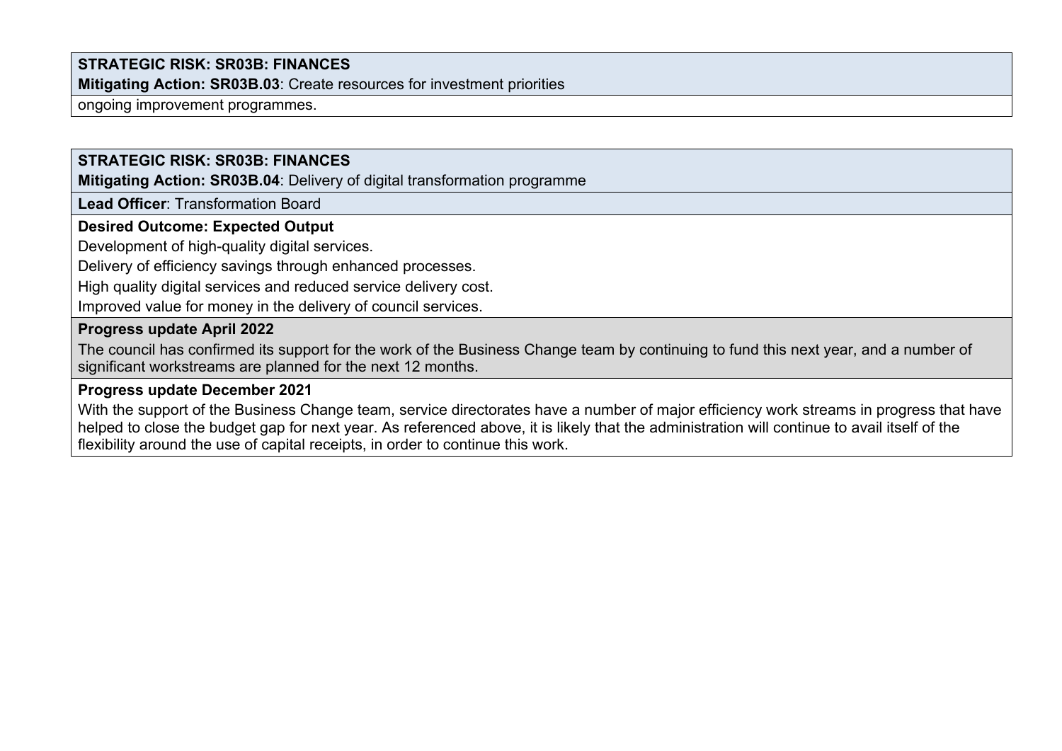**STRATEGIC RISK: SR03B: FINANCES**

**Mitigating Action: SR03B.03**: Create resources for investment priorities

ongoing improvement programmes.

**STRATEGIC RISK: SR03B: FINANCES**

**Mitigating Action: SR03B.04**: Delivery of digital transformation programme

**Lead Officer**: Transformation Board

**Desired Outcome: Expected Output**

Development of high-quality digital services.

Delivery of efficiency savings through enhanced processes.

High quality digital services and reduced service delivery cost.

Improved value for money in the delivery of council services.

**Progress update April 2022**

The council has confirmed its support for the work of the Business Change team by continuing to fund this next year, and a number of significant workstreams are planned for the next 12 months.

**Progress update December 2021**

With the support of the Business Change team, service directorates have a number of major efficiency work streams in progress that have helped to close the budget gap for next year. As referenced above, it is likely that the administration will continue to avail itself of the flexibility around the use of capital receipts, in order to continue this work.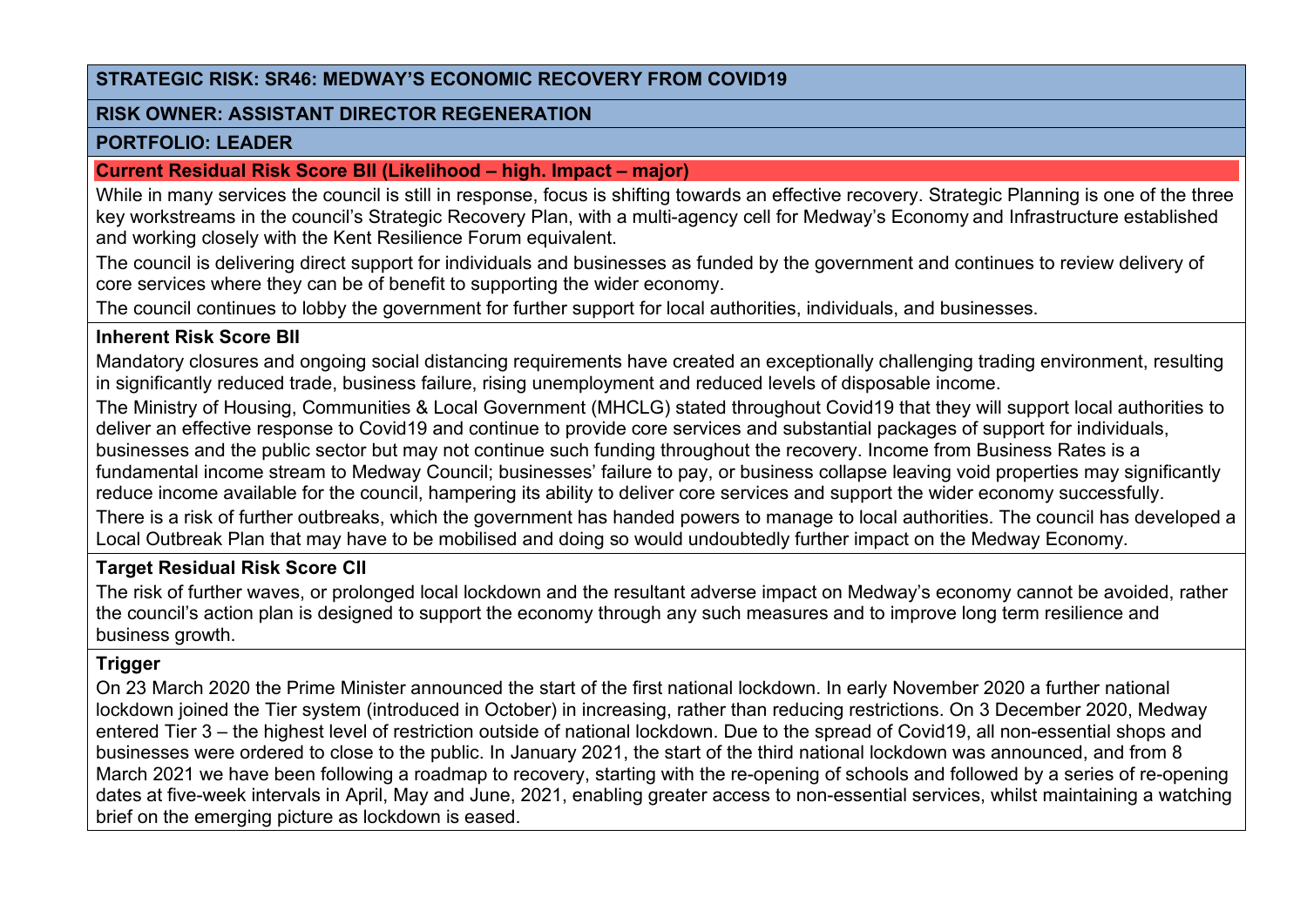**STRATEGIC RISK: SR46: MEDWAY'S ECONOMIC RECOVERY FROM COVID19**

**RISK OWNER: ASSISTANT DIRECTOR REGENERATION**

**PORTFOLIO: LEADER**

**Current Residual Risk Score BII (Likelihood – high. Impact – major)**

While in many services the council is still in response, focus is shifting towards an effective recovery. Strategic Planning is one of the three key workstreams in the council's Strategic Recovery Plan, with a multi-agency cell for Medway's Economy and Infrastructure established and working closely with the Kent Resilience Forum equivalent.

The council is delivering direct support for individuals and businesses as funded by the government and continues to review delivery of core services where they can be of benefit to supporting the wider economy.

The council continues to lobby the government for further support for local authorities, individuals, and businesses.

**Inherent Risk Score BII**

Mandatory closures and ongoing social distancing requirements have created an exceptionally challenging trading environment, resulting in significantly reduced trade, business failure, rising unemployment and reduced levels of disposable income.

The Ministry of Housing, Communities & Local Government (MHCLG) stated throughout Covid19 that they will support local authorities to deliver an effective response to Covid19 and continue to provide core services and substantial packages of support for individuals, businesses and the public sector but may not continue such funding throughout the recovery. Income from Business Rates is a fundamental income stream to Medway Council; businesses' failure to pay, or business collapse leaving void properties may significantly reduce income available for the council, hampering its ability to deliver core services and support the wider economy successfully.

There is a risk of further outbreaks, which the government has handed powers to manage to local authorities. The council has developed a Local Outbreak Plan that may have to be mobilised and doing so would undoubtedly further impact on the Medway Economy.

**Target Residual Risk Score CII**

The risk of further waves, or prolonged local lockdown and the resultant adverse impact on Medway's economy cannot be avoided, rather the council's action plan is designed to support the economy through any such measures and to improve long term resilience and business growth.

**Trigger**

On 23 March 2020 the Prime Minister announced the start of the first national lockdown. In early November 2020 a further national lockdown joined the Tier system (introduced in October) in increasing, rather than reducing restrictions. On 3 December 2020, Medway entered Tier 3 – the highest level of restriction outside of national lockdown. Due to the spread of Covid19, all non-essential shops and businesses were ordered to close to the public. In January 2021, the start of the third national lockdown was announced, and from 8 March 2021 we have been following a roadmap to recovery, starting with the re-opening of schools and followed by a series of re-opening dates at five-week intervals in April, May and June, 2021, enabling greater access to non-essential services, whilst maintaining a watching brief on the emerging picture as lockdown is eased.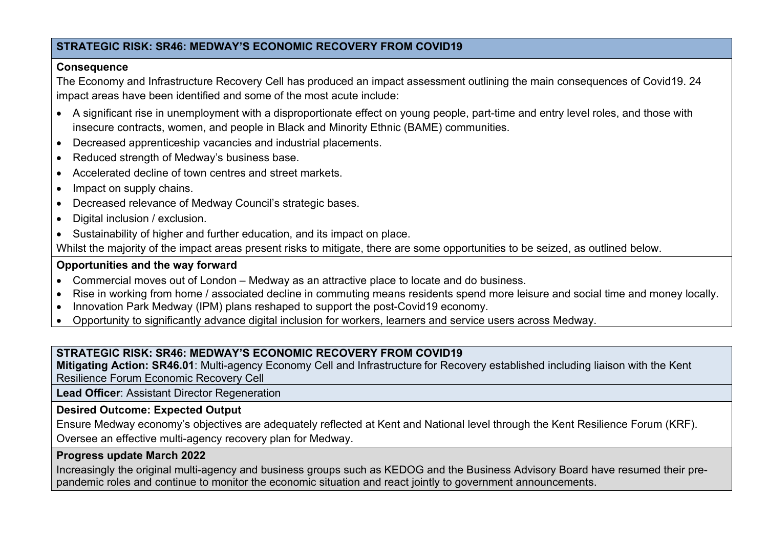**STRATEGIC RISK: SR46: MEDWAY'S ECONOMIC RECOVERY FROM COVID19**

**Consequence**

The Economy and Infrastructure Recovery Cell has produced an impact assessment outlining the main consequences of Covid19. 24 impact areas have been identified and some of the most acute include:

- A significant rise in unemployment with a disproportionate effect on young people, part-time and entry level roles, and those with insecure contracts, women, and people in Black and Minority Ethnic (BAME) communities.
- Decreased apprenticeship vacancies and industrial placements.
- Reduced strength of Medway's business base.
- Accelerated decline of town centres and street markets.
- Impact on supply chains.
- Decreased relevance of Medway Council's strategic bases.
- Digital inclusion / exclusion.
- Sustainability of higher and further education, and its impact on place.

Whilst the majority of the impact areas present risks to mitigate, there are some opportunities to be seized, as outlined below.

**Opportunities and the way forward**

- Commercial moves out of London – Medway as an attractive place to locate and do business.
- Rise in working from home / associated decline in commuting means residents spend more leisure and social time and money locally.
- Innovation Park Medway (IPM) plans reshaped to support the post-Covid19 economy.
- Opportunity to significantly advance digital inclusion for workers, learners and service users across Medway.

**STRATEGIC RISK: SR46: MEDWAY'S ECONOMIC RECOVERY FROM COVID19**

**Mitigating Action: SR46.01**: Multi-agency Economy Cell and Infrastructure for Recovery established including liaison with the Kent Resilience Forum Economic Recovery Cell

**Lead Officer**: Assistant Director Regeneration

**Desired Outcome: Expected Output**

Ensure Medway economy's objectives are adequately reflected at Kent and National level through the Kent Resilience Forum (KRF).

Oversee an effective multi-agency recovery plan for Medway.

**Progress update March 2022**

Increasingly the original multi-agency and business groups such as KEDOG and the Business Advisory Board have resumed their pre-pandemic roles and continue to monitor the economic situation and react jointly to government announcements.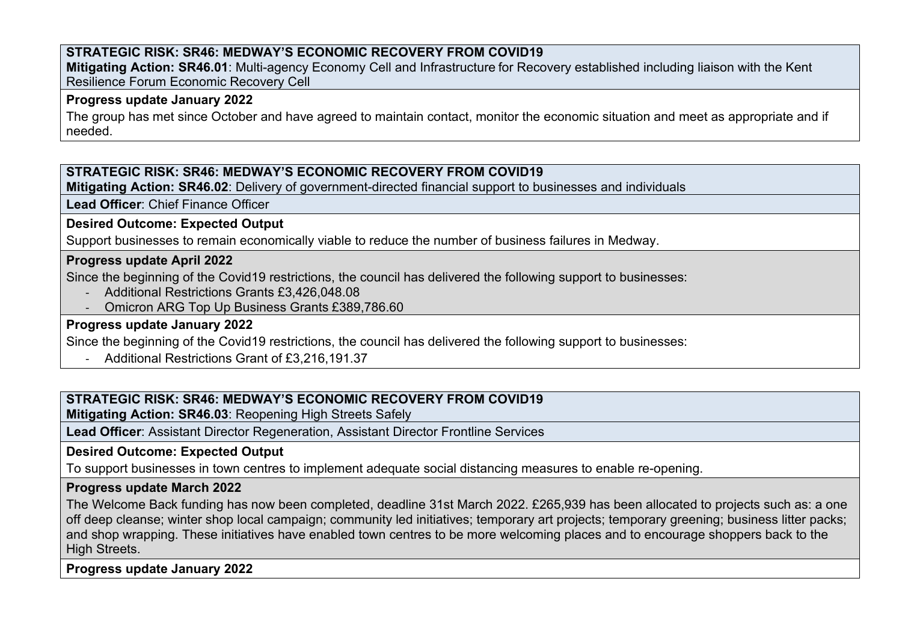**STRATEGIC RISK: SR46: MEDWAY'S ECONOMIC RECOVERY FROM COVID19**
**Mitigating Action: SR46.01**: Multi-agency Economy Cell and Infrastructure for Recovery established including liaison with the Kent Resilience Forum Economic Recovery Cell

**Progress update January 2022**

The group has met since October and have agreed to maintain contact, monitor the economic situation and meet as appropriate and if needed.

**STRATEGIC RISK: SR46: MEDWAY'S ECONOMIC RECOVERY FROM COVID19**
**Mitigating Action: SR46.02**: Delivery of government-directed financial support to businesses and individuals

**Lead Officer**: Chief Finance Officer

**Desired Outcome: Expected Output**

Support businesses to remain economically viable to reduce the number of business failures in Medway.

**Progress update April 2022**

Since the beginning of the Covid19 restrictions, the council has delivered the following support to businesses:

- Additional Restrictions Grants £3,426,048.08
- Omicron ARG Top Up Business Grants £389,786.60

**Progress update January 2022**

Since the beginning of the Covid19 restrictions, the council has delivered the following support to businesses:

- Additional Restrictions Grant of £3,216,191.37

**STRATEGIC RISK: SR46: MEDWAY'S ECONOMIC RECOVERY FROM COVID19**
**Mitigating Action: SR46.03**: Reopening High Streets Safely

**Lead Officer**: Assistant Director Regeneration, Assistant Director Frontline Services

**Desired Outcome: Expected Output**

To support businesses in town centres to implement adequate social distancing measures to enable re-opening.

**Progress update March 2022**

The Welcome Back funding has now been completed, deadline 31st March 2022. £265,939 has been allocated to projects such as: a one off deep cleanse; winter shop local campaign; community led initiatives; temporary art projects; temporary greening; business litter packs; and shop wrapping. These initiatives have enabled town centres to be more welcoming places and to encourage shoppers back to the High Streets.

**Progress update January 2022**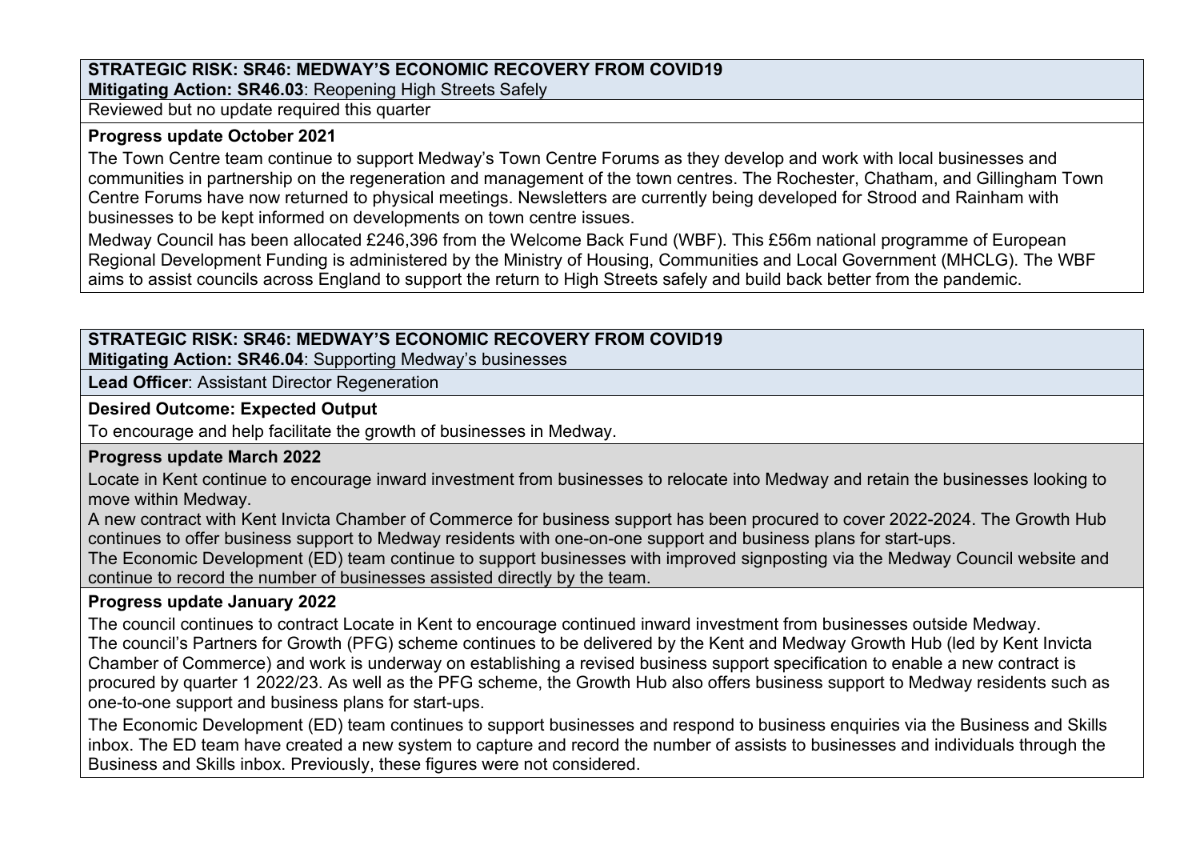**STRATEGIC RISK: SR46: MEDWAY'S ECONOMIC RECOVERY FROM COVID19**
**Mitigating Action: SR46.03**: Reopening High Streets Safely

Reviewed but no update required this quarter

**Progress update October 2021**

The Town Centre team continue to support Medway's Town Centre Forums as they develop and work with local businesses and communities in partnership on the regeneration and management of the town centres. The Rochester, Chatham, and Gillingham Town Centre Forums have now returned to physical meetings. Newsletters are currently being developed for Strood and Rainham with businesses to be kept informed on developments on town centre issues.

Medway Council has been allocated £246,396 from the Welcome Back Fund (WBF). This £56m national programme of European Regional Development Funding is administered by the Ministry of Housing, Communities and Local Government (MHCLG). The WBF aims to assist councils across England to support the return to High Streets safely and build back better from the pandemic.

**STRATEGIC RISK: SR46: MEDWAY'S ECONOMIC RECOVERY FROM COVID19**
**Mitigating Action: SR46.04**: Supporting Medway's businesses

**Lead Officer**: Assistant Director Regeneration

**Desired Outcome: Expected Output**

To encourage and help facilitate the growth of businesses in Medway.

**Progress update March 2022**

Locate in Kent continue to encourage inward investment from businesses to relocate into Medway and retain the businesses looking to move within Medway.

A new contract with Kent Invicta Chamber of Commerce for business support has been procured to cover 2022-2024. The Growth Hub continues to offer business support to Medway residents with one-on-one support and business plans for start-ups.

The Economic Development (ED) team continue to support businesses with improved signposting via the Medway Council website and continue to record the number of businesses assisted directly by the team.

**Progress update January 2022**

The council continues to contract Locate in Kent to encourage continued inward investment from businesses outside Medway.

The council's Partners for Growth (PFG) scheme continues to be delivered by the Kent and Medway Growth Hub (led by Kent Invicta Chamber of Commerce) and work is underway on establishing a revised business support specification to enable a new contract is procured by quarter 1 2022/23. As well as the PFG scheme, the Growth Hub also offers business support to Medway residents such as one-to-one support and business plans for start-ups.

The Economic Development (ED) team continues to support businesses and respond to business enquiries via the Business and Skills inbox. The ED team have created a new system to capture and record the number of assists to businesses and individuals through the Business and Skills inbox. Previously, these figures were not considered.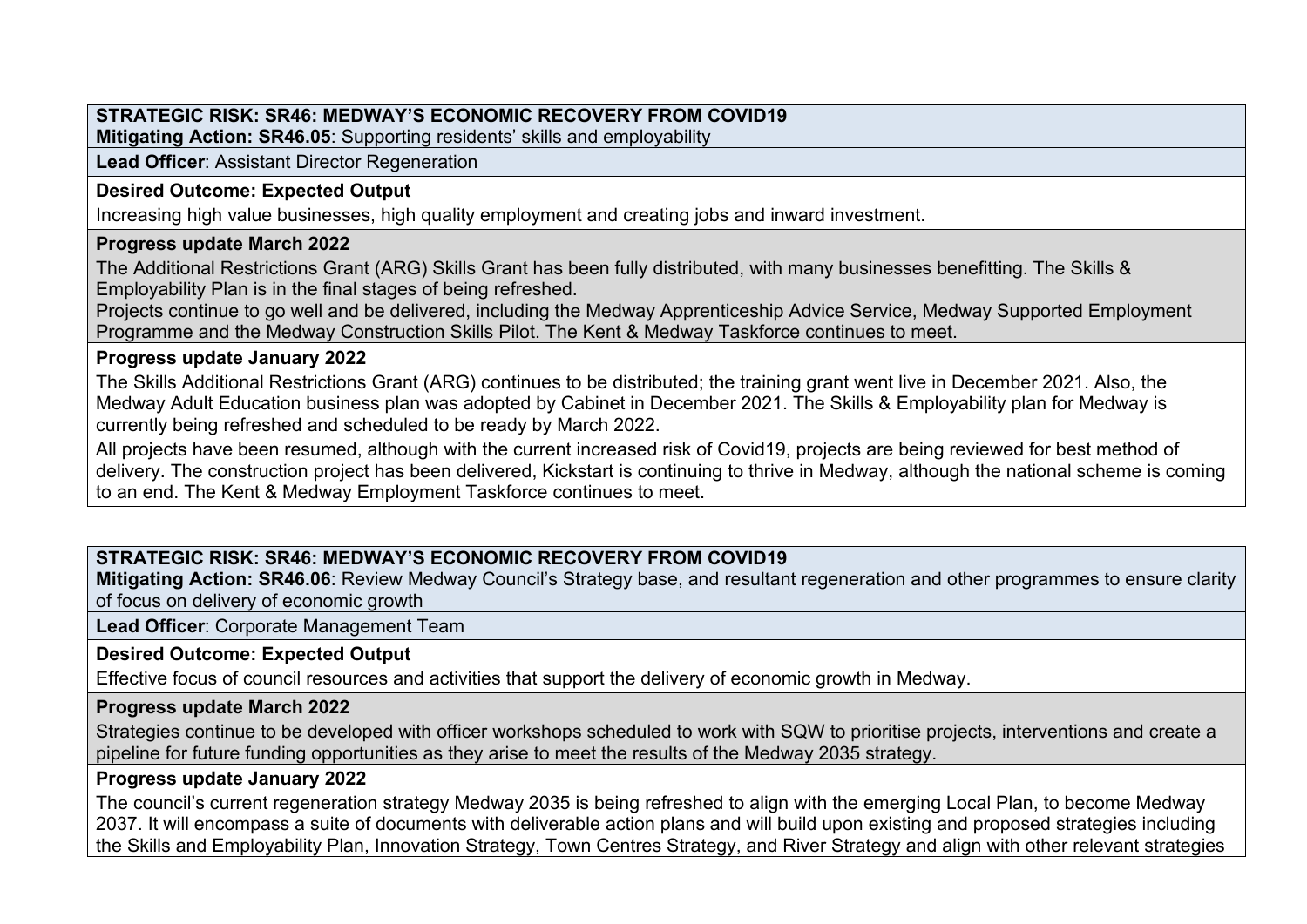**STRATEGIC RISK: SR46: MEDWAY'S ECONOMIC RECOVERY FROM COVID19**
**Mitigating Action: SR46.05**: Supporting residents' skills and employability

**Lead Officer**: Assistant Director Regeneration

**Desired Outcome: Expected Output**

Increasing high value businesses, high quality employment and creating jobs and inward investment.

**Progress update March 2022**

The Additional Restrictions Grant (ARG) Skills Grant has been fully distributed, with many businesses benefitting. The Skills & Employability Plan is in the final stages of being refreshed.
Projects continue to go well and be delivered, including the Medway Apprenticeship Advice Service, Medway Supported Employment Programme and the Medway Construction Skills Pilot. The Kent & Medway Taskforce continues to meet.

**Progress update January 2022**

The Skills Additional Restrictions Grant (ARG) continues to be distributed; the training grant went live in December 2021. Also, the Medway Adult Education business plan was adopted by Cabinet in December 2021. The Skills & Employability plan for Medway is currently being refreshed and scheduled to be ready by March 2022.

All projects have been resumed, although with the current increased risk of Covid19, projects are being reviewed for best method of delivery. The construction project has been delivered, Kickstart is continuing to thrive in Medway, although the national scheme is coming to an end. The Kent & Medway Employment Taskforce continues to meet.

**STRATEGIC RISK: SR46: MEDWAY'S ECONOMIC RECOVERY FROM COVID19**
**Mitigating Action: SR46.06**: Review Medway Council's Strategy base, and resultant regeneration and other programmes to ensure clarity of focus on delivery of economic growth

**Lead Officer**: Corporate Management Team

**Desired Outcome: Expected Output**

Effective focus of council resources and activities that support the delivery of economic growth in Medway.

**Progress update March 2022**

Strategies continue to be developed with officer workshops scheduled to work with SQW to prioritise projects, interventions and create a pipeline for future funding opportunities as they arise to meet the results of the Medway 2035 strategy.

**Progress update January 2022**

The council's current regeneration strategy Medway 2035 is being refreshed to align with the emerging Local Plan, to become Medway 2037. It will encompass a suite of documents with deliverable action plans and will build upon existing and proposed strategies including the Skills and Employability Plan, Innovation Strategy, Town Centres Strategy, and River Strategy and align with other relevant strategies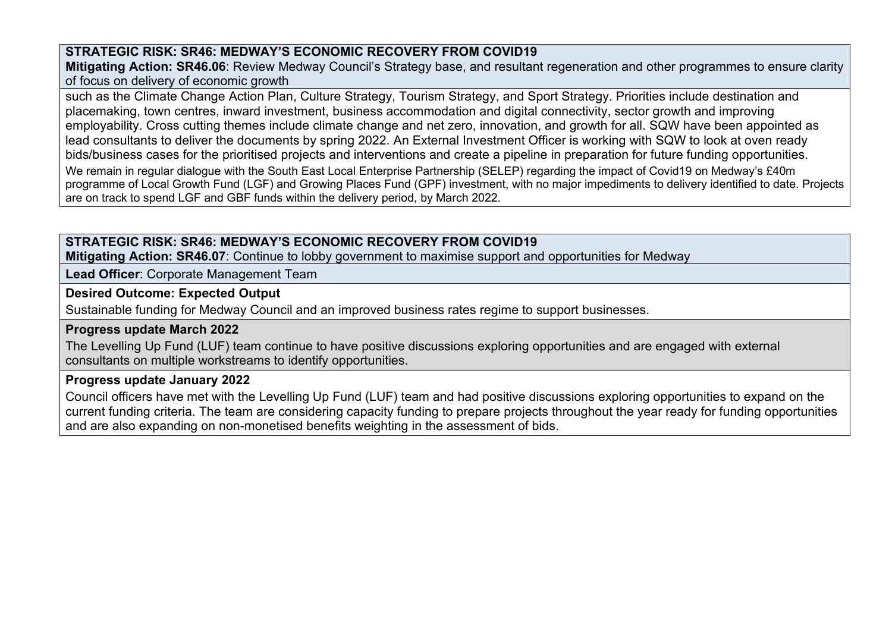**STRATEGIC RISK: SR46: MEDWAY'S ECONOMIC RECOVERY FROM COVID19**
**Mitigating Action: SR46.06**: Review Medway Council's Strategy base, and resultant regeneration and other programmes to ensure clarity of focus on delivery of economic growth

such as the Climate Change Action Plan, Culture Strategy, Tourism Strategy, and Sport Strategy. Priorities include destination and placemaking, town centres, inward investment, business accommodation and digital connectivity, sector growth and improving employability. Cross cutting themes include climate change and net zero, innovation, and growth for all. SQW have been appointed as lead consultants to deliver the documents by spring 2022. An External Investment Officer is working with SQW to look at oven ready bids/business cases for the prioritised projects and interventions and create a pipeline in preparation for future funding opportunities.

We remain in regular dialogue with the South East Local Enterprise Partnership (SELEP) regarding the impact of Covid19 on Medway's £40m programme of Local Growth Fund (LGF) and Growing Places Fund (GPF) investment, with no major impediments to delivery identified to date. Projects are on track to spend LGF and GBF funds within the delivery period, by March 2022.

**STRATEGIC RISK: SR46: MEDWAY'S ECONOMIC RECOVERY FROM COVID19**
**Mitigating Action: SR46.07**: Continue to lobby government to maximise support and opportunities for Medway

**Lead Officer**: Corporate Management Team

**Desired Outcome: Expected Output**

Sustainable funding for Medway Council and an improved business rates regime to support businesses.

**Progress update March 2022**

The Levelling Up Fund (LUF) team continue to have positive discussions exploring opportunities and are engaged with external consultants on multiple workstreams to identify opportunities.

**Progress update January 2022**

Council officers have met with the Levelling Up Fund (LUF) team and had positive discussions exploring opportunities to expand on the current funding criteria. The team are considering capacity funding to prepare projects throughout the year ready for funding opportunities and are also expanding on non-monetised benefits weighting in the assessment of bids.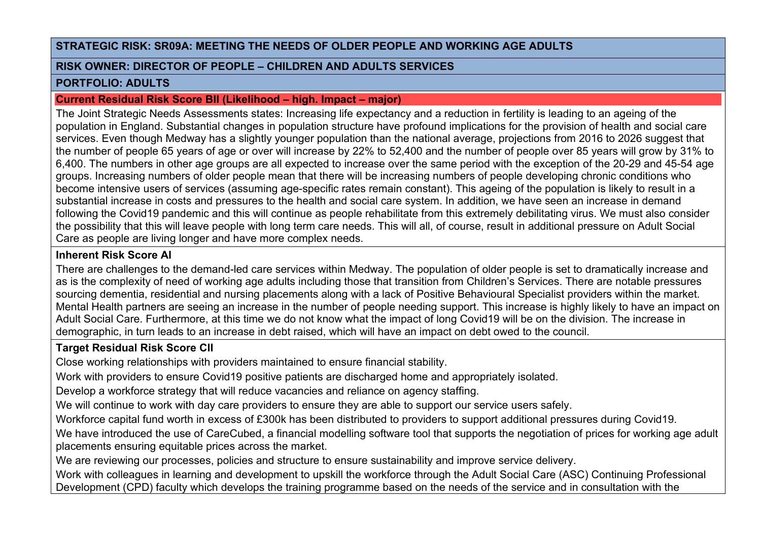**STRATEGIC RISK: SR09A: MEETING THE NEEDS OF OLDER PEOPLE AND WORKING AGE ADULTS**

**RISK OWNER: DIRECTOR OF PEOPLE – CHILDREN AND ADULTS SERVICES**

**PORTFOLIO: ADULTS**

**Current Residual Risk Score BII (Likelihood – high. Impact – major)**

The Joint Strategic Needs Assessments states: Increasing life expectancy and a reduction in fertility is leading to an ageing of the population in England. Substantial changes in population structure have profound implications for the provision of health and social care services. Even though Medway has a slightly younger population than the national average, projections from 2016 to 2026 suggest that the number of people 65 years of age or over will increase by 22% to 52,400 and the number of people over 85 years will grow by 31% to 6,400. The numbers in other age groups are all expected to increase over the same period with the exception of the 20-29 and 45-54 age groups. Increasing numbers of older people mean that there will be increasing numbers of people developing chronic conditions who become intensive users of services (assuming age-specific rates remain constant). This ageing of the population is likely to result in a substantial increase in costs and pressures to the health and social care system. In addition, we have seen an increase in demand following the Covid19 pandemic and this will continue as people rehabilitate from this extremely debilitating virus. We must also consider the possibility that this will leave people with long term care needs. This will all, of course, result in additional pressure on Adult Social Care as people are living longer and have more complex needs.

**Inherent Risk Score AI**

There are challenges to the demand-led care services within Medway. The population of older people is set to dramatically increase and as is the complexity of need of working age adults including those that transition from Children's Services. There are notable pressures sourcing dementia, residential and nursing placements along with a lack of Positive Behavioural Specialist providers within the market. Mental Health partners are seeing an increase in the number of people needing support. This increase is highly likely to have an impact on Adult Social Care. Furthermore, at this time we do not know what the impact of long Covid19 will be on the division. The increase in demographic, in turn leads to an increase in debt raised, which will have an impact on debt owed to the council.

**Target Residual Risk Score CII**

Close working relationships with providers maintained to ensure financial stability.

Work with providers to ensure Covid19 positive patients are discharged home and appropriately isolated.

Develop a workforce strategy that will reduce vacancies and reliance on agency staffing.

We will continue to work with day care providers to ensure they are able to support our service users safely.

Workforce capital fund worth in excess of £300k has been distributed to providers to support additional pressures during Covid19.

We have introduced the use of CareCubed, a financial modelling software tool that supports the negotiation of prices for working age adult placements ensuring equitable prices across the market.

We are reviewing our processes, policies and structure to ensure sustainability and improve service delivery.

Work with colleagues in learning and development to upskill the workforce through the Adult Social Care (ASC) Continuing Professional Development (CPD) faculty which develops the training programme based on the needs of the service and in consultation with the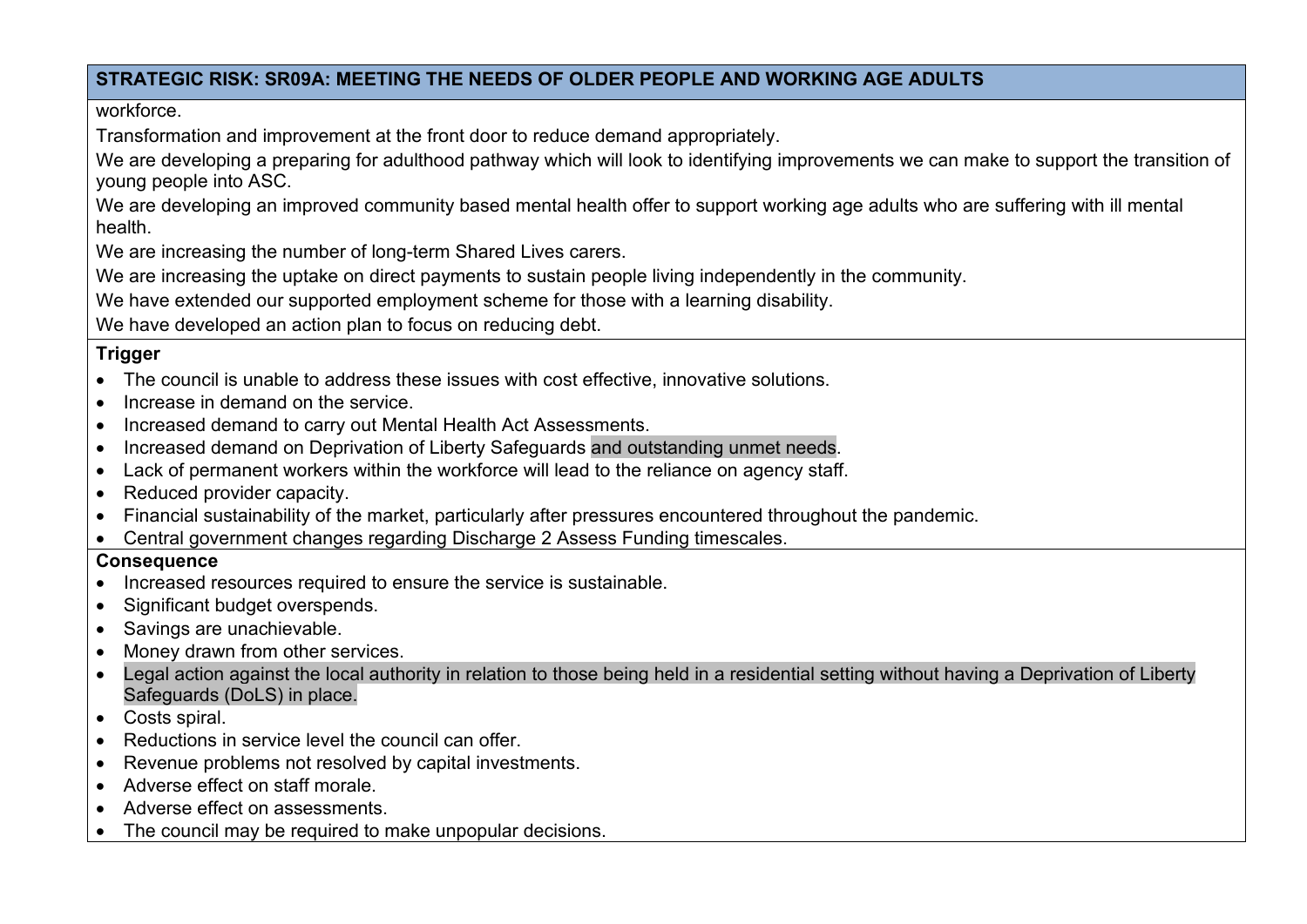**STRATEGIC RISK: SR09A: MEETING THE NEEDS OF OLDER PEOPLE AND WORKING AGE ADULTS**

workforce.

Transformation and improvement at the front door to reduce demand appropriately.

We are developing a preparing for adulthood pathway which will look to identifying improvements we can make to support the transition of young people into ASC.

We are developing an improved community based mental health offer to support working age adults who are suffering with ill mental health.

We are increasing the number of long-term Shared Lives carers.

We are increasing the uptake on direct payments to sustain people living independently in the community.

We have extended our supported employment scheme for those with a learning disability.

We have developed an action plan to focus on reducing debt.

**Trigger**

- The council is unable to address these issues with cost effective, innovative solutions.
- Increase in demand on the service.
- Increased demand to carry out Mental Health Act Assessments.
- Increased demand on Deprivation of Liberty Safeguards and outstanding unmet needs.
- Lack of permanent workers within the workforce will lead to the reliance on agency staff.
- Reduced provider capacity.
- Financial sustainability of the market, particularly after pressures encountered throughout the pandemic.
- Central government changes regarding Discharge 2 Assess Funding timescales.

**Consequence**

- Increased resources required to ensure the service is sustainable.
- Significant budget overspends.
- Savings are unachievable.
- Money drawn from other services.
- Legal action against the local authority in relation to those being held in a residential setting without having a Deprivation of Liberty Safeguards (DoLS) in place.
- Costs spiral.
- Reductions in service level the council can offer.
- Revenue problems not resolved by capital investments.
- Adverse effect on staff morale.
- Adverse effect on assessments.
- The council may be required to make unpopular decisions.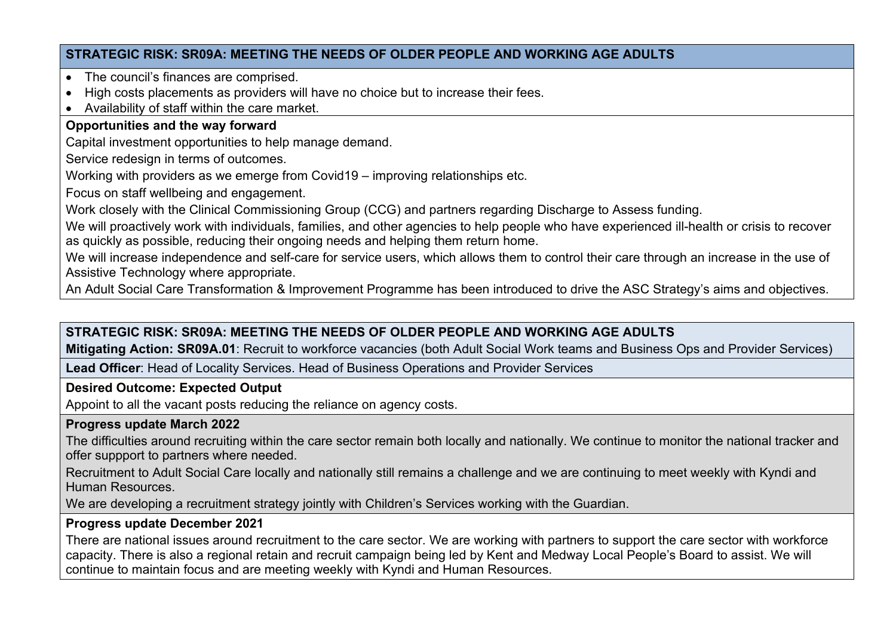**STRATEGIC RISK: SR09A: MEETING THE NEEDS OF OLDER PEOPLE AND WORKING AGE ADULTS**

- The council's finances are comprised.
- High costs placements as providers will have no choice but to increase their fees.
- Availability of staff within the care market.

**Opportunities and the way forward**

Capital investment opportunities to help manage demand.

Service redesign in terms of outcomes.

Working with providers as we emerge from Covid19 – improving relationships etc.

Focus on staff wellbeing and engagement.

Work closely with the Clinical Commissioning Group (CCG) and partners regarding Discharge to Assess funding.

We will proactively work with individuals, families, and other agencies to help people who have experienced ill-health or crisis to recover as quickly as possible, reducing their ongoing needs and helping them return home.

We will increase independence and self-care for service users, which allows them to control their care through an increase in the use of Assistive Technology where appropriate.

An Adult Social Care Transformation & Improvement Programme has been introduced to drive the ASC Strategy's aims and objectives.

**STRATEGIC RISK: SR09A: MEETING THE NEEDS OF OLDER PEOPLE AND WORKING AGE ADULTS**

**Mitigating Action: SR09A.01**: Recruit to workforce vacancies (both Adult Social Work teams and Business Ops and Provider Services)

**Lead Officer**: Head of Locality Services. Head of Business Operations and Provider Services

**Desired Outcome: Expected Output**

Appoint to all the vacant posts reducing the reliance on agency costs.

**Progress update March 2022**

The difficulties around recruiting within the care sector remain both locally and nationally. We continue to monitor the national tracker and offer suppport to partners where needed.

Recruitment to Adult Social Care locally and nationally still remains a challenge and we are continuing to meet weekly with Kyndi and Human Resources.

We are developing a recruitment strategy jointly with Children's Services working with the Guardian.

**Progress update December 2021**

There are national issues around recruitment to the care sector. We are working with partners to support the care sector with workforce capacity. There is also a regional retain and recruit campaign being led by Kent and Medway Local People's Board to assist. We will continue to maintain focus and are meeting weekly with Kyndi and Human Resources.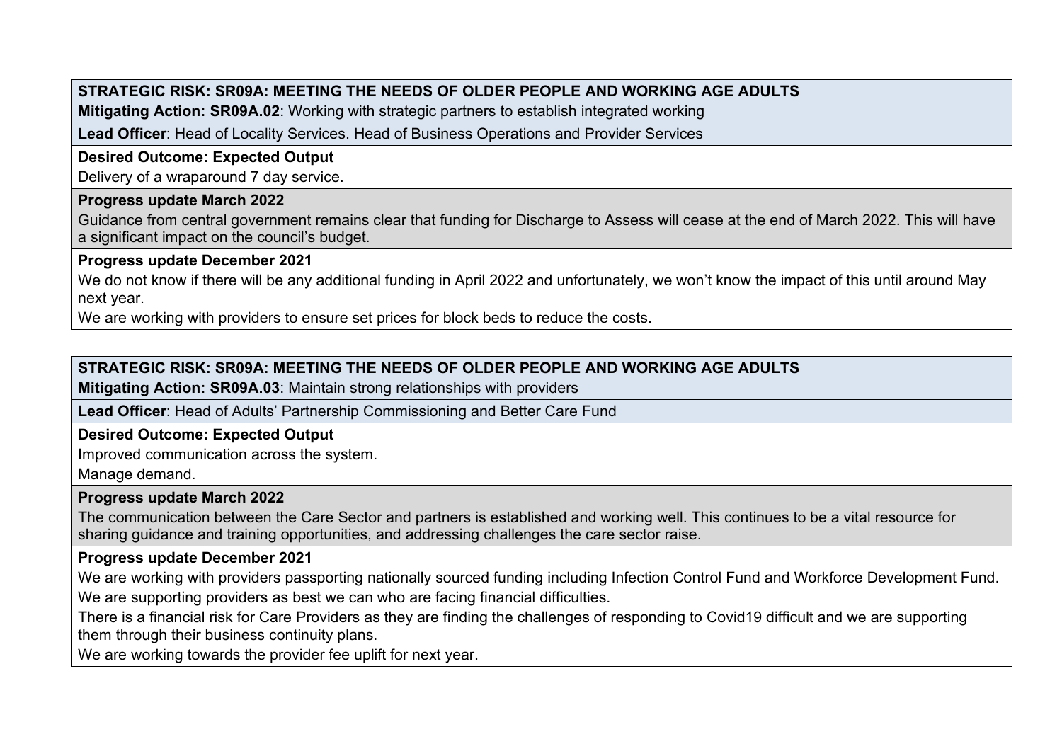**STRATEGIC RISK: SR09A: MEETING THE NEEDS OF OLDER PEOPLE AND WORKING AGE ADULTS**
**Mitigating Action: SR09A.02**: Working with strategic partners to establish integrated working

**Lead Officer**: Head of Locality Services. Head of Business Operations and Provider Services

**Desired Outcome: Expected Output**
Delivery of a wraparound 7 day service.

**Progress update March 2022**
Guidance from central government remains clear that funding for Discharge to Assess will cease at the end of March 2022. This will have a significant impact on the council's budget.

**Progress update December 2021**
We do not know if there will be any additional funding in April 2022 and unfortunately, we won't know the impact of this until around May next year.
We are working with providers to ensure set prices for block beds to reduce the costs.

---

**STRATEGIC RISK: SR09A: MEETING THE NEEDS OF OLDER PEOPLE AND WORKING AGE ADULTS**
**Mitigating Action: SR09A.03**: Maintain strong relationships with providers

**Lead Officer**: Head of Adults' Partnership Commissioning and Better Care Fund

**Desired Outcome: Expected Output**
Improved communication across the system.
Manage demand.

**Progress update March 2022**
The communication between the Care Sector and partners is established and working well. This continues to be a vital resource for sharing guidance and training opportunities, and addressing challenges the care sector raise.

**Progress update December 2021**
We are working with providers passporting nationally sourced funding including Infection Control Fund and Workforce Development Fund.
We are supporting providers as best we can who are facing financial difficulties.
There is a financial risk for Care Providers as they are finding the challenges of responding to Covid19 difficult and we are supporting them through their business continuity plans.
We are working towards the provider fee uplift for next year.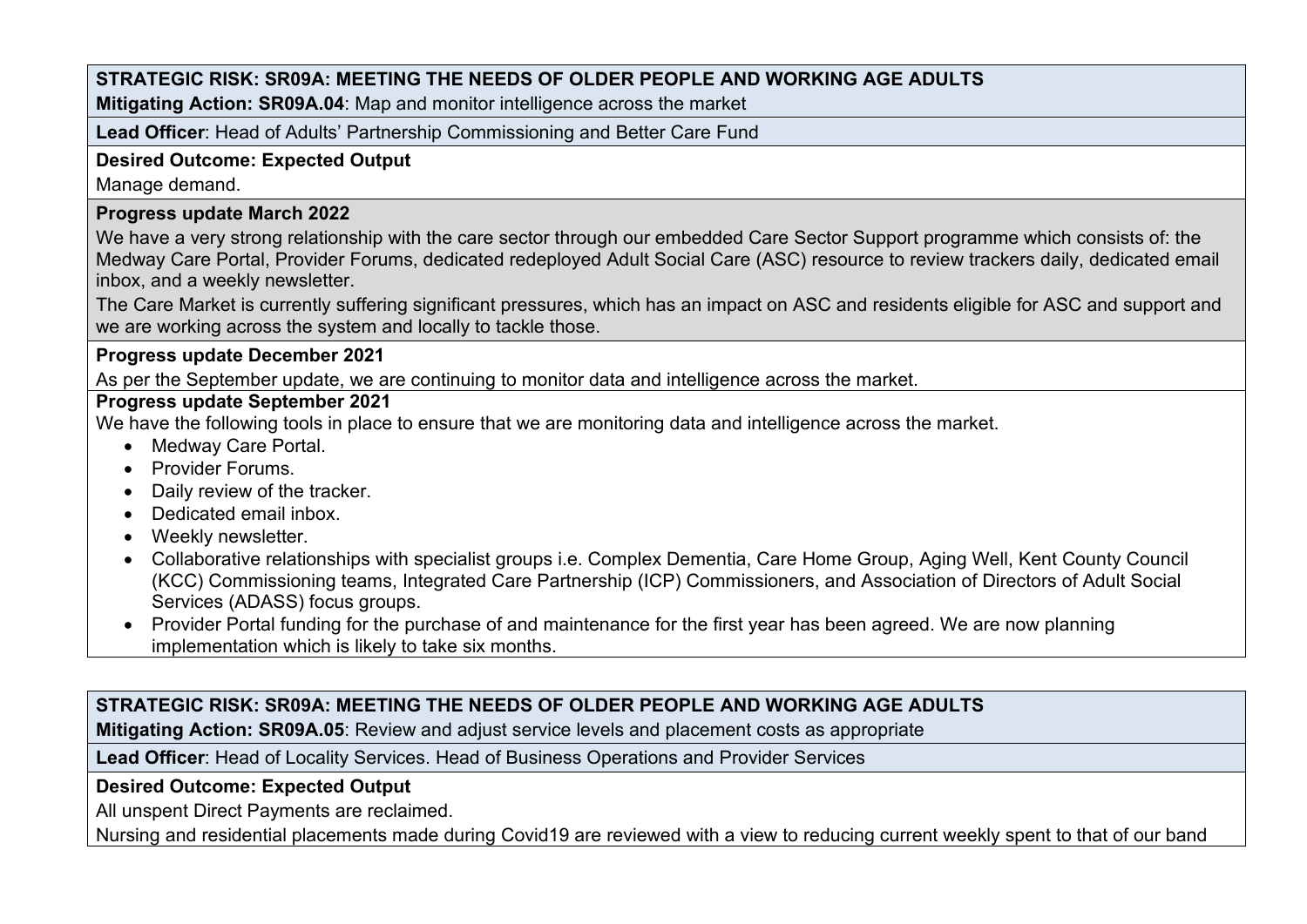**STRATEGIC RISK: SR09A: MEETING THE NEEDS OF OLDER PEOPLE AND WORKING AGE ADULTS**

**Mitigating Action: SR09A.04**: Map and monitor intelligence across the market

**Lead Officer**: Head of Adults' Partnership Commissioning and Better Care Fund

**Desired Outcome: Expected Output**

Manage demand.

**Progress update March 2022**

We have a very strong relationship with the care sector through our embedded Care Sector Support programme which consists of: the Medway Care Portal, Provider Forums, dedicated redeployed Adult Social Care (ASC) resource to review trackers daily, dedicated email inbox, and a weekly newsletter.

The Care Market is currently suffering significant pressures, which has an impact on ASC and residents eligible for ASC and support and we are working across the system and locally to tackle those.

**Progress update December 2021**

As per the September update, we are continuing to monitor data and intelligence across the market.

**Progress update September 2021**

We have the following tools in place to ensure that we are monitoring data and intelligence across the market.

- Medway Care Portal.
- Provider Forums.
- Daily review of the tracker.
- Dedicated email inbox.
- Weekly newsletter.
- Collaborative relationships with specialist groups i.e. Complex Dementia, Care Home Group, Aging Well, Kent County Council (KCC) Commissioning teams, Integrated Care Partnership (ICP) Commissioners, and Association of Directors of Adult Social Services (ADASS) focus groups.
- Provider Portal funding for the purchase of and maintenance for the first year has been agreed. We are now planning implementation which is likely to take six months.

**STRATEGIC RISK: SR09A: MEETING THE NEEDS OF OLDER PEOPLE AND WORKING AGE ADULTS**

**Mitigating Action: SR09A.05**: Review and adjust service levels and placement costs as appropriate

**Lead Officer**: Head of Locality Services. Head of Business Operations and Provider Services

**Desired Outcome: Expected Output**

All unspent Direct Payments are reclaimed.

Nursing and residential placements made during Covid19 are reviewed with a view to reducing current weekly spent to that of our band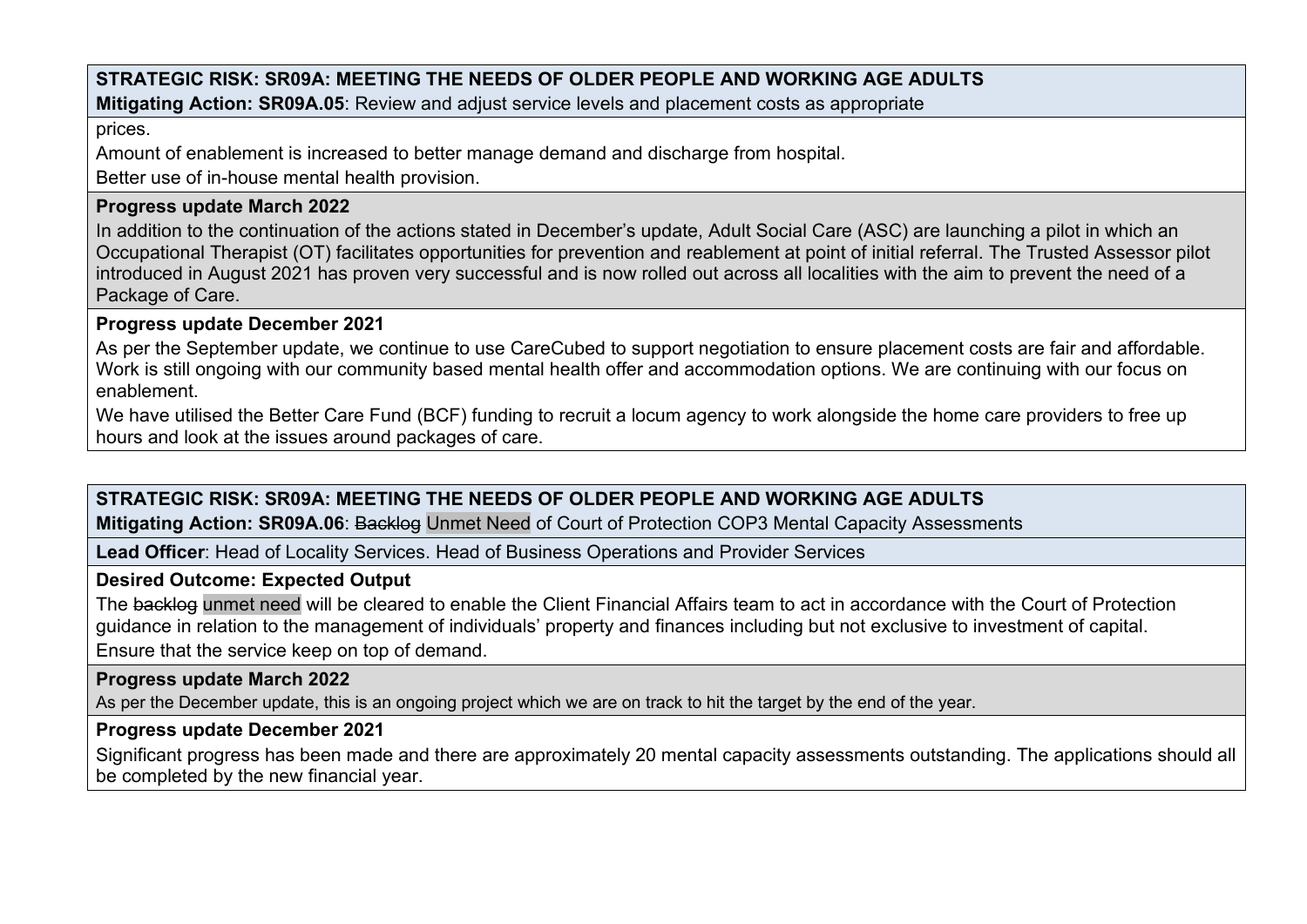**STRATEGIC RISK: SR09A: MEETING THE NEEDS OF OLDER PEOPLE AND WORKING AGE ADULTS**

**Mitigating Action: SR09A.05**: Review and adjust service levels and placement costs as appropriate

prices.

Amount of enablement is increased to better manage demand and discharge from hospital.

Better use of in-house mental health provision.

**Progress update March 2022**

In addition to the continuation of the actions stated in December's update, Adult Social Care (ASC) are launching a pilot in which an Occupational Therapist (OT) facilitates opportunities for prevention and reablement at point of initial referral. The Trusted Assessor pilot introduced in August 2021 has proven very successful and is now rolled out across all localities with the aim to prevent the need of a Package of Care.

**Progress update December 2021**

As per the September update, we continue to use CareCubed to support negotiation to ensure placement costs are fair and affordable. Work is still ongoing with our community based mental health offer and accommodation options. We are continuing with our focus on enablement.

We have utilised the Better Care Fund (BCF) funding to recruit a locum agency to work alongside the home care providers to free up hours and look at the issues around packages of care.

**STRATEGIC RISK: SR09A: MEETING THE NEEDS OF OLDER PEOPLE AND WORKING AGE ADULTS**

**Mitigating Action: SR09A.06**: ~~Backlog~~ Unmet Need of Court of Protection COP3 Mental Capacity Assessments

**Lead Officer**: Head of Locality Services. Head of Business Operations and Provider Services

**Desired Outcome: Expected Output**

The ~~backlog~~ unmet need will be cleared to enable the Client Financial Affairs team to act in accordance with the Court of Protection guidance in relation to the management of individuals' property and finances including but not exclusive to investment of capital.

Ensure that the service keep on top of demand.

**Progress update March 2022**

As per the December update, this is an ongoing project which we are on track to hit the target by the end of the year.

**Progress update December 2021**

Significant progress has been made and there are approximately 20 mental capacity assessments outstanding. The applications should all be completed by the new financial year.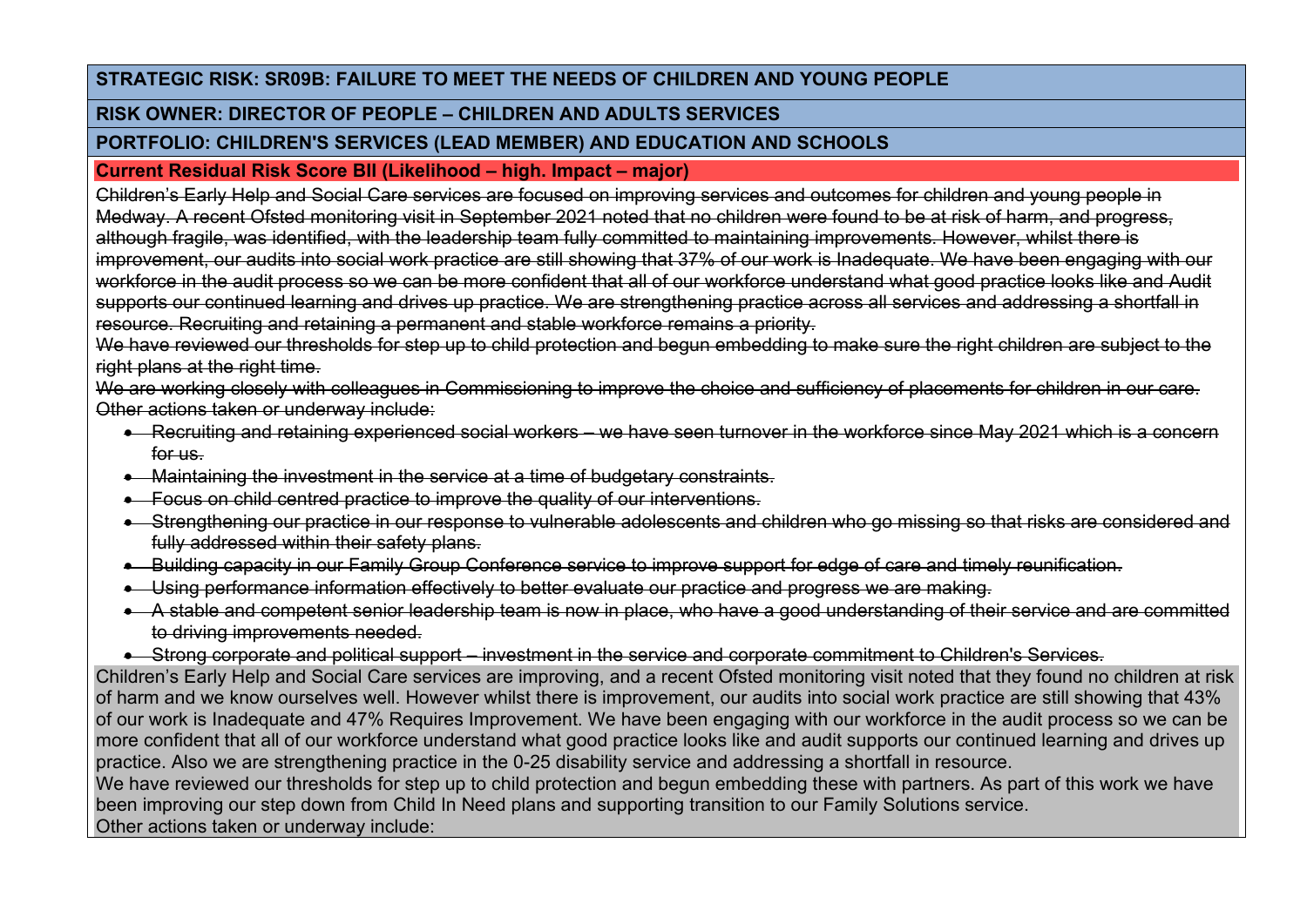**STRATEGIC RISK: SR09B: FAILURE TO MEET THE NEEDS OF CHILDREN AND YOUNG PEOPLE**

**RISK OWNER: DIRECTOR OF PEOPLE – CHILDREN AND ADULTS SERVICES**

**PORTFOLIO: CHILDREN'S SERVICES (LEAD MEMBER) AND EDUCATION AND SCHOOLS**

**Current Residual Risk Score BII (Likelihood – high. Impact – major)**

~~Children's Early Help and Social Care services are focused on improving services and outcomes for children and young people in Medway. A recent Ofsted monitoring visit in September 2021 noted that no children were found to be at risk of harm, and progress, although fragile, was identified, with the leadership team fully committed to maintaining improvements. However, whilst there is improvement, our audits into social work practice are still showing that 37% of our work is Inadequate. We have been engaging with our workforce in the audit process so we can be more confident that all of our workforce understand what good practice looks like and Audit supports our continued learning and drives up practice. We are strengthening practice across all services and addressing a shortfall in resource. Recruiting and retaining a permanent and stable workforce remains a priority.~~

~~We have reviewed our thresholds for step up to child protection and begun embedding to make sure the right children are subject to the right plans at the right time.~~

~~We are working closely with colleagues in Commissioning to improve the choice and sufficiency of placements for children in our care. Other actions taken or underway include:~~

- ~~Recruiting and retaining experienced social workers – we have seen turnover in the workforce since May 2021 which is a concern for us.~~
- ~~Maintaining the investment in the service at a time of budgetary constraints.~~
- ~~Focus on child centred practice to improve the quality of our interventions.~~
- ~~Strengthening our practice in our response to vulnerable adolescents and children who go missing so that risks are considered and fully addressed within their safety plans.~~
- ~~Building capacity in our Family Group Conference service to improve support for edge of care and timely reunification.~~
- ~~Using performance information effectively to better evaluate our practice and progress we are making.~~
- ~~A stable and competent senior leadership team is now in place, who have a good understanding of their service and are committed to driving improvements needed.~~
- ~~Strong corporate and political support – investment in the service and corporate commitment to Children's Services.~~

Children's Early Help and Social Care services are improving, and a recent Ofsted monitoring visit noted that they found no children at risk of harm and we know ourselves well. However whilst there is improvement, our audits into social work practice are still showing that 43% of our work is Inadequate and 47% Requires Improvement. We have been engaging with our workforce in the audit process so we can be more confident that all of our workforce understand what good practice looks like and audit supports our continued learning and drives up practice. Also we are strengthening practice in the 0-25 disability service and addressing a shortfall in resource.

We have reviewed our thresholds for step up to child protection and begun embedding these with partners. As part of this work we have been improving our step down from Child In Need plans and supporting transition to our Family Solutions service.

Other actions taken or underway include: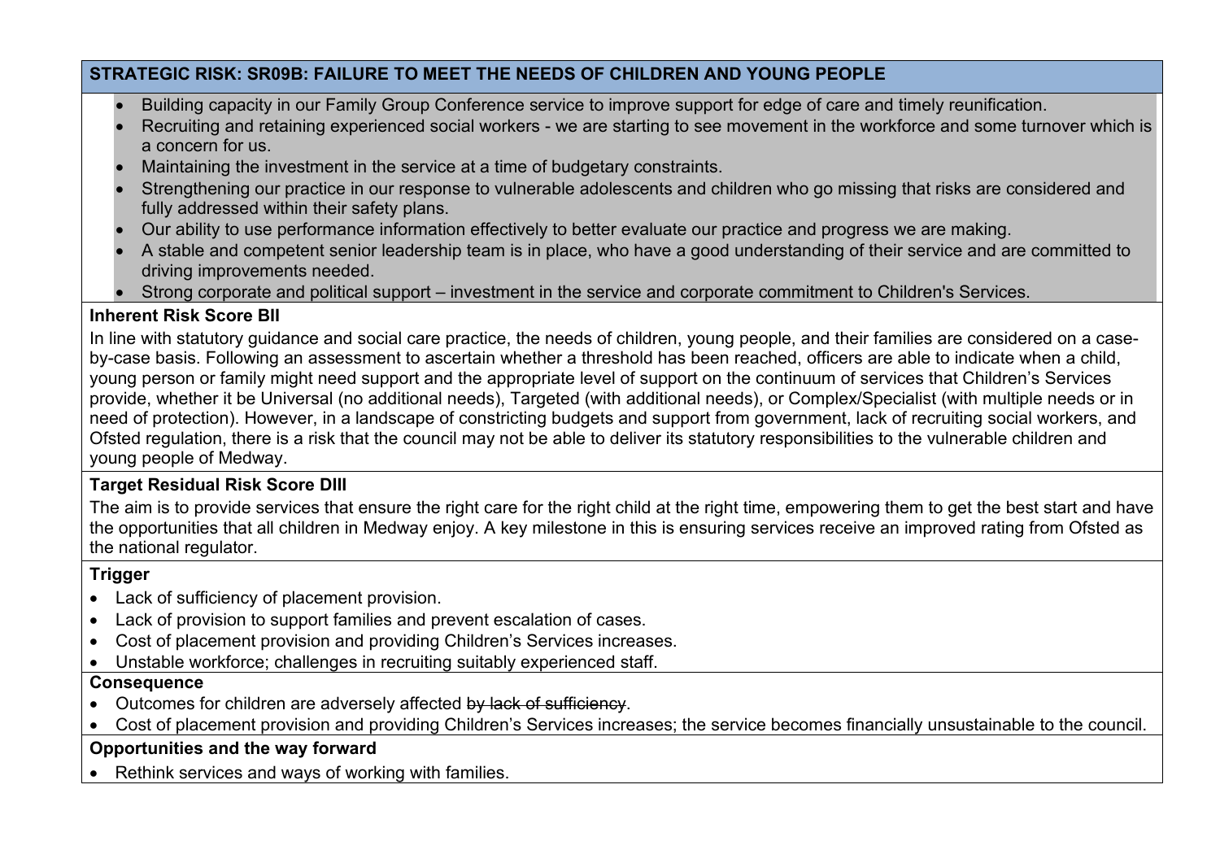## STRATEGIC RISK: SR09B: FAILURE TO MEET THE NEEDS OF CHILDREN AND YOUNG PEOPLE

- Building capacity in our Family Group Conference service to improve support for edge of care and timely reunification.
- Recruiting and retaining experienced social workers - we are starting to see movement in the workforce and some turnover which is a concern for us.
- Maintaining the investment in the service at a time of budgetary constraints.
- Strengthening our practice in our response to vulnerable adolescents and children who go missing that risks are considered and fully addressed within their safety plans.
- Our ability to use performance information effectively to better evaluate our practice and progress we are making.
- A stable and competent senior leadership team is in place, who have a good understanding of their service and are committed to driving improvements needed.
- Strong corporate and political support – investment in the service and corporate commitment to Children's Services.

**Inherent Risk Score BII**

In line with statutory guidance and social care practice, the needs of children, young people, and their families are considered on a case-by-case basis. Following an assessment to ascertain whether a threshold has been reached, officers are able to indicate when a child, young person or family might need support and the appropriate level of support on the continuum of services that Children's Services provide, whether it be Universal (no additional needs), Targeted (with additional needs), or Complex/Specialist (with multiple needs or in need of protection). However, in a landscape of constricting budgets and support from government, lack of recruiting social workers, and Ofsted regulation, there is a risk that the council may not be able to deliver its statutory responsibilities to the vulnerable children and young people of Medway.

**Target Residual Risk Score DIII**

The aim is to provide services that ensure the right care for the right child at the right time, empowering them to get the best start and have the opportunities that all children in Medway enjoy. A key milestone in this is ensuring services receive an improved rating from Ofsted as the national regulator.

**Trigger**

- Lack of sufficiency of placement provision.
- Lack of provision to support families and prevent escalation of cases.
- Cost of placement provision and providing Children's Services increases.
- Unstable workforce; challenges in recruiting suitably experienced staff.

**Consequence**

- Outcomes for children are adversely affected ~~by lack of sufficiency~~.
- Cost of placement provision and providing Children's Services increases; the service becomes financially unsustainable to the council.

**Opportunities and the way forward**

- Rethink services and ways of working with families.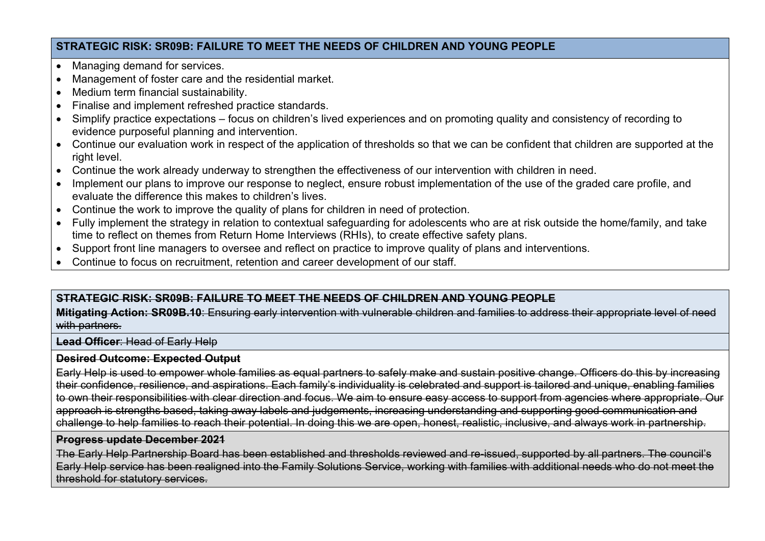**STRATEGIC RISK: SR09B: FAILURE TO MEET THE NEEDS OF CHILDREN AND YOUNG PEOPLE**

- Managing demand for services.
- Management of foster care and the residential market.
- Medium term financial sustainability.
- Finalise and implement refreshed practice standards.
- Simplify practice expectations – focus on children's lived experiences and on promoting quality and consistency of recording to evidence purposeful planning and intervention.
- Continue our evaluation work in respect of the application of thresholds so that we can be confident that children are supported at the right level.
- Continue the work already underway to strengthen the effectiveness of our intervention with children in need.
- Implement our plans to improve our response to neglect, ensure robust implementation of the use of the graded care profile, and evaluate the difference this makes to children's lives.
- Continue the work to improve the quality of plans for children in need of protection.
- Fully implement the strategy in relation to contextual safeguarding for adolescents who are at risk outside the home/family, and take time to reflect on themes from Return Home Interviews (RHIs), to create effective safety plans.
- Support front line managers to oversee and reflect on practice to improve quality of plans and interventions.
- Continue to focus on recruitment, retention and career development of our staff.

~~**STRATEGIC RISK: SR09B: FAILURE TO MEET THE NEEDS OF CHILDREN AND YOUNG PEOPLE**~~

~~**Mitigating Action: SR09B.10**: Ensuring early intervention with vulnerable children and families to address their appropriate level of need with partners.~~

~~**Lead Officer**: Head of Early Help~~

~~**Desired Outcome: Expected Output**~~

~~Early Help is used to empower whole families as equal partners to safely make and sustain positive change. Officers do this by increasing their confidence, resilience, and aspirations. Each family's individuality is celebrated and support is tailored and unique, enabling families to own their responsibilities with clear direction and focus. We aim to ensure easy access to support from agencies where appropriate. Our approach is strengths based, taking away labels and judgements, increasing understanding and supporting good communication and challenge to help families to reach their potential. In doing this we are open, honest, realistic, inclusive, and always work in partnership.~~

~~**Progress update December 2021**~~

~~The Early Help Partnership Board has been established and thresholds reviewed and re-issued, supported by all partners. The council's Early Help service has been realigned into the Family Solutions Service, working with families with additional needs who do not meet the threshold for statutory services.~~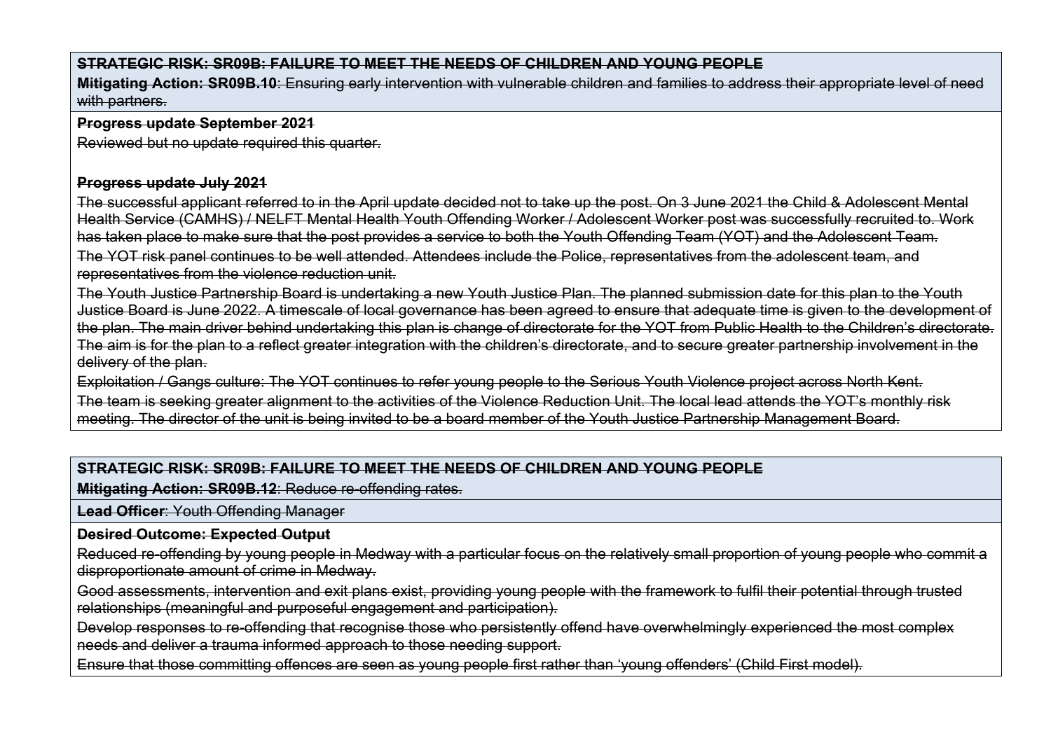~~**STRATEGIC RISK: SR09B: FAILURE TO MEET THE NEEDS OF CHILDREN AND YOUNG PEOPLE**~~

~~**Mitigating Action: SR09B.10**: Ensuring early intervention with vulnerable children and families to address their appropriate level of need with partners.~~

~~**Progress update September 2021**~~

~~Reviewed but no update required this quarter.~~

~~**Progress update July 2021**~~

~~The successful applicant referred to in the April update decided not to take up the post. On 3 June 2021 the Child & Adolescent Mental Health Service (CAMHS) / NELFT Mental Health Youth Offending Worker / Adolescent Worker post was successfully recruited to. Work has taken place to make sure that the post provides a service to both the Youth Offending Team (YOT) and the Adolescent Team.~~

~~The YOT risk panel continues to be well attended. Attendees include the Police, representatives from the adolescent team, and representatives from the violence reduction unit.~~

~~The Youth Justice Partnership Board is undertaking a new Youth Justice Plan. The planned submission date for this plan to the Youth Justice Board is June 2022. A timescale of local governance has been agreed to ensure that adequate time is given to the development of the plan. The main driver behind undertaking this plan is change of directorate for the YOT from Public Health to the Children's directorate. The aim is for the plan to a reflect greater integration with the children's directorate, and to secure greater partnership involvement in the delivery of the plan.~~

~~Exploitation / Gangs culture: The YOT continues to refer young people to the Serious Youth Violence project across North Kent.~~

~~The team is seeking greater alignment to the activities of the Violence Reduction Unit. The local lead attends the YOT's monthly risk meeting. The director of the unit is being invited to be a board member of the Youth Justice Partnership Management Board.~~

~~**STRATEGIC RISK: SR09B: FAILURE TO MEET THE NEEDS OF CHILDREN AND YOUNG PEOPLE**~~

~~**Mitigating Action: SR09B.12**: Reduce re-offending rates.~~

~~**Lead Officer**: Youth Offending Manager~~

~~**Desired Outcome: Expected Output**~~

~~Reduced re-offending by young people in Medway with a particular focus on the relatively small proportion of young people who commit a disproportionate amount of crime in Medway.~~

~~Good assessments, intervention and exit plans exist, providing young people with the framework to fulfil their potential through trusted relationships (meaningful and purposeful engagement and participation).~~

~~Develop responses to re-offending that recognise those who persistently offend have overwhelmingly experienced the most complex needs and deliver a trauma informed approach to those needing support.~~

~~Ensure that those committing offences are seen as young people first rather than 'young offenders' (Child First model).~~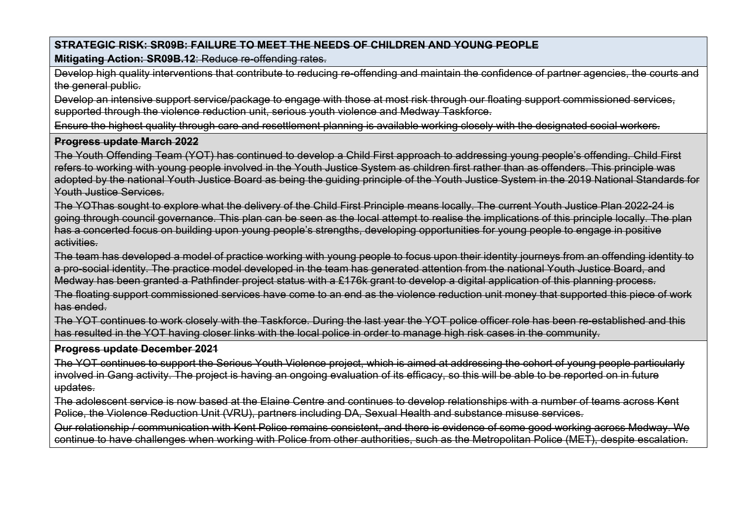~~**STRATEGIC RISK: SR09B: FAILURE TO MEET THE NEEDS OF CHILDREN AND YOUNG PEOPLE**~~

~~**Mitigating Action: SR09B.12**: Reduce re-offending rates.~~

~~Develop high quality interventions that contribute to reducing re-offending and maintain the confidence of partner agencies, the courts and the general public.~~

~~Develop an intensive support service/package to engage with those at most risk through our floating support commissioned services, supported through the violence reduction unit, serious youth violence and Medway Taskforce.~~

~~Ensure the highest quality through care and resettlement planning is available working closely with the designated social workers.~~

~~**Progress update March 2022**~~

~~The Youth Offending Team (YOT) has continued to develop a Child First approach to addressing young people's offending. Child First refers to working with young people involved in the Youth Justice System as children first rather than as offenders. This principle was adopted by the national Youth Justice Board as being the guiding principle of the Youth Justice System in the 2019 National Standards for Youth Justice Services.~~

~~The YOThas sought to explore what the delivery of the Child First Principle means locally. The current Youth Justice Plan 2022-24 is going through council governance. This plan can be seen as the local attempt to realise the implications of this principle locally. The plan has a concerted focus on building upon young people's strengths, developing opportunities for young people to engage in positive activities.~~

~~The team has developed a model of practice working with young people to focus upon their identity journeys from an offending identity to a pro-social identity. The practice model developed in the team has generated attention from the national Youth Justice Board, and Medway has been granted a Pathfinder project status with a £176k grant to develop a digital application of this planning process.~~

~~The floating support commissioned services have come to an end as the violence reduction unit money that supported this piece of work has ended.~~

~~The YOT continues to work closely with the Taskforce. During the last year the YOT police officer role has been re-established and this has resulted in the YOT having closer links with the local police in order to manage high risk cases in the community.~~

~~**Progress update December 2021**~~

~~The YOT continues to support the Serious Youth Violence project, which is aimed at addressing the cohort of young people particularly involved in Gang activity. The project is having an ongoing evaluation of its efficacy, so this will be able to be reported on in future updates.~~

~~The adolescent service is now based at the Elaine Centre and continues to develop relationships with a number of teams across Kent Police, the Violence Reduction Unit (VRU), partners including DA, Sexual Health and substance misuse services.~~

~~Our relationship / communication with Kent Police remains consistent, and there is evidence of some good working across Medway. We continue to have challenges when working with Police from other authorities, such as the Metropolitan Police (MET), despite escalation.~~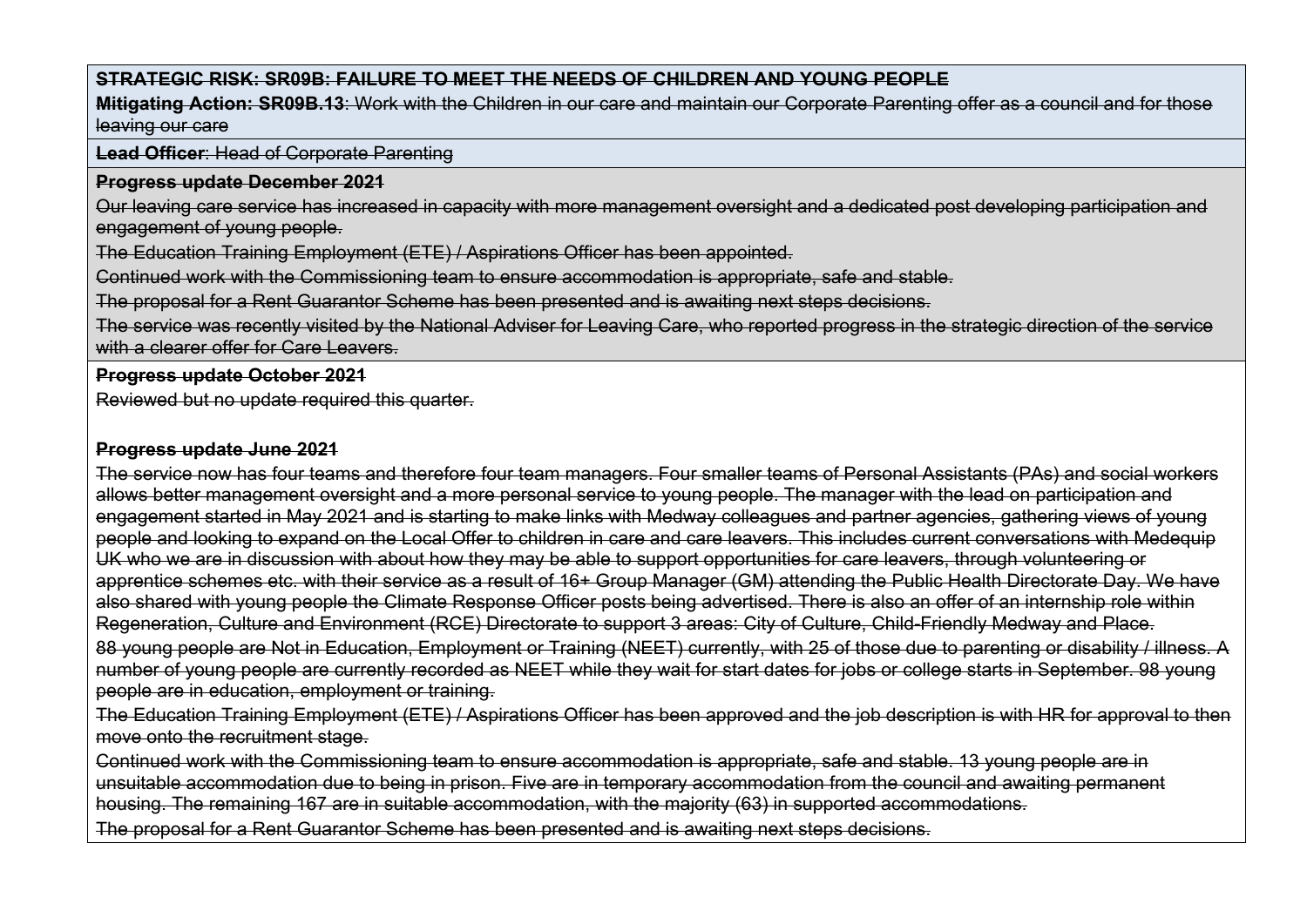~~**STRATEGIC RISK: SR09B: FAILURE TO MEET THE NEEDS OF CHILDREN AND YOUNG PEOPLE**~~

~~**Mitigating Action: SR09B.13**: Work with the Children in our care and maintain our Corporate Parenting offer as a council and for those leaving our care~~

~~**Lead Officer**: Head of Corporate Parenting~~

~~**Progress update December 2021**~~

~~Our leaving care service has increased in capacity with more management oversight and a dedicated post developing participation and engagement of young people.~~

~~The Education Training Employment (ETE) / Aspirations Officer has been appointed.~~

~~Continued work with the Commissioning team to ensure accommodation is appropriate, safe and stable.~~

~~The proposal for a Rent Guarantor Scheme has been presented and is awaiting next steps decisions.~~

~~The service was recently visited by the National Adviser for Leaving Care, who reported progress in the strategic direction of the service with a clearer offer for Care Leavers.~~

~~**Progress update October 2021**~~

~~Reviewed but no update required this quarter.~~

~~**Progress update June 2021**~~

~~The service now has four teams and therefore four team managers. Four smaller teams of Personal Assistants (PAs) and social workers allows better management oversight and a more personal service to young people. The manager with the lead on participation and engagement started in May 2021 and is starting to make links with Medway colleagues and partner agencies, gathering views of young people and looking to expand on the Local Offer to children in care and care leavers. This includes current conversations with Medequip UK who we are in discussion with about how they may be able to support opportunities for care leavers, through volunteering or apprentice schemes etc. with their service as a result of 16+ Group Manager (GM) attending the Public Health Directorate Day. We have also shared with young people the Climate Response Officer posts being advertised. There is also an offer of an internship role within Regeneration, Culture and Environment (RCE) Directorate to support 3 areas: City of Culture, Child-Friendly Medway and Place.~~

~~88 young people are Not in Education, Employment or Training (NEET) currently, with 25 of those due to parenting or disability / illness. A number of young people are currently recorded as NEET while they wait for start dates for jobs or college starts in September. 98 young people are in education, employment or training.~~

~~The Education Training Employment (ETE) / Aspirations Officer has been approved and the job description is with HR for approval to then move onto the recruitment stage.~~

~~Continued work with the Commissioning team to ensure accommodation is appropriate, safe and stable. 13 young people are in unsuitable accommodation due to being in prison. Five are in temporary accommodation from the council and awaiting permanent housing. The remaining 167 are in suitable accommodation, with the majority (63) in supported accommodations.~~

~~The proposal for a Rent Guarantor Scheme has been presented and is awaiting next steps decisions.~~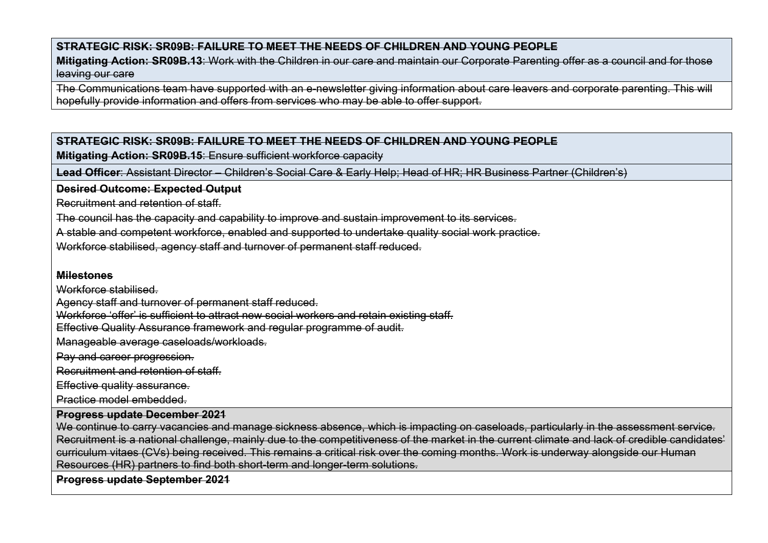~~**STRATEGIC RISK: SR09B: FAILURE TO MEET THE NEEDS OF CHILDREN AND YOUNG PEOPLE**~~
~~**Mitigating Action: SR09B.13**: Work with the Children in our care and maintain our Corporate Parenting offer as a council and for those leaving our care~~

~~The Communications team have supported with an e-newsletter giving information about care leavers and corporate parenting. This will hopefully provide information and offers from services who may be able to offer support.~~

~~**STRATEGIC RISK: SR09B: FAILURE TO MEET THE NEEDS OF CHILDREN AND YOUNG PEOPLE**~~
~~**Mitigating Action: SR09B.15**: Ensure sufficient workforce capacity~~

~~**Lead Officer**: Assistant Director – Children's Social Care & Early Help; Head of HR; HR Business Partner (Children's)~~

~~**Desired Outcome: Expected Output**~~

~~Recruitment and retention of staff.~~

~~The council has the capacity and capability to improve and sustain improvement to its services.~~

~~A stable and competent workforce, enabled and supported to undertake quality social work practice.~~

~~Workforce stabilised, agency staff and turnover of permanent staff reduced.~~

~~**Milestones**~~

~~Workforce stabilised.~~
~~Agency staff and turnover of permanent staff reduced.~~
~~Workforce 'offer' is sufficient to attract new social workers and retain existing staff.~~
~~Effective Quality Assurance framework and regular programme of audit.~~
~~Manageable average caseloads/workloads.~~
~~Pay and career progression.~~
~~Recruitment and retention of staff.~~
~~Effective quality assurance.~~
~~Practice model embedded.~~

~~**Progress update December 2021**~~

~~We continue to carry vacancies and manage sickness absence, which is impacting on caseloads, particularly in the assessment service. Recruitment is a national challenge, mainly due to the competitiveness of the market in the current climate and lack of credible candidates' curriculum vitaes (CVs) being received. This remains a critical risk over the coming months. Work is underway alongside our Human Resources (HR) partners to find both short-term and longer-term solutions.~~

~~**Progress update September 2021**~~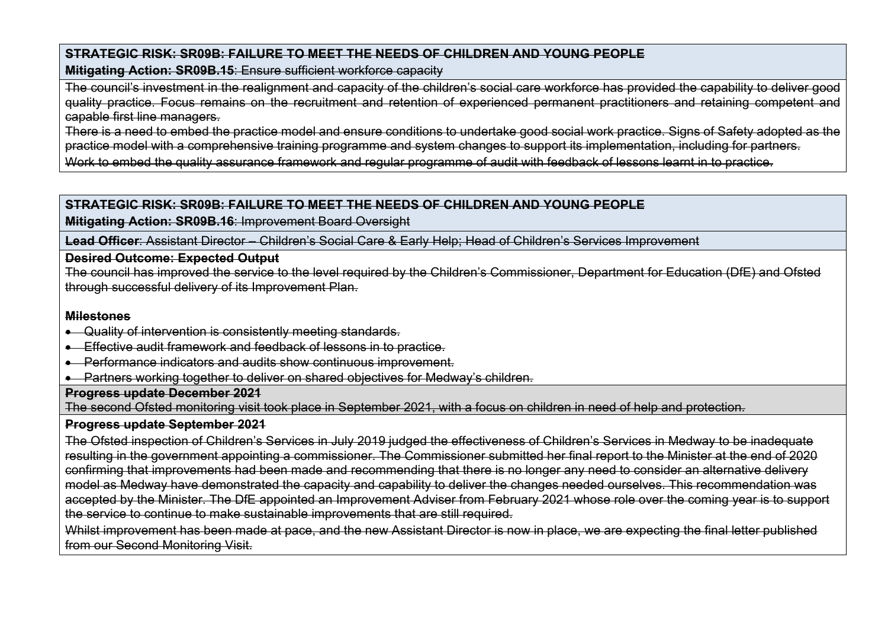~~**STRATEGIC RISK: SR09B: FAILURE TO MEET THE NEEDS OF CHILDREN AND YOUNG PEOPLE**~~

~~**Mitigating Action: SR09B.15**: Ensure sufficient workforce capacity~~

~~The council's investment in the realignment and capacity of the children's social care workforce has provided the capability to deliver good quality practice. Focus remains on the recruitment and retention of experienced permanent practitioners and retaining competent and capable first line managers.~~

~~There is a need to embed the practice model and ensure conditions to undertake good social work practice. Signs of Safety adopted as the practice model with a comprehensive training programme and system changes to support its implementation, including for partners.~~

~~Work to embed the quality assurance framework and regular programme of audit with feedback of lessons learnt in to practice.~~

~~**STRATEGIC RISK: SR09B: FAILURE TO MEET THE NEEDS OF CHILDREN AND YOUNG PEOPLE**~~

~~**Mitigating Action: SR09B.16**: Improvement Board Oversight~~

~~**Lead Officer**: Assistant Director – Children's Social Care & Early Help; Head of Children's Services Improvement~~

~~**Desired Outcome: Expected Output**~~

~~The council has improved the service to the level required by the Children's Commissioner, Department for Education (DfE) and Ofsted through successful delivery of its Improvement Plan.~~

~~**Milestones**~~

- ~~Quality of intervention is consistently meeting standards.~~
- ~~Effective audit framework and feedback of lessons in to practice.~~
- ~~Performance indicators and audits show continuous improvement.~~
- ~~Partners working together to deliver on shared objectives for Medway's children.~~

~~**Progress update December 2021**~~

~~The second Ofsted monitoring visit took place in September 2021, with a focus on children in need of help and protection.~~

~~**Progress update September 2021**~~

~~The Ofsted inspection of Children's Services in July 2019 judged the effectiveness of Children's Services in Medway to be inadequate resulting in the government appointing a commissioner. The Commissioner submitted her final report to the Minister at the end of 2020 confirming that improvements had been made and recommending that there is no longer any need to consider an alternative delivery model as Medway have demonstrated the capacity and capability to deliver the changes needed ourselves. This recommendation was accepted by the Minister. The DfE appointed an Improvement Adviser from February 2021 whose role over the coming year is to support the service to continue to make sustainable improvements that are still required.~~

~~Whilst improvement has been made at pace, and the new Assistant Director is now in place, we are expecting the final letter published from our Second Monitoring Visit.~~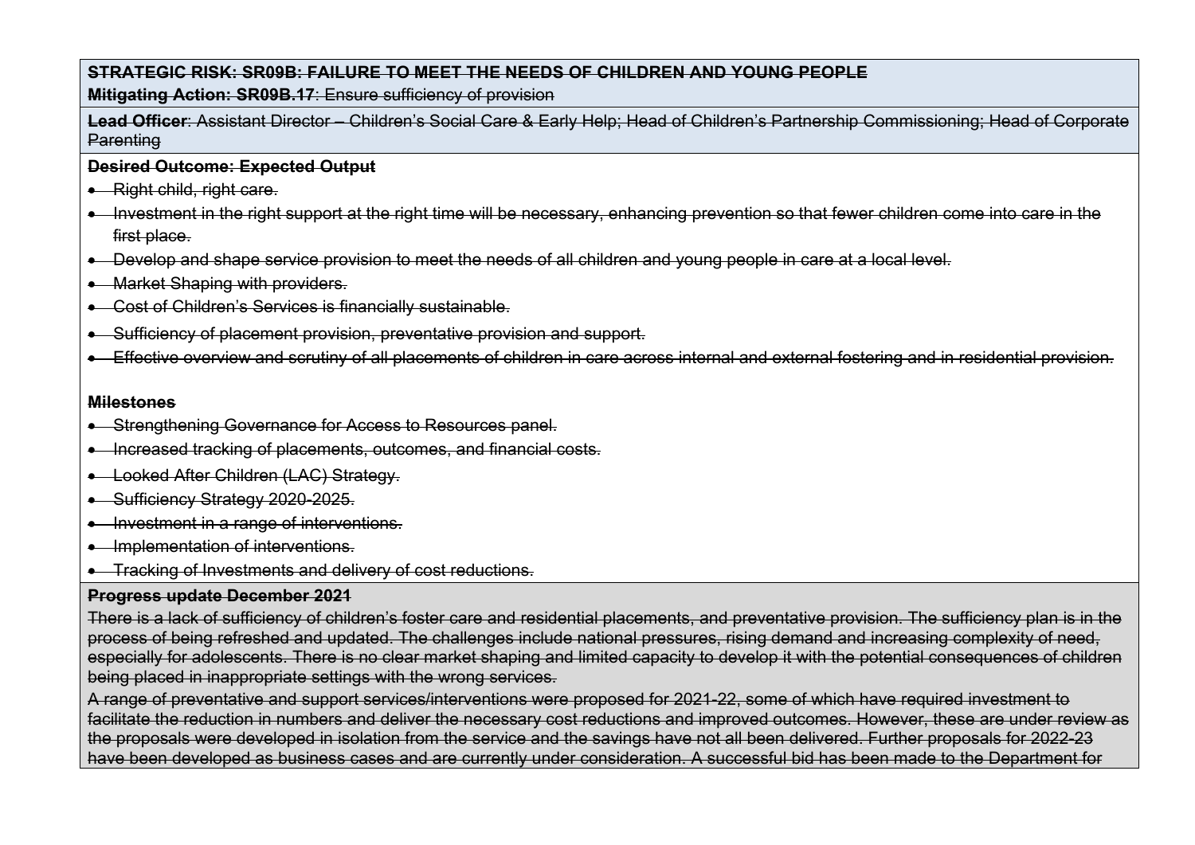~~**STRATEGIC RISK: SR09B: FAILURE TO MEET THE NEEDS OF CHILDREN AND YOUNG PEOPLE**~~

~~**Mitigating Action: SR09B.17**: Ensure sufficiency of provision~~

~~**Lead Officer**: Assistant Director – Children's Social Care & Early Help; Head of Children's Partnership Commissioning; Head of Corporate Parenting~~

~~**Desired Outcome: Expected Output**~~

- ~~Right child, right care.~~
- ~~Investment in the right support at the right time will be necessary, enhancing prevention so that fewer children come into care in the first place.~~
- ~~Develop and shape service provision to meet the needs of all children and young people in care at a local level.~~
- ~~Market Shaping with providers.~~
- ~~Cost of Children's Services is financially sustainable.~~
- ~~Sufficiency of placement provision, preventative provision and support.~~
- ~~Effective overview and scrutiny of all placements of children in care across internal and external fostering and in residential provision.~~

~~**Milestones**~~

- ~~Strengthening Governance for Access to Resources panel.~~
- ~~Increased tracking of placements, outcomes, and financial costs.~~
- ~~Looked After Children (LAC) Strategy.~~
- ~~Sufficiency Strategy 2020-2025.~~
- ~~Investment in a range of interventions.~~
- ~~Implementation of interventions.~~
- ~~Tracking of Investments and delivery of cost reductions.~~

~~**Progress update December 2021**~~

~~There is a lack of sufficiency of children's foster care and residential placements, and preventative provision. The sufficiency plan is in the process of being refreshed and updated. The challenges include national pressures, rising demand and increasing complexity of need, especially for adolescents. There is no clear market shaping and limited capacity to develop it with the potential consequences of children being placed in inappropriate settings with the wrong services.~~

~~A range of preventative and support services/interventions were proposed for 2021-22, some of which have required investment to facilitate the reduction in numbers and deliver the necessary cost reductions and improved outcomes. However, these are under review as the proposals were developed in isolation from the service and the savings have not all been delivered. Further proposals for 2022-23 have been developed as business cases and are currently under consideration. A successful bid has been made to the Department for~~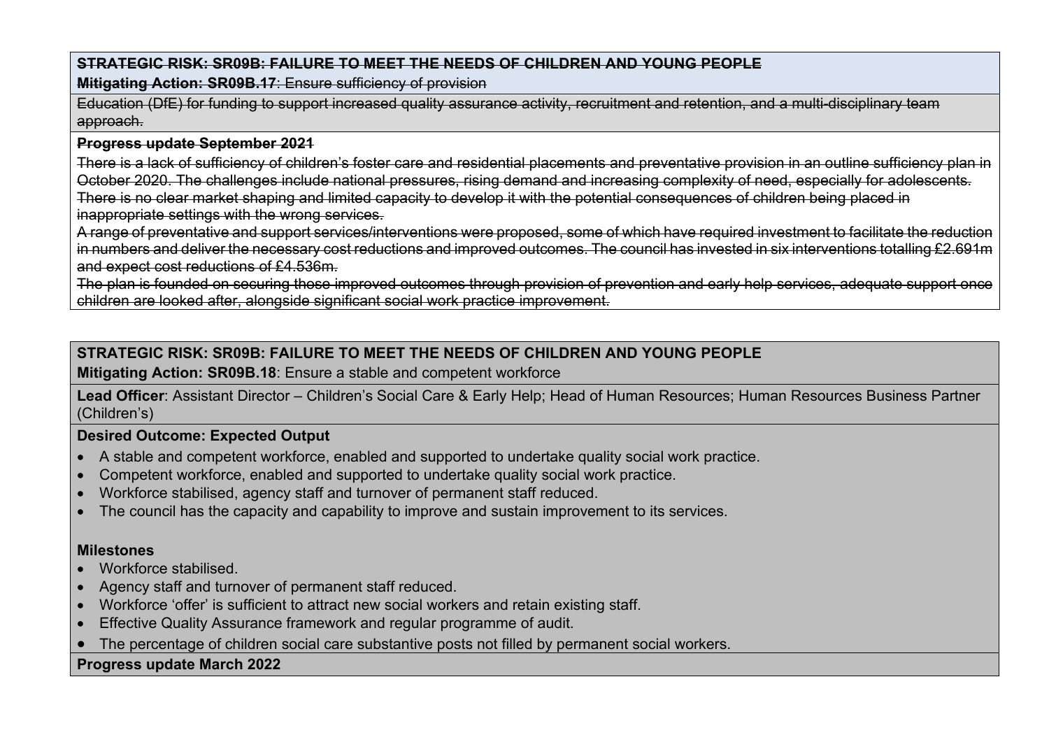~~**STRATEGIC RISK: SR09B: FAILURE TO MEET THE NEEDS OF CHILDREN AND YOUNG PEOPLE**~~

~~**Mitigating Action: SR09B.17**: Ensure sufficiency of provision~~

~~Education (DfE) for funding to support increased quality assurance activity, recruitment and retention, and a multi-disciplinary team approach.~~

~~**Progress update September 2021**~~

~~There is a lack of sufficiency of children's foster care and residential placements and preventative provision in an outline sufficiency plan in October 2020. The challenges include national pressures, rising demand and increasing complexity of need, especially for adolescents. There is no clear market shaping and limited capacity to develop it with the potential consequences of children being placed in inappropriate settings with the wrong services.~~

~~A range of preventative and support services/interventions were proposed, some of which have required investment to facilitate the reduction in numbers and deliver the necessary cost reductions and improved outcomes. The council has invested in six interventions totalling £2.691m and expect cost reductions of £4.536m.~~

~~The plan is founded on securing those improved outcomes through provision of prevention and early help services, adequate support once children are looked after, alongside significant social work practice improvement.~~

**STRATEGIC RISK: SR09B: FAILURE TO MEET THE NEEDS OF CHILDREN AND YOUNG PEOPLE**

**Mitigating Action: SR09B.18**: Ensure a stable and competent workforce

**Lead Officer**: Assistant Director – Children's Social Care & Early Help; Head of Human Resources; Human Resources Business Partner (Children's)

**Desired Outcome: Expected Output**

- A stable and competent workforce, enabled and supported to undertake quality social work practice.
- Competent workforce, enabled and supported to undertake quality social work practice.
- Workforce stabilised, agency staff and turnover of permanent staff reduced.
- The council has the capacity and capability to improve and sustain improvement to its services.

**Milestones**

- Workforce stabilised.
- Agency staff and turnover of permanent staff reduced.
- Workforce 'offer' is sufficient to attract new social workers and retain existing staff.
- Effective Quality Assurance framework and regular programme of audit.
- The percentage of children social care substantive posts not filled by permanent social workers.

**Progress update March 2022**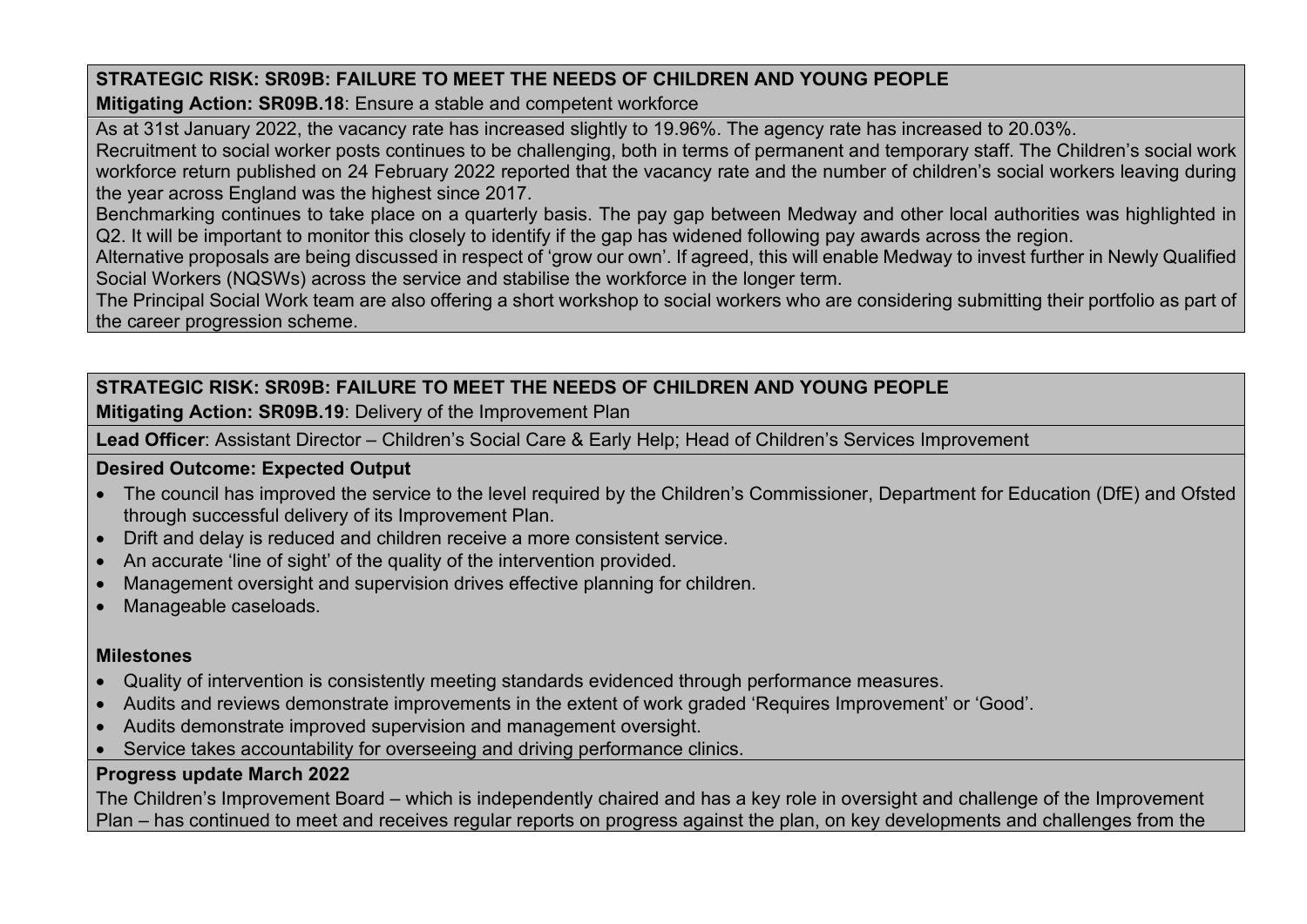**STRATEGIC RISK: SR09B: FAILURE TO MEET THE NEEDS OF CHILDREN AND YOUNG PEOPLE**

**Mitigating Action: SR09B.18**: Ensure a stable and competent workforce

As at 31st January 2022, the vacancy rate has increased slightly to 19.96%. The agency rate has increased to 20.03%.

Recruitment to social worker posts continues to be challenging, both in terms of permanent and temporary staff. The Children's social work workforce return published on 24 February 2022 reported that the vacancy rate and the number of children's social workers leaving during the year across England was the highest since 2017.

Benchmarking continues to take place on a quarterly basis. The pay gap between Medway and other local authorities was highlighted in Q2. It will be important to monitor this closely to identify if the gap has widened following pay awards across the region.

Alternative proposals are being discussed in respect of 'grow our own'. If agreed, this will enable Medway to invest further in Newly Qualified Social Workers (NQSWs) across the service and stabilise the workforce in the longer term.

The Principal Social Work team are also offering a short workshop to social workers who are considering submitting their portfolio as part of the career progression scheme.

**STRATEGIC RISK: SR09B: FAILURE TO MEET THE NEEDS OF CHILDREN AND YOUNG PEOPLE**

**Mitigating Action: SR09B.19**: Delivery of the Improvement Plan

**Lead Officer**: Assistant Director – Children's Social Care & Early Help; Head of Children's Services Improvement

**Desired Outcome: Expected Output**

- The council has improved the service to the level required by the Children's Commissioner, Department for Education (DfE) and Ofsted through successful delivery of its Improvement Plan.
- Drift and delay is reduced and children receive a more consistent service.
- An accurate 'line of sight' of the quality of the intervention provided.
- Management oversight and supervision drives effective planning for children.
- Manageable caseloads.

**Milestones**

- Quality of intervention is consistently meeting standards evidenced through performance measures.
- Audits and reviews demonstrate improvements in the extent of work graded 'Requires Improvement' or 'Good'.
- Audits demonstrate improved supervision and management oversight.
- Service takes accountability for overseeing and driving performance clinics.

**Progress update March 2022**

The Children's Improvement Board – which is independently chaired and has a key role in oversight and challenge of the Improvement Plan – has continued to meet and receives regular reports on progress against the plan, on key developments and challenges from the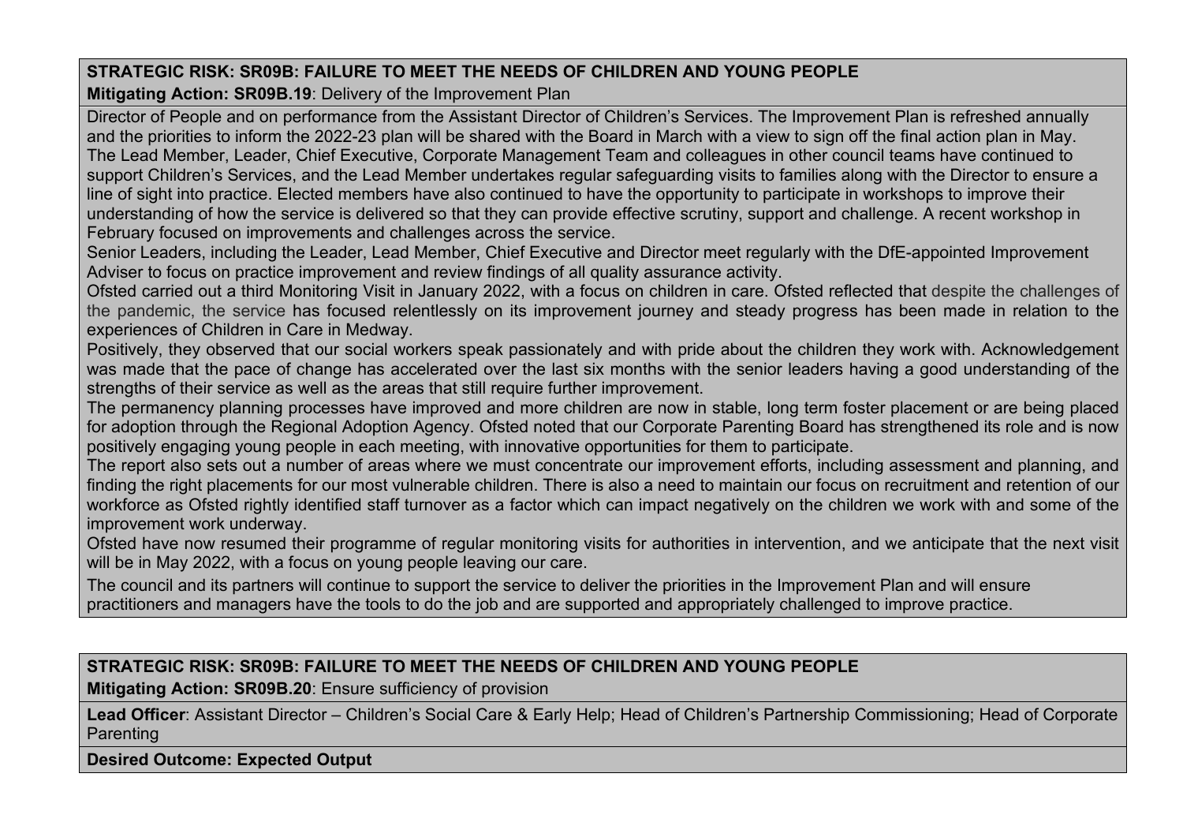**STRATEGIC RISK: SR09B: FAILURE TO MEET THE NEEDS OF CHILDREN AND YOUNG PEOPLE**

**Mitigating Action: SR09B.19**: Delivery of the Improvement Plan

Director of People and on performance from the Assistant Director of Children's Services. The Improvement Plan is refreshed annually and the priorities to inform the 2022-23 plan will be shared with the Board in March with a view to sign off the final action plan in May.

The Lead Member, Leader, Chief Executive, Corporate Management Team and colleagues in other council teams have continued to support Children's Services, and the Lead Member undertakes regular safeguarding visits to families along with the Director to ensure a line of sight into practice. Elected members have also continued to have the opportunity to participate in workshops to improve their understanding of how the service is delivered so that they can provide effective scrutiny, support and challenge. A recent workshop in February focused on improvements and challenges across the service.

Senior Leaders, including the Leader, Lead Member, Chief Executive and Director meet regularly with the DfE-appointed Improvement Adviser to focus on practice improvement and review findings of all quality assurance activity.

Ofsted carried out a third Monitoring Visit in January 2022, with a focus on children in care. Ofsted reflected that despite the challenges of the pandemic, the service has focused relentlessly on its improvement journey and steady progress has been made in relation to the experiences of Children in Care in Medway.

Positively, they observed that our social workers speak passionately and with pride about the children they work with. Acknowledgement was made that the pace of change has accelerated over the last six months with the senior leaders having a good understanding of the strengths of their service as well as the areas that still require further improvement.

The permanency planning processes have improved and more children are now in stable, long term foster placement or are being placed for adoption through the Regional Adoption Agency. Ofsted noted that our Corporate Parenting Board has strengthened its role and is now positively engaging young people in each meeting, with innovative opportunities for them to participate.

The report also sets out a number of areas where we must concentrate our improvement efforts, including assessment and planning, and finding the right placements for our most vulnerable children. There is also a need to maintain our focus on recruitment and retention of our workforce as Ofsted rightly identified staff turnover as a factor which can impact negatively on the children we work with and some of the improvement work underway.

Ofsted have now resumed their programme of regular monitoring visits for authorities in intervention, and we anticipate that the next visit will be in May 2022, with a focus on young people leaving our care.

The council and its partners will continue to support the service to deliver the priorities in the Improvement Plan and will ensure practitioners and managers have the tools to do the job and are supported and appropriately challenged to improve practice.

**STRATEGIC RISK: SR09B: FAILURE TO MEET THE NEEDS OF CHILDREN AND YOUNG PEOPLE**

**Mitigating Action: SR09B.20**: Ensure sufficiency of provision

**Lead Officer**: Assistant Director – Children's Social Care & Early Help; Head of Children's Partnership Commissioning; Head of Corporate Parenting

**Desired Outcome: Expected Output**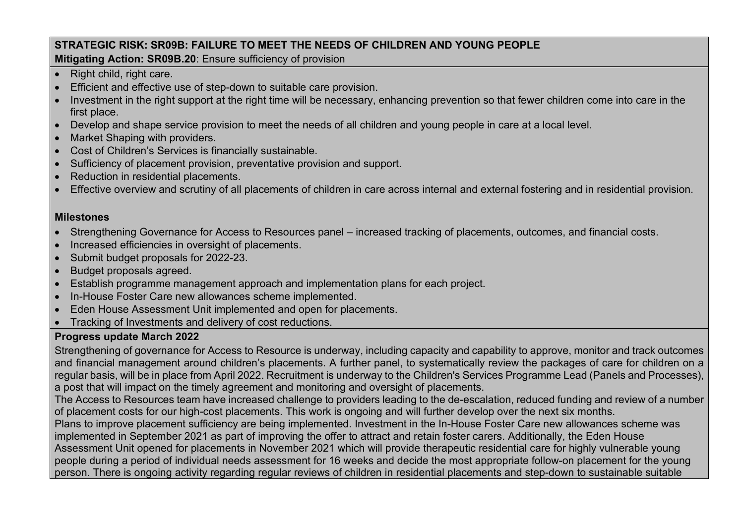**STRATEGIC RISK: SR09B: FAILURE TO MEET THE NEEDS OF CHILDREN AND YOUNG PEOPLE**

**Mitigating Action: SR09B.20**: Ensure sufficiency of provision

- Right child, right care.
- Efficient and effective use of step-down to suitable care provision.
- Investment in the right support at the right time will be necessary, enhancing prevention so that fewer children come into care in the first place.
- Develop and shape service provision to meet the needs of all children and young people in care at a local level.
- Market Shaping with providers.
- Cost of Children's Services is financially sustainable.
- Sufficiency of placement provision, preventative provision and support.
- Reduction in residential placements.
- Effective overview and scrutiny of all placements of children in care across internal and external fostering and in residential provision.

**Milestones**

- Strengthening Governance for Access to Resources panel – increased tracking of placements, outcomes, and financial costs.
- Increased efficiencies in oversight of placements.
- Submit budget proposals for 2022-23.
- Budget proposals agreed.
- Establish programme management approach and implementation plans for each project.
- In-House Foster Care new allowances scheme implemented.
- Eden House Assessment Unit implemented and open for placements.
- Tracking of Investments and delivery of cost reductions.

**Progress update March 2022**

Strengthening of governance for Access to Resource is underway, including capacity and capability to approve, monitor and track outcomes and financial management around children's placements. A further panel, to systematically review the packages of care for children on a regular basis, will be in place from April 2022. Recruitment is underway to the Children's Services Programme Lead (Panels and Processes), a post that will impact on the timely agreement and monitoring and oversight of placements.

The Access to Resources team have increased challenge to providers leading to the de-escalation, reduced funding and review of a number of placement costs for our high-cost placements. This work is ongoing and will further develop over the next six months.

Plans to improve placement sufficiency are being implemented. Investment in the In-House Foster Care new allowances scheme was implemented in September 2021 as part of improving the offer to attract and retain foster carers. Additionally, the Eden House Assessment Unit opened for placements in November 2021 which will provide therapeutic residential care for highly vulnerable young people during a period of individual needs assessment for 16 weeks and decide the most appropriate follow-on placement for the young person. There is ongoing activity regarding regular reviews of children in residential placements and step-down to sustainable suitable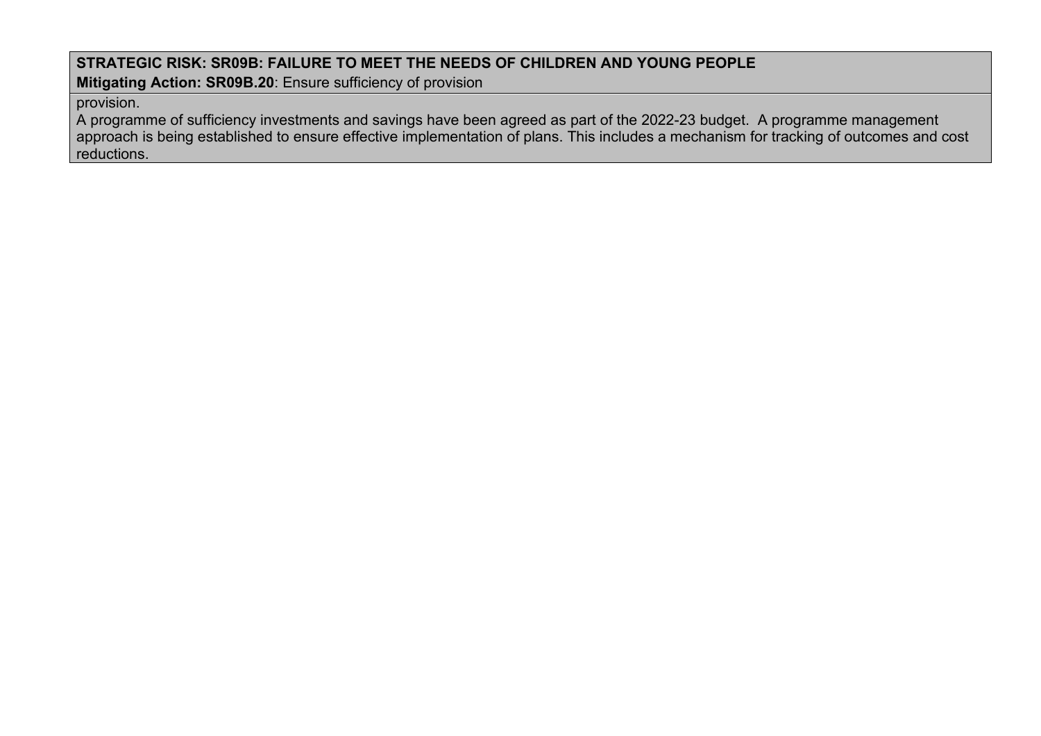**STRATEGIC RISK: SR09B: FAILURE TO MEET THE NEEDS OF CHILDREN AND YOUNG PEOPLE**
**Mitigating Action: SR09B.20**: Ensure sufficiency of provision

provision.
A programme of sufficiency investments and savings have been agreed as part of the 2022-23 budget.  A programme management approach is being established to ensure effective implementation of plans. This includes a mechanism for tracking of outcomes and cost reductions.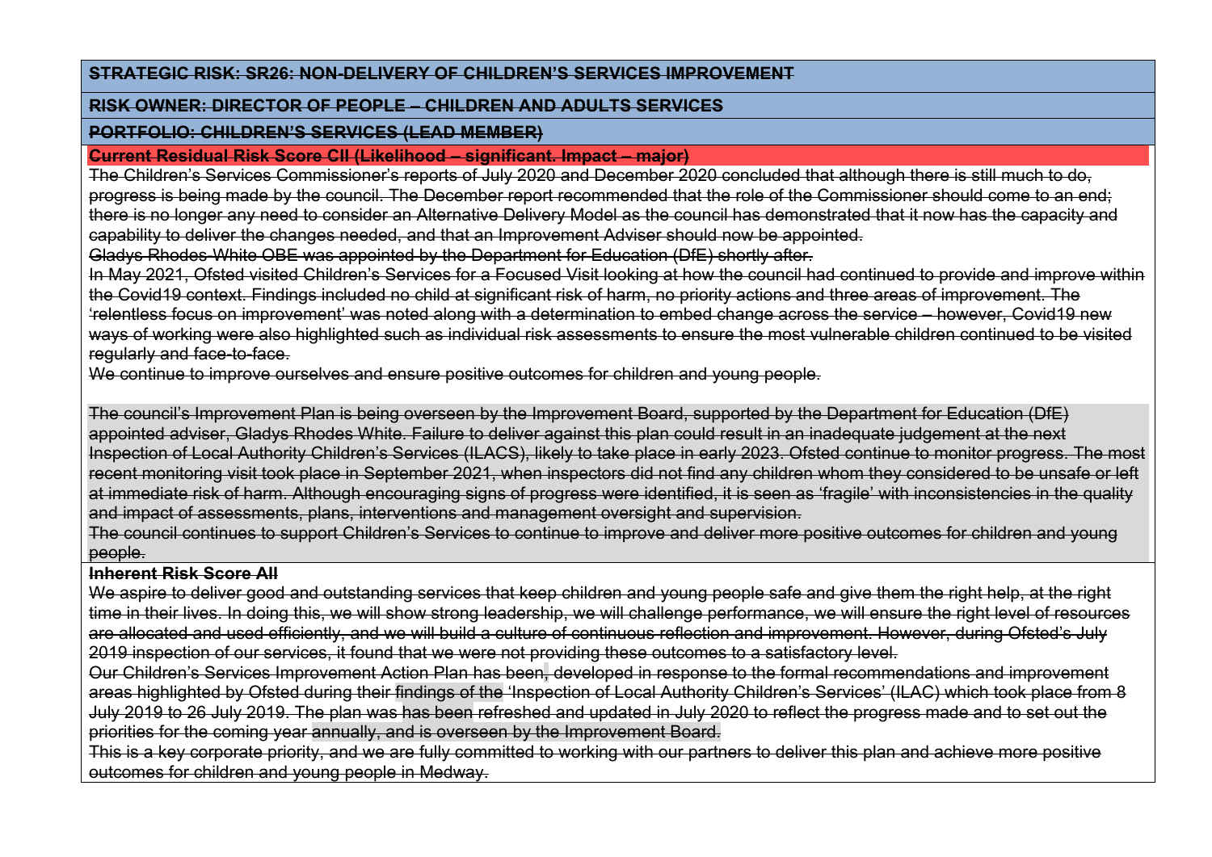**STRATEGIC RISK: SR26: NON-DELIVERY OF CHILDREN'S SERVICES IMPROVEMENT**

**RISK OWNER: DIRECTOR OF PEOPLE – CHILDREN AND ADULTS SERVICES**

**PORTFOLIO: CHILDREN'S SERVICES (LEAD MEMBER)**

**Current Residual Risk Score CII (Likelihood – significant. Impact – major)**

The Children's Services Commissioner's reports of July 2020 and December 2020 concluded that although there is still much to do, progress is being made by the council. The December report recommended that the role of the Commissioner should come to an end; there is no longer any need to consider an Alternative Delivery Model as the council has demonstrated that it now has the capacity and capability to deliver the changes needed, and that an Improvement Adviser should now be appointed.

Gladys Rhodes White OBE was appointed by the Department for Education (DfE) shortly after.

In May 2021, Ofsted visited Children's Services for a Focused Visit looking at how the council had continued to provide and improve within the Covid19 context. Findings included no child at significant risk of harm, no priority actions and three areas of improvement. The 'relentless focus on improvement' was noted along with a determination to embed change across the service – however, Covid19 new ways of working were also highlighted such as individual risk assessments to ensure the most vulnerable children continued to be visited regularly and face-to-face.

We continue to improve ourselves and ensure positive outcomes for children and young people.

The council's Improvement Plan is being overseen by the Improvement Board, supported by the Department for Education (DfE) appointed adviser, Gladys Rhodes White. Failure to deliver against this plan could result in an inadequate judgement at the next Inspection of Local Authority Children's Services (ILACS), likely to take place in early 2023. Ofsted continue to monitor progress. The most recent monitoring visit took place in September 2021, when inspectors did not find any children whom they considered to be unsafe or left at immediate risk of harm. Although encouraging signs of progress were identified, it is seen as 'fragile' with inconsistencies in the quality and impact of assessments, plans, interventions and management oversight and supervision.

The council continues to support Children's Services to continue to improve and deliver more positive outcomes for children and young people.

**Inherent Risk Score AII**

We aspire to deliver good and outstanding services that keep children and young people safe and give them the right help, at the right time in their lives. In doing this, we will show strong leadership, we will challenge performance, we will ensure the right level of resources are allocated and used efficiently, and we will build a culture of continuous reflection and improvement. However, during Ofsted's July 2019 inspection of our services, it found that we were not providing these outcomes to a satisfactory level.

Our Children's Services Improvement Action Plan has been, developed in response to the formal recommendations and improvement areas highlighted by Ofsted during their findings of the 'Inspection of Local Authority Children's Services' (ILAC) which took place from 8 July 2019 to 26 July 2019. The plan was has been refreshed and updated in July 2020 to reflect the progress made and to set out the priorities for the coming year annually, and is overseen by the Improvement Board.

This is a key corporate priority, and we are fully committed to working with our partners to deliver this plan and achieve more positive outcomes for children and young people in Medway.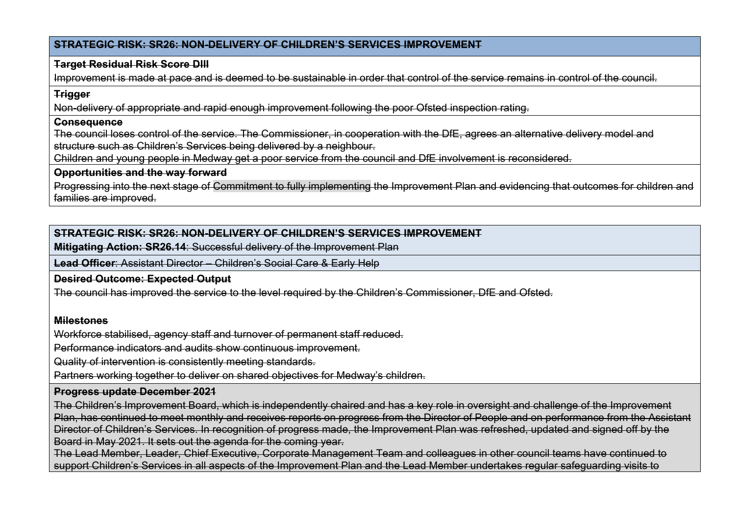| STRATEGIC RISK: SR26: NON-DELIVERY OF CHILDREN'S SERVICES IMPROVEMENT |
|---|
| **Target Residual Risk Score DIII**<br>Improvement is made at pace and is deemed to be sustainable in order that control of the service remains in control of the council. |
| **Trigger**<br>Non-delivery of appropriate and rapid enough improvement following the poor Ofsted inspection rating. |
| **Consequence**<br>The council loses control of the service. The Commissioner, in cooperation with the DfE, agrees an alternative delivery model and structure such as Children's Services being delivered by a neighbour.<br>Children and young people in Medway get a poor service from the council and DfE involvement is reconsidered. |
| **Opportunities and the way forward**<br>Progressing into the next stage of Commitment to fully implementing the Improvement Plan and evidencing that outcomes for children and families are improved. |

| STRATEGIC RISK: SR26: NON-DELIVERY OF CHILDREN'S SERVICES IMPROVEMENT<br>**Mitigating Action: SR26.14**: Successful delivery of the Improvement Plan |
|---|
| **Lead Officer**: Assistant Director – Children's Social Care & Early Help |
| **Desired Outcome: Expected Output**<br>The council has improved the service to the level required by the Children's Commissioner, DfE and Ofsted.<br><br>**Milestones**<br>Workforce stabilised, agency staff and turnover of permanent staff reduced.<br>Performance indicators and audits show continuous improvement.<br>Quality of intervention is consistently meeting standards.<br>Partners working together to deliver on shared objectives for Medway's children. |
| **Progress update December 2021**<br>The Children's Improvement Board, which is independently chaired and has a key role in oversight and challenge of the Improvement Plan, has continued to meet monthly and receives reports on progress from the Director of People and on performance from the Assistant Director of Children's Services. In recognition of progress made, the Improvement Plan was refreshed, updated and signed off by the Board in May 2021. It sets out the agenda for the coming year.<br>The Lead Member, Leader, Chief Executive, Corporate Management Team and colleagues in other council teams have continued to support Children's Services in all aspects of the Improvement Plan and the Lead Member undertakes regular safeguarding visits to |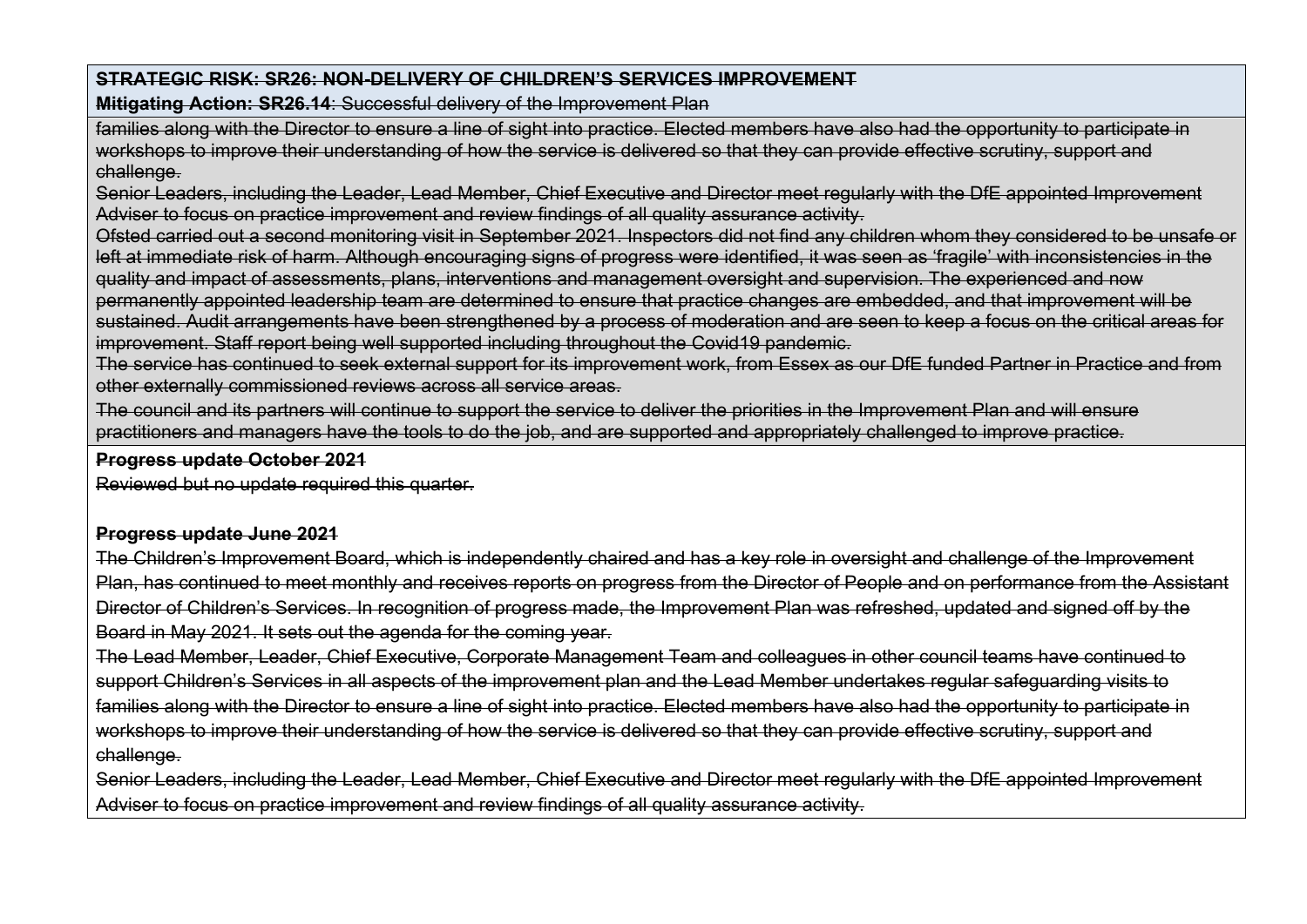**STRATEGIC RISK: SR26: NON-DELIVERY OF CHILDREN'S SERVICES IMPROVEMENT**

**Mitigating Action: SR26.14**: Successful delivery of the Improvement Plan

families along with the Director to ensure a line of sight into practice. Elected members have also had the opportunity to participate in workshops to improve their understanding of how the service is delivered so that they can provide effective scrutiny, support and challenge.

Senior Leaders, including the Leader, Lead Member, Chief Executive and Director meet regularly with the DfE appointed Improvement Adviser to focus on practice improvement and review findings of all quality assurance activity.

Ofsted carried out a second monitoring visit in September 2021. Inspectors did not find any children whom they considered to be unsafe or left at immediate risk of harm. Although encouraging signs of progress were identified, it was seen as 'fragile' with inconsistencies in the quality and impact of assessments, plans, interventions and management oversight and supervision. The experienced and now permanently appointed leadership team are determined to ensure that practice changes are embedded, and that improvement will be sustained. Audit arrangements have been strengthened by a process of moderation and are seen to keep a focus on the critical areas for improvement. Staff report being well supported including throughout the Covid19 pandemic.

The service has continued to seek external support for its improvement work, from Essex as our DfE funded Partner in Practice and from other externally commissioned reviews across all service areas.

The council and its partners will continue to support the service to deliver the priorities in the Improvement Plan and will ensure practitioners and managers have the tools to do the job, and are supported and appropriately challenged to improve practice.

**Progress update October 2021**

Reviewed but no update required this quarter.

**Progress update June 2021**

The Children's Improvement Board, which is independently chaired and has a key role in oversight and challenge of the Improvement Plan, has continued to meet monthly and receives reports on progress from the Director of People and on performance from the Assistant Director of Children's Services. In recognition of progress made, the Improvement Plan was refreshed, updated and signed off by the Board in May 2021. It sets out the agenda for the coming year.

The Lead Member, Leader, Chief Executive, Corporate Management Team and colleagues in other council teams have continued to support Children's Services in all aspects of the improvement plan and the Lead Member undertakes regular safeguarding visits to families along with the Director to ensure a line of sight into practice. Elected members have also had the opportunity to participate in workshops to improve their understanding of how the service is delivered so that they can provide effective scrutiny, support and challenge.

Senior Leaders, including the Leader, Lead Member, Chief Executive and Director meet regularly with the DfE appointed Improvement Adviser to focus on practice improvement and review findings of all quality assurance activity.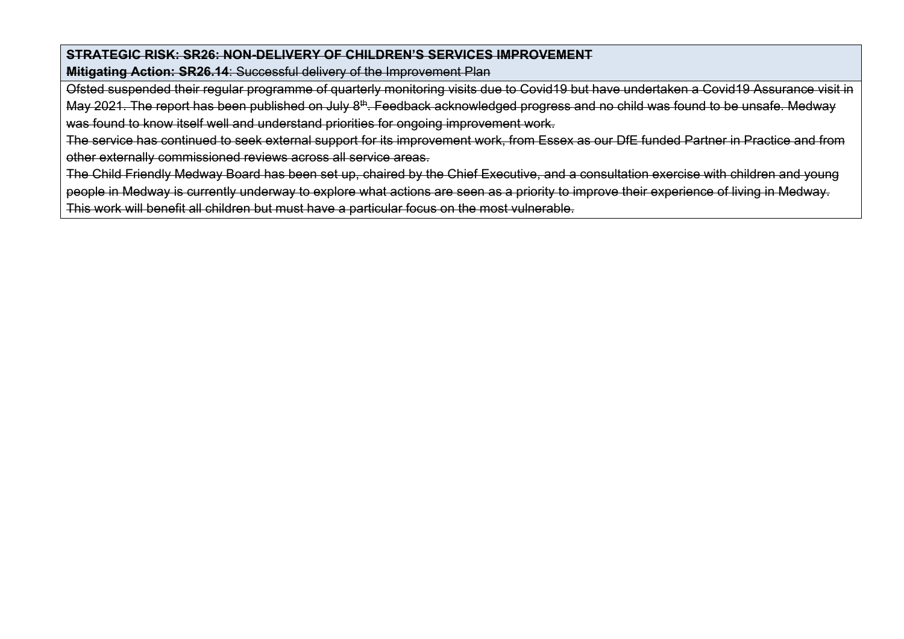| ~~**STRATEGIC RISK: SR26: NON-DELIVERY OF CHILDREN'S SERVICES IMPROVEMENT**~~<br>~~**Mitigating Action: SR26.14**: Successful delivery of the Improvement Plan~~ |
| --- |
| ~~Ofsted suspended their regular programme of quarterly monitoring visits due to Covid19 but have undertaken a Covid19 Assurance visit in May 2021. The report has been published on July 8th. Feedback acknowledged progress and no child was found to be unsafe. Medway was found to know itself well and understand priorities for ongoing improvement work.~~<br>~~The service has continued to seek external support for its improvement work, from Essex as our DfE funded Partner in Practice and from other externally commissioned reviews across all service areas.~~<br>~~The Child Friendly Medway Board has been set up, chaired by the Chief Executive, and a consultation exercise with children and young people in Medway is currently underway to explore what actions are seen as a priority to improve their experience of living in Medway. This work will benefit all children but must have a particular focus on the most vulnerable.~~ |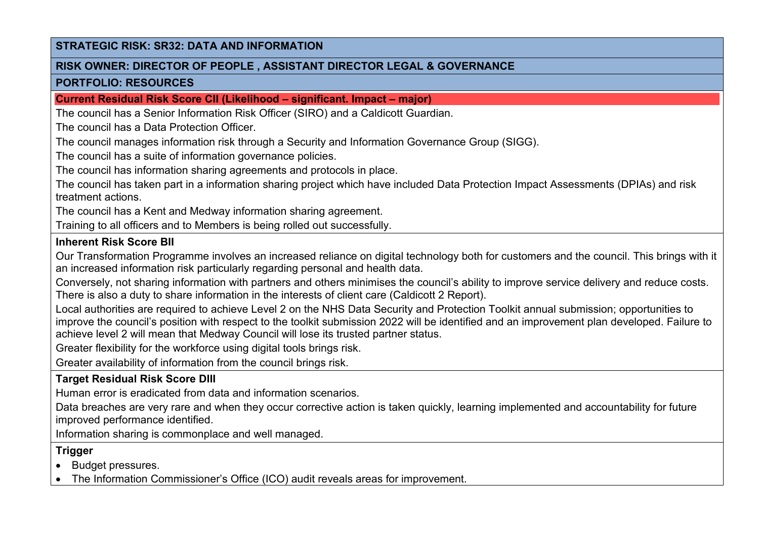**STRATEGIC RISK: SR32: DATA AND INFORMATION**

**RISK OWNER: DIRECTOR OF PEOPLE , ASSISTANT DIRECTOR LEGAL & GOVERNANCE**

**PORTFOLIO: RESOURCES**

**Current Residual Risk Score CII (Likelihood – significant. Impact – major)**

The council has a Senior Information Risk Officer (SIRO) and a Caldicott Guardian.

The council has a Data Protection Officer.

The council manages information risk through a Security and Information Governance Group (SIGG).

The council has a suite of information governance policies.

The council has information sharing agreements and protocols in place.

The council has taken part in a information sharing project which have included Data Protection Impact Assessments (DPIAs) and risk treatment actions.

The council has a Kent and Medway information sharing agreement.

Training to all officers and to Members is being rolled out successfully.

**Inherent Risk Score BII**

Our Transformation Programme involves an increased reliance on digital technology both for customers and the council. This brings with it an increased information risk particularly regarding personal and health data.

Conversely, not sharing information with partners and others minimises the council's ability to improve service delivery and reduce costs. There is also a duty to share information in the interests of client care (Caldicott 2 Report).

Local authorities are required to achieve Level 2 on the NHS Data Security and Protection Toolkit annual submission; opportunities to improve the council's position with respect to the toolkit submission 2022 will be identified and an improvement plan developed. Failure to achieve level 2 will mean that Medway Council will lose its trusted partner status.

Greater flexibility for the workforce using digital tools brings risk.

Greater availability of information from the council brings risk.

**Target Residual Risk Score DIII**

Human error is eradicated from data and information scenarios.

Data breaches are very rare and when they occur corrective action is taken quickly, learning implemented and accountability for future improved performance identified.

Information sharing is commonplace and well managed.

**Trigger**

- Budget pressures.
- The Information Commissioner's Office (ICO) audit reveals areas for improvement.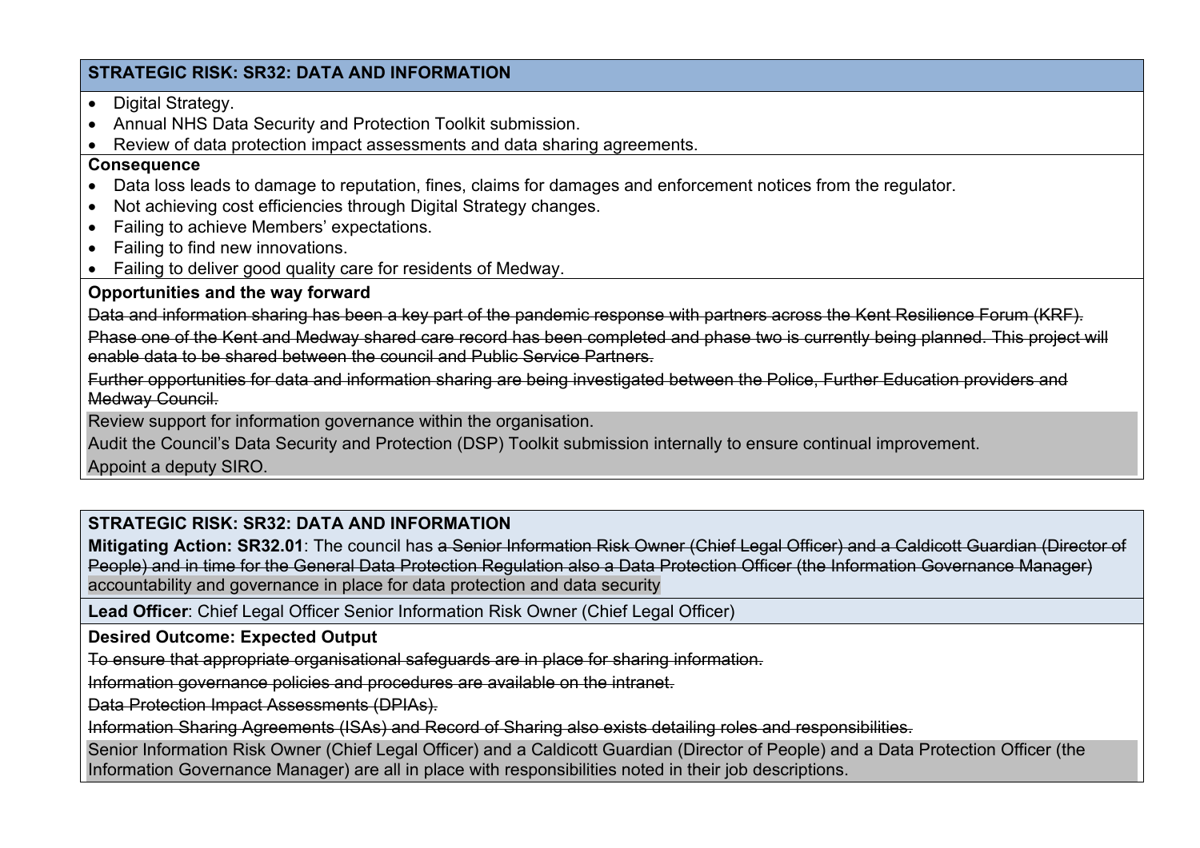**STRATEGIC RISK: SR32: DATA AND INFORMATION**

- Digital Strategy.
- Annual NHS Data Security and Protection Toolkit submission.
- Review of data protection impact assessments and data sharing agreements.

**Consequence**

- Data loss leads to damage to reputation, fines, claims for damages and enforcement notices from the regulator.
- Not achieving cost efficiencies through Digital Strategy changes.
- Failing to achieve Members' expectations.
- Failing to find new innovations.
- Failing to deliver good quality care for residents of Medway.

**Opportunities and the way forward**

~~Data and information sharing has been a key part of the pandemic response with partners across the Kent Resilience Forum (KRF).~~

~~Phase one of the Kent and Medway shared care record has been completed and phase two is currently being planned. This project will enable data to be shared between the council and Public Service Partners.~~

~~Further opportunities for data and information sharing are being investigated between the Police, Further Education providers and Medway Council.~~

Review support for information governance within the organisation.

Audit the Council's Data Security and Protection (DSP) Toolkit submission internally to ensure continual improvement.

Appoint a deputy SIRO.

**STRATEGIC RISK: SR32: DATA AND INFORMATION**

**Mitigating Action: SR32.01**: The council has ~~a Senior Information Risk Owner (Chief Legal Officer) and a Caldicott Guardian (Director of People) and in time for the General Data Protection Regulation also a Data Protection Officer (the Information Governance Manager)~~ accountability and governance in place for data protection and data security

**Lead Officer**: Chief Legal Officer Senior Information Risk Owner (Chief Legal Officer)

**Desired Outcome: Expected Output**

~~To ensure that appropriate organisational safeguards are in place for sharing information.~~

~~Information governance policies and procedures are available on the intranet.~~

~~Data Protection Impact Assessments (DPIAs).~~

~~Information Sharing Agreements (ISAs) and Record of Sharing also exists detailing roles and responsibilities.~~

Senior Information Risk Owner (Chief Legal Officer) and a Caldicott Guardian (Director of People) and a Data Protection Officer (the Information Governance Manager) are all in place with responsibilities noted in their job descriptions.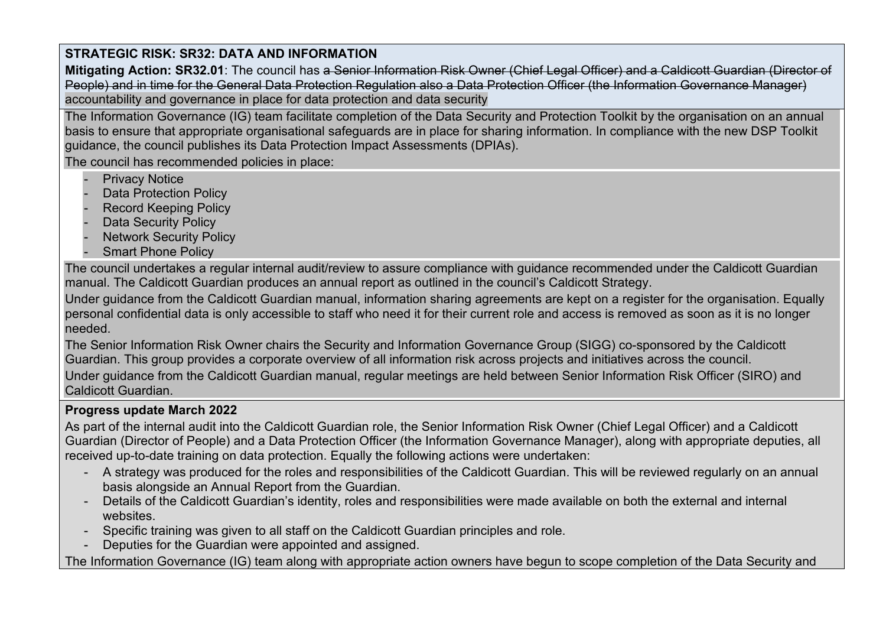**STRATEGIC RISK: SR32: DATA AND INFORMATION**

**Mitigating Action: SR32.01**: The council has ~~a Senior Information Risk Owner (Chief Legal Officer) and a Caldicott Guardian (Director of People) and in time for the General Data Protection Regulation also a Data Protection Officer (the Information Governance Manager)~~ accountability and governance in place for data protection and data security

The Information Governance (IG) team facilitate completion of the Data Security and Protection Toolkit by the organisation on an annual basis to ensure that appropriate organisational safeguards are in place for sharing information. In compliance with the new DSP Toolkit guidance, the council publishes its Data Protection Impact Assessments (DPIAs).

The council has recommended policies in place:

- Privacy Notice
- Data Protection Policy
- Record Keeping Policy
- Data Security Policy
- Network Security Policy
- Smart Phone Policy

The council undertakes a regular internal audit/review to assure compliance with guidance recommended under the Caldicott Guardian manual. The Caldicott Guardian produces an annual report as outlined in the council's Caldicott Strategy.

Under guidance from the Caldicott Guardian manual, information sharing agreements are kept on a register for the organisation. Equally personal confidential data is only accessible to staff who need it for their current role and access is removed as soon as it is no longer needed.

The Senior Information Risk Owner chairs the Security and Information Governance Group (SIGG) co-sponsored by the Caldicott Guardian. This group provides a corporate overview of all information risk across projects and initiatives across the council.

Under guidance from the Caldicott Guardian manual, regular meetings are held between Senior Information Risk Officer (SIRO) and Caldicott Guardian.

**Progress update March 2022**

As part of the internal audit into the Caldicott Guardian role, the Senior Information Risk Owner (Chief Legal Officer) and a Caldicott Guardian (Director of People) and a Data Protection Officer (the Information Governance Manager), along with appropriate deputies, all received up-to-date training on data protection. Equally the following actions were undertaken:

- A strategy was produced for the roles and responsibilities of the Caldicott Guardian. This will be reviewed regularly on an annual basis alongside an Annual Report from the Guardian.
- Details of the Caldicott Guardian's identity, roles and responsibilities were made available on both the external and internal websites.
- Specific training was given to all staff on the Caldicott Guardian principles and role.
- Deputies for the Guardian were appointed and assigned.

The Information Governance (IG) team along with appropriate action owners have begun to scope completion of the Data Security and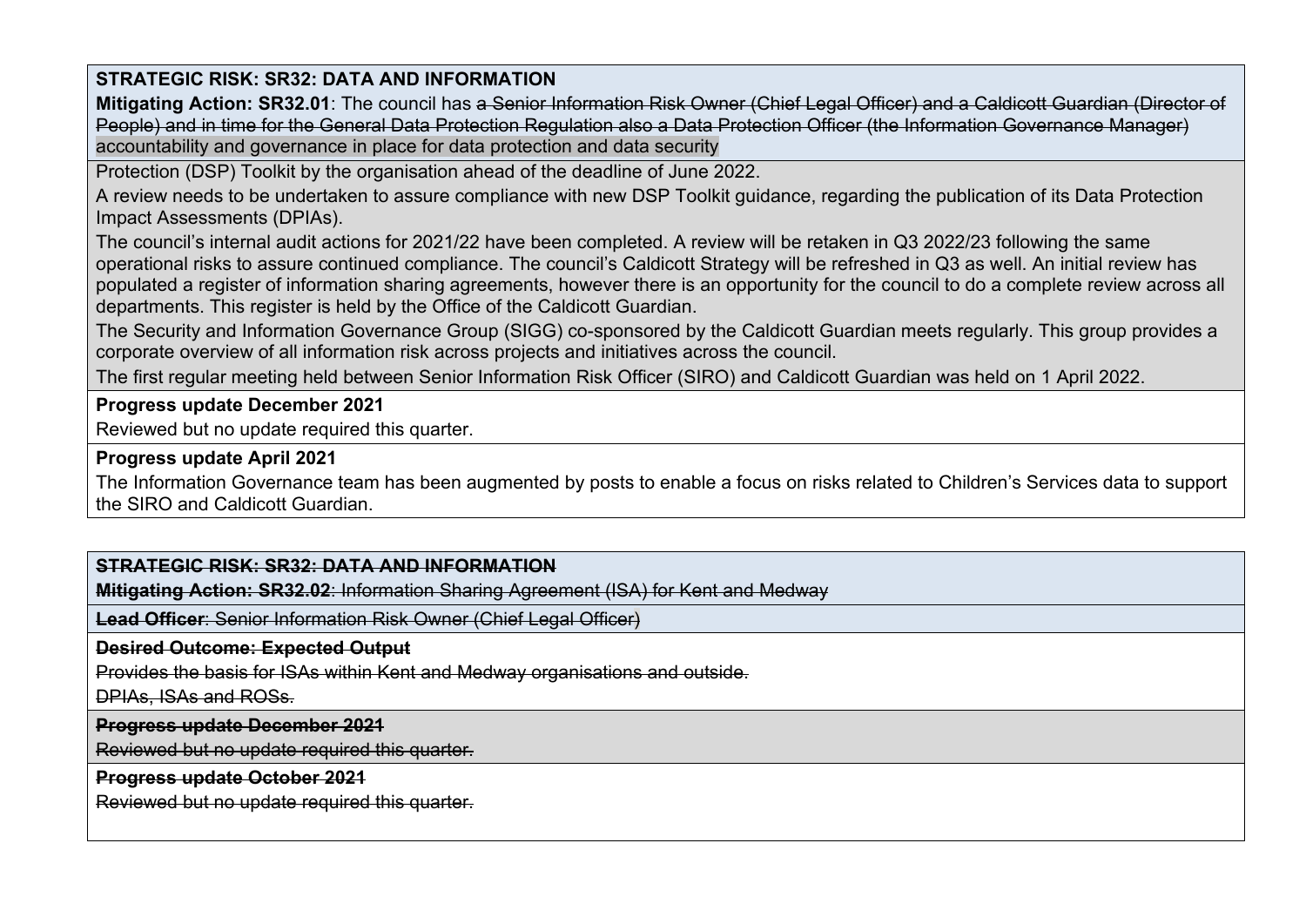**STRATEGIC RISK: SR32: DATA AND INFORMATION**

**Mitigating Action: SR32.01**: The council has ~~a Senior Information Risk Owner (Chief Legal Officer) and a Caldicott Guardian (Director of People) and in time for the General Data Protection Regulation also a Data Protection Officer (the Information Governance Manager)~~ accountability and governance in place for data protection and data security

Protection (DSP) Toolkit by the organisation ahead of the deadline of June 2022.

A review needs to be undertaken to assure compliance with new DSP Toolkit guidance, regarding the publication of its Data Protection Impact Assessments (DPIAs).

The council's internal audit actions for 2021/22 have been completed. A review will be retaken in Q3 2022/23 following the same operational risks to assure continued compliance. The council's Caldicott Strategy will be refreshed in Q3 as well. An initial review has populated a register of information sharing agreements, however there is an opportunity for the council to do a complete review across all departments. This register is held by the Office of the Caldicott Guardian.

The Security and Information Governance Group (SIGG) co-sponsored by the Caldicott Guardian meets regularly. This group provides a corporate overview of all information risk across projects and initiatives across the council.

The first regular meeting held between Senior Information Risk Officer (SIRO) and Caldicott Guardian was held on 1 April 2022.

**Progress update December 2021**

Reviewed but no update required this quarter.

**Progress update April 2021**

The Information Governance team has been augmented by posts to enable a focus on risks related to Children's Services data to support the SIRO and Caldicott Guardian.

~~**STRATEGIC RISK: SR32: DATA AND INFORMATION**~~

~~**Mitigating Action: SR32.02**: Information Sharing Agreement (ISA) for Kent and Medway~~

~~**Lead Officer**: Senior Information Risk Owner (Chief Legal Officer)~~

~~**Desired Outcome: Expected Output**~~

~~Provides the basis for ISAs within Kent and Medway organisations and outside.~~

~~DPIAs, ISAs and ROSs.~~

~~**Progress update December 2021**~~

~~Reviewed but no update required this quarter.~~

~~**Progress update October 2021**~~

~~Reviewed but no update required this quarter.~~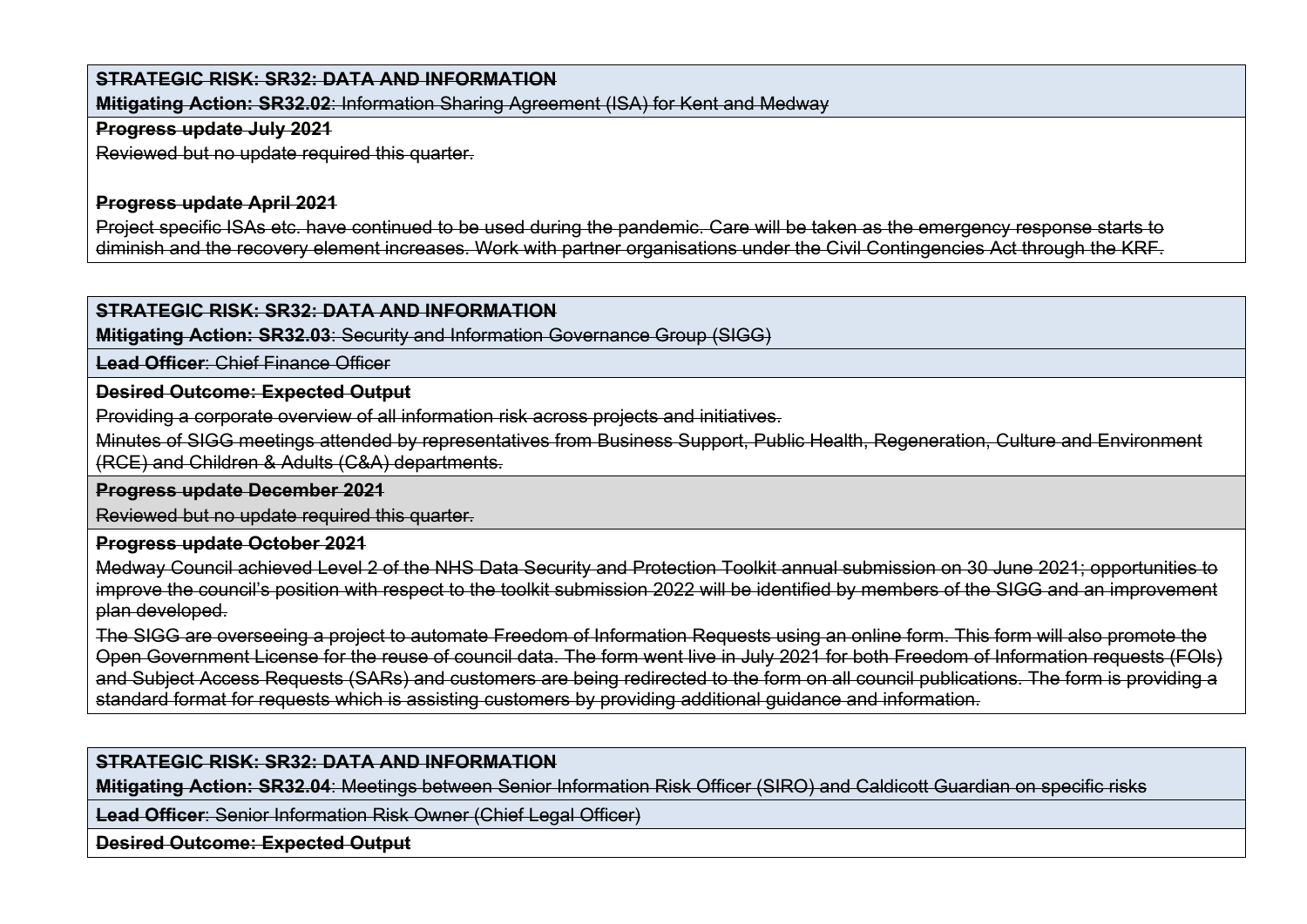| **STRATEGIC RISK: SR32: DATA AND INFORMATION** |
| --- |
| **Mitigating Action: SR32.02**: Information Sharing Agreement (ISA) for Kent and Medway |
| **Progress update July 2021**<br>Reviewed but no update required this quarter.<br><br>**Progress update April 2021**<br>Project specific ISAs etc. have continued to be used during the pandemic. Care will be taken as the emergency response starts to diminish and the recovery element increases. Work with partner organisations under the Civil Contingencies Act through the KRF. |

| **STRATEGIC RISK: SR32: DATA AND INFORMATION** |
| --- |
| **Mitigating Action: SR32.03**: Security and Information Governance Group (SIGG) |
| **Lead Officer**: Chief Finance Officer |
| **Desired Outcome: Expected Output**<br>Providing a corporate overview of all information risk across projects and initiatives.<br>Minutes of SIGG meetings attended by representatives from Business Support, Public Health, Regeneration, Culture and Environment (RCE) and Children & Adults (C&A) departments. |
| **Progress update December 2021**<br>Reviewed but no update required this quarter. |
| **Progress update October 2021**<br>Medway Council achieved Level 2 of the NHS Data Security and Protection Toolkit annual submission on 30 June 2021; opportunities to improve the council's position with respect to the toolkit submission 2022 will be identified by members of the SIGG and an improvement plan developed.<br>The SIGG are overseeing a project to automate Freedom of Information Requests using an online form. This form will also promote the Open Government License for the reuse of council data. The form went live in July 2021 for both Freedom of Information requests (FOIs) and Subject Access Requests (SARs) and customers are being redirected to the form on all council publications. The form is providing a standard format for requests which is assisting customers by providing additional guidance and information. |

| **STRATEGIC RISK: SR32: DATA AND INFORMATION** |
| --- |
| **Mitigating Action: SR32.04**: Meetings between Senior Information Risk Officer (SIRO) and Caldicott Guardian on specific risks |
| **Lead Officer**: Senior Information Risk Owner (Chief Legal Officer) |
| **Desired Outcome: Expected Output** |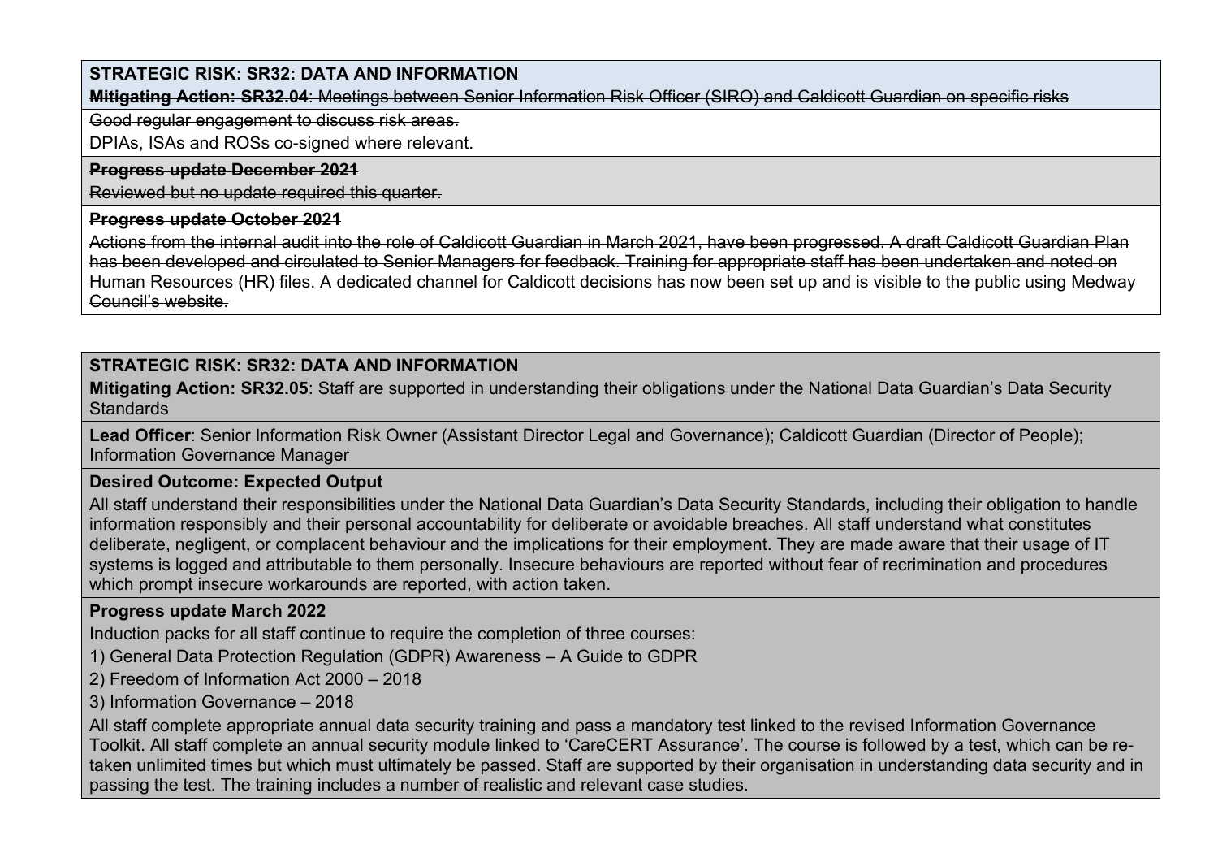~~**STRATEGIC RISK: SR32: DATA AND INFORMATION**~~

~~**Mitigating Action: SR32.04**: Meetings between Senior Information Risk Officer (SIRO) and Caldicott Guardian on specific risks~~

~~Good regular engagement to discuss risk areas.~~

~~DPIAs, ISAs and ROSs co-signed where relevant.~~

~~**Progress update December 2021**~~

~~Reviewed but no update required this quarter.~~

~~**Progress update October 2021**~~

~~Actions from the internal audit into the role of Caldicott Guardian in March 2021, have been progressed. A draft Caldicott Guardian Plan has been developed and circulated to Senior Managers for feedback. Training for appropriate staff has been undertaken and noted on Human Resources (HR) files. A dedicated channel for Caldicott decisions has now been set up and is visible to the public using Medway Council's website.~~

**STRATEGIC RISK: SR32: DATA AND INFORMATION**

**Mitigating Action: SR32.05**: Staff are supported in understanding their obligations under the National Data Guardian's Data Security Standards

**Lead Officer**: Senior Information Risk Owner (Assistant Director Legal and Governance); Caldicott Guardian (Director of People); Information Governance Manager

**Desired Outcome: Expected Output**

All staff understand their responsibilities under the National Data Guardian's Data Security Standards, including their obligation to handle information responsibly and their personal accountability for deliberate or avoidable breaches. All staff understand what constitutes deliberate, negligent, or complacent behaviour and the implications for their employment. They are made aware that their usage of IT systems is logged and attributable to them personally. Insecure behaviours are reported without fear of recrimination and procedures which prompt insecure workarounds are reported, with action taken.

**Progress update March 2022**

Induction packs for all staff continue to require the completion of three courses:

1) General Data Protection Regulation (GDPR) Awareness – A Guide to GDPR

2) Freedom of Information Act 2000 – 2018

3) Information Governance – 2018

All staff complete appropriate annual data security training and pass a mandatory test linked to the revised Information Governance Toolkit. All staff complete an annual security module linked to 'CareCERT Assurance'. The course is followed by a test, which can be re-taken unlimited times but which must ultimately be passed. Staff are supported by their organisation in understanding data security and in passing the test. The training includes a number of realistic and relevant case studies.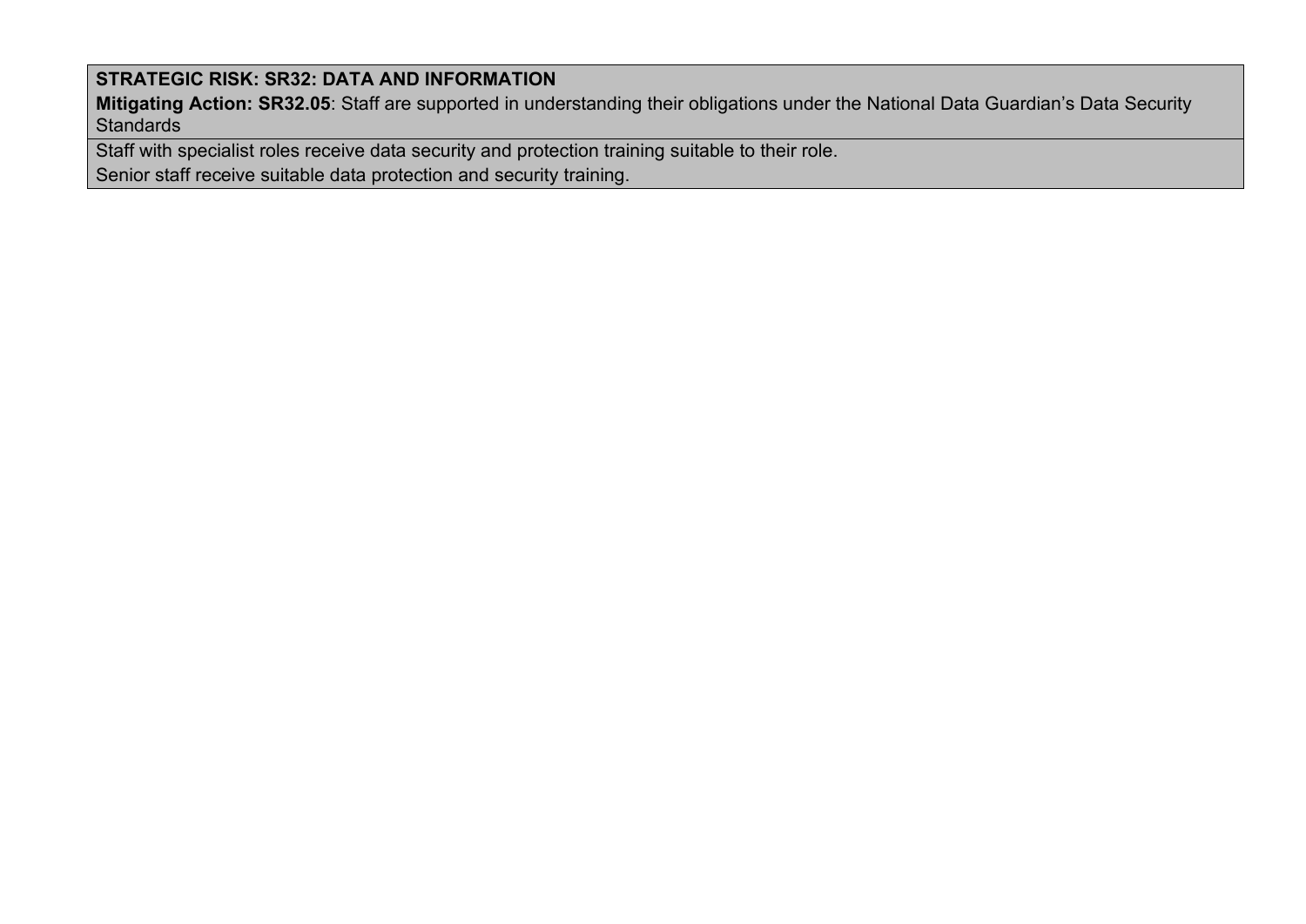| **STRATEGIC RISK: SR32: DATA AND INFORMATION**<br>**Mitigating Action: SR32.05**: Staff are supported in understanding their obligations under the National Data Guardian’s Data Security Standards |
| --- |
| Staff with specialist roles receive data security and protection training suitable to their role.<br>Senior staff receive suitable data protection and security training. |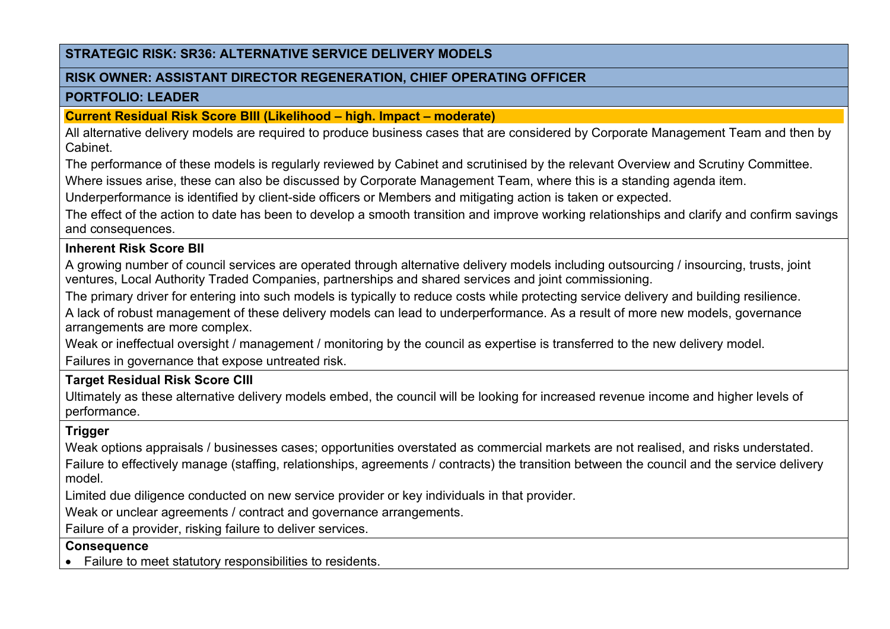**STRATEGIC RISK: SR36: ALTERNATIVE SERVICE DELIVERY MODELS**

**RISK OWNER: ASSISTANT DIRECTOR REGENERATION, CHIEF OPERATING OFFICER**

**PORTFOLIO: LEADER**

**Current Residual Risk Score BIII (Likelihood – high. Impact – moderate)**

All alternative delivery models are required to produce business cases that are considered by Corporate Management Team and then by Cabinet.

The performance of these models is regularly reviewed by Cabinet and scrutinised by the relevant Overview and Scrutiny Committee.

Where issues arise, these can also be discussed by Corporate Management Team, where this is a standing agenda item.

Underperformance is identified by client-side officers or Members and mitigating action is taken or expected.

The effect of the action to date has been to develop a smooth transition and improve working relationships and clarify and confirm savings and consequences.

**Inherent Risk Score BII**

A growing number of council services are operated through alternative delivery models including outsourcing / insourcing, trusts, joint ventures, Local Authority Traded Companies, partnerships and shared services and joint commissioning.

The primary driver for entering into such models is typically to reduce costs while protecting service delivery and building resilience.

A lack of robust management of these delivery models can lead to underperformance. As a result of more new models, governance arrangements are more complex.

Weak or ineffectual oversight / management / monitoring by the council as expertise is transferred to the new delivery model.

Failures in governance that expose untreated risk.

**Target Residual Risk Score CIII**

Ultimately as these alternative delivery models embed, the council will be looking for increased revenue income and higher levels of performance.

**Trigger**

Weak options appraisals / businesses cases; opportunities overstated as commercial markets are not realised, and risks understated.

Failure to effectively manage (staffing, relationships, agreements / contracts) the transition between the council and the service delivery model.

Limited due diligence conducted on new service provider or key individuals in that provider.

Weak or unclear agreements / contract and governance arrangements.

Failure of a provider, risking failure to deliver services.

**Consequence**

- Failure to meet statutory responsibilities to residents.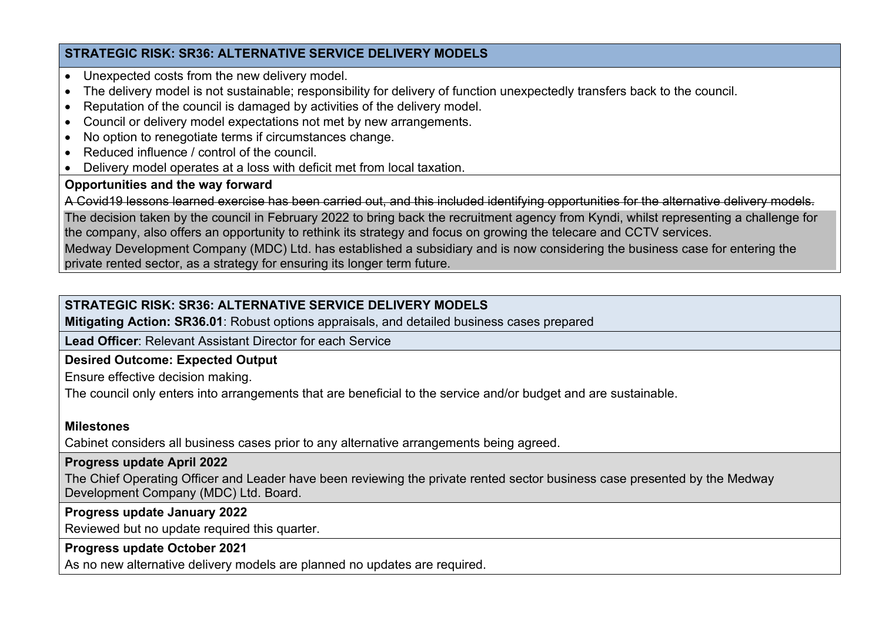**STRATEGIC RISK: SR36: ALTERNATIVE SERVICE DELIVERY MODELS**

- Unexpected costs from the new delivery model.
- The delivery model is not sustainable; responsibility for delivery of function unexpectedly transfers back to the council.
- Reputation of the council is damaged by activities of the delivery model.
- Council or delivery model expectations not met by new arrangements.
- No option to renegotiate terms if circumstances change.
- Reduced influence / control of the council.
- Delivery model operates at a loss with deficit met from local taxation.

**Opportunities and the way forward**

~~A Covid19 lessons learned exercise has been carried out, and this included identifying opportunities for the alternative delivery models.~~

The decision taken by the council in February 2022 to bring back the recruitment agency from Kyndi, whilst representing a challenge for the company, also offers an opportunity to rethink its strategy and focus on growing the telecare and CCTV services.

Medway Development Company (MDC) Ltd. has established a subsidiary and is now considering the business case for entering the private rented sector, as a strategy for ensuring its longer term future.

**STRATEGIC RISK: SR36: ALTERNATIVE SERVICE DELIVERY MODELS**

**Mitigating Action: SR36.01**: Robust options appraisals, and detailed business cases prepared

**Lead Officer**: Relevant Assistant Director for each Service

**Desired Outcome: Expected Output**

Ensure effective decision making.

The council only enters into arrangements that are beneficial to the service and/or budget and are sustainable.

**Milestones**

Cabinet considers all business cases prior to any alternative arrangements being agreed.

**Progress update April 2022**

The Chief Operating Officer and Leader have been reviewing the private rented sector business case presented by the Medway Development Company (MDC) Ltd. Board.

**Progress update January 2022**

Reviewed but no update required this quarter.

**Progress update October 2021**

As no new alternative delivery models are planned no updates are required.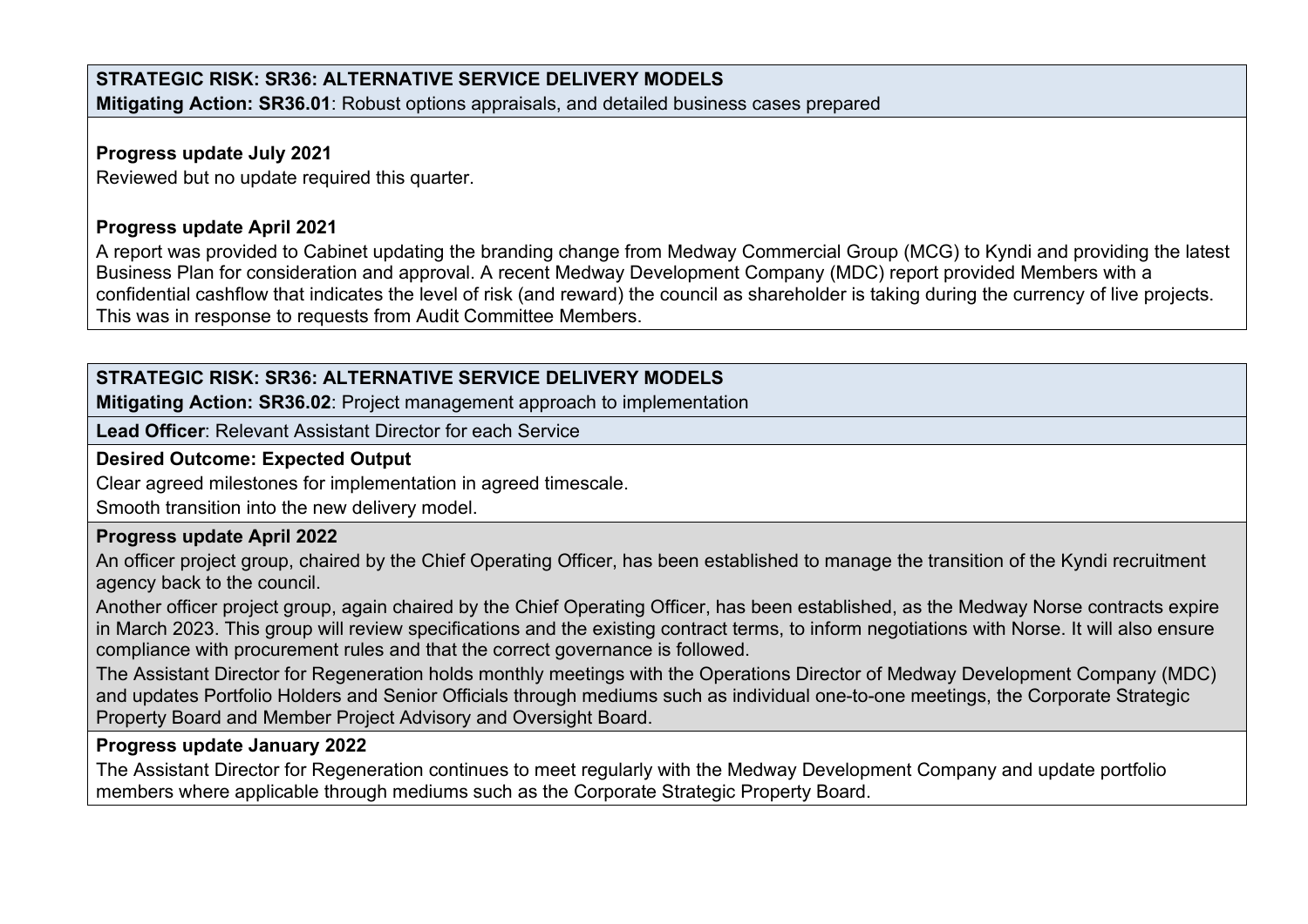**STRATEGIC RISK: SR36: ALTERNATIVE SERVICE DELIVERY MODELS**
**Mitigating Action: SR36.01**: Robust options appraisals, and detailed business cases prepared

**Progress update July 2021**
Reviewed but no update required this quarter.

**Progress update April 2021**
A report was provided to Cabinet updating the branding change from Medway Commercial Group (MCG) to Kyndi and providing the latest Business Plan for consideration and approval. A recent Medway Development Company (MDC) report provided Members with a confidential cashflow that indicates the level of risk (and reward) the council as shareholder is taking during the currency of live projects. This was in response to requests from Audit Committee Members.

**STRATEGIC RISK: SR36: ALTERNATIVE SERVICE DELIVERY MODELS**
**Mitigating Action: SR36.02**: Project management approach to implementation

**Lead Officer**: Relevant Assistant Director for each Service

**Desired Outcome: Expected Output**
Clear agreed milestones for implementation in agreed timescale.
Smooth transition into the new delivery model.

**Progress update April 2022**
An officer project group, chaired by the Chief Operating Officer, has been established to manage the transition of the Kyndi recruitment agency back to the council.
Another officer project group, again chaired by the Chief Operating Officer, has been established, as the Medway Norse contracts expire in March 2023. This group will review specifications and the existing contract terms, to inform negotiations with Norse. It will also ensure compliance with procurement rules and that the correct governance is followed.
The Assistant Director for Regeneration holds monthly meetings with the Operations Director of Medway Development Company (MDC) and updates Portfolio Holders and Senior Officials through mediums such as individual one-to-one meetings, the Corporate Strategic Property Board and Member Project Advisory and Oversight Board.

**Progress update January 2022**
The Assistant Director for Regeneration continues to meet regularly with the Medway Development Company and update portfolio members where applicable through mediums such as the Corporate Strategic Property Board.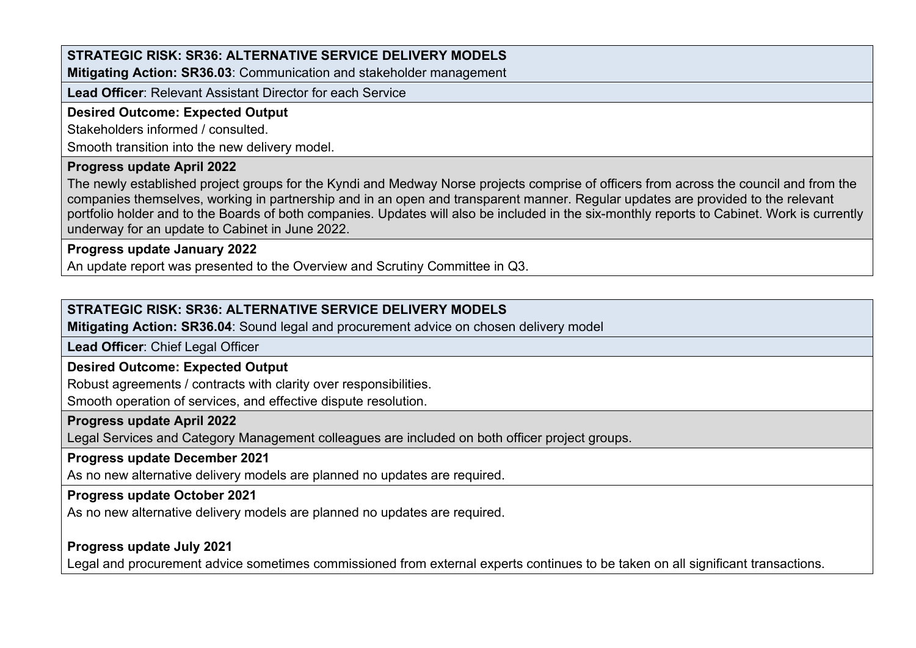**STRATEGIC RISK: SR36: ALTERNATIVE SERVICE DELIVERY MODELS**
**Mitigating Action: SR36.03**: Communication and stakeholder management

**Lead Officer**: Relevant Assistant Director for each Service

**Desired Outcome: Expected Output**

Stakeholders informed / consulted.

Smooth transition into the new delivery model.

**Progress update April 2022**

The newly established project groups for the Kyndi and Medway Norse projects comprise of officers from across the council and from the companies themselves, working in partnership and in an open and transparent manner. Regular updates are provided to the relevant portfolio holder and to the Boards of both companies. Updates will also be included in the six-monthly reports to Cabinet. Work is currently underway for an update to Cabinet in June 2022.

**Progress update January 2022**

An update report was presented to the Overview and Scrutiny Committee in Q3.

---

**STRATEGIC RISK: SR36: ALTERNATIVE SERVICE DELIVERY MODELS**
**Mitigating Action: SR36.04**: Sound legal and procurement advice on chosen delivery model

**Lead Officer**: Chief Legal Officer

**Desired Outcome: Expected Output**

Robust agreements / contracts with clarity over responsibilities.

Smooth operation of services, and effective dispute resolution.

**Progress update April 2022**

Legal Services and Category Management colleagues are included on both officer project groups.

**Progress update December 2021**

As no new alternative delivery models are planned no updates are required.

**Progress update October 2021**

As no new alternative delivery models are planned no updates are required.

**Progress update July 2021**

Legal and procurement advice sometimes commissioned from external experts continues to be taken on all significant transactions.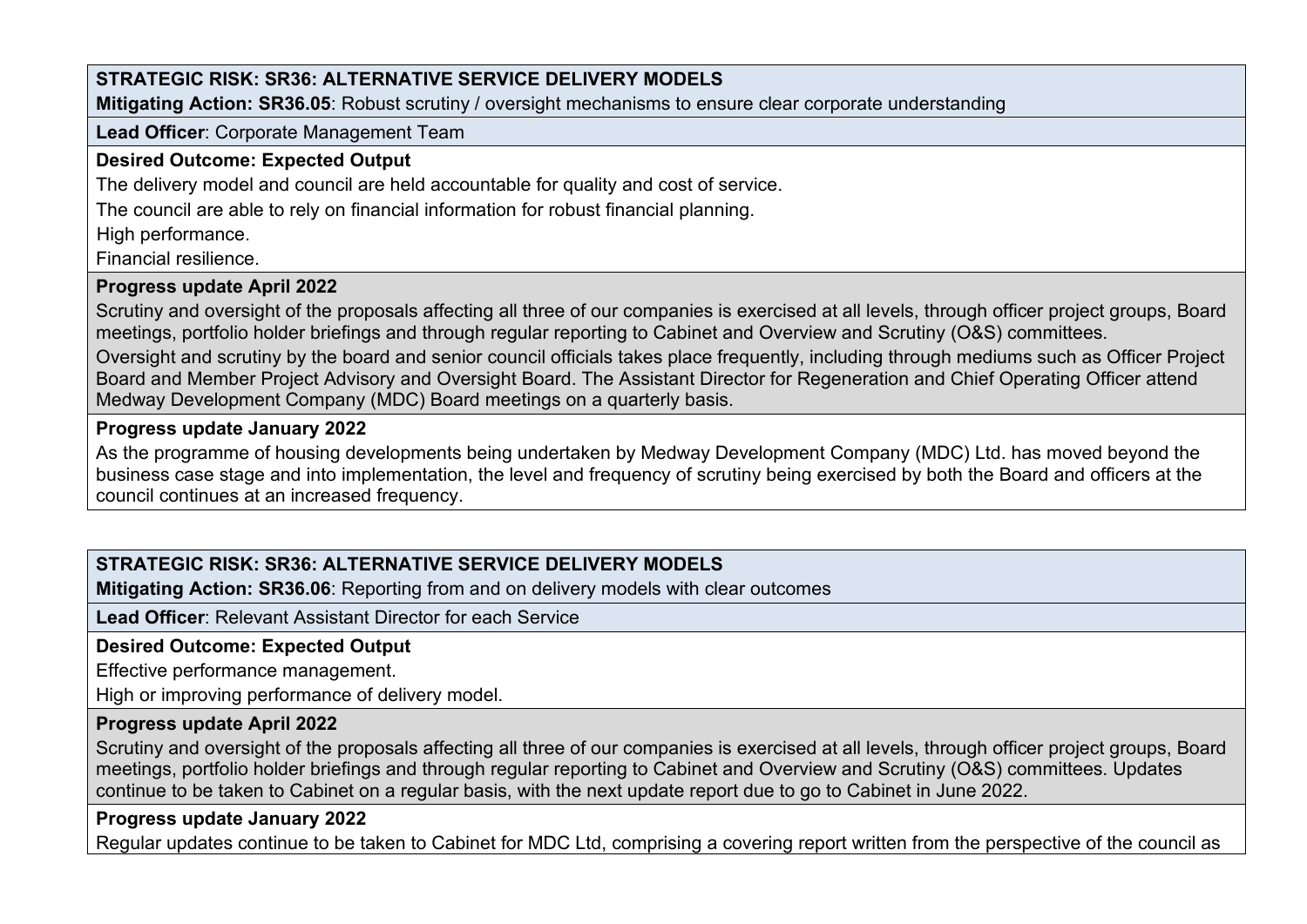**STRATEGIC RISK: SR36: ALTERNATIVE SERVICE DELIVERY MODELS**

**Mitigating Action: SR36.05**: Robust scrutiny / oversight mechanisms to ensure clear corporate understanding

**Lead Officer**: Corporate Management Team

**Desired Outcome: Expected Output**

The delivery model and council are held accountable for quality and cost of service.

The council are able to rely on financial information for robust financial planning.

High performance.

Financial resilience.

**Progress update April 2022**

Scrutiny and oversight of the proposals affecting all three of our companies is exercised at all levels, through officer project groups, Board meetings, portfolio holder briefings and through regular reporting to Cabinet and Overview and Scrutiny (O&S) committees.

Oversight and scrutiny by the board and senior council officials takes place frequently, including through mediums such as Officer Project Board and Member Project Advisory and Oversight Board. The Assistant Director for Regeneration and Chief Operating Officer attend Medway Development Company (MDC) Board meetings on a quarterly basis.

**Progress update January 2022**

As the programme of housing developments being undertaken by Medway Development Company (MDC) Ltd. has moved beyond the business case stage and into implementation, the level and frequency of scrutiny being exercised by both the Board and officers at the council continues at an increased frequency.

**STRATEGIC RISK: SR36: ALTERNATIVE SERVICE DELIVERY MODELS**

**Mitigating Action: SR36.06**: Reporting from and on delivery models with clear outcomes

**Lead Officer**: Relevant Assistant Director for each Service

**Desired Outcome: Expected Output**

Effective performance management.

High or improving performance of delivery model.

**Progress update April 2022**

Scrutiny and oversight of the proposals affecting all three of our companies is exercised at all levels, through officer project groups, Board meetings, portfolio holder briefings and through regular reporting to Cabinet and Overview and Scrutiny (O&S) committees. Updates continue to be taken to Cabinet on a regular basis, with the next update report due to go to Cabinet in June 2022.

**Progress update January 2022**

Regular updates continue to be taken to Cabinet for MDC Ltd, comprising a covering report written from the perspective of the council as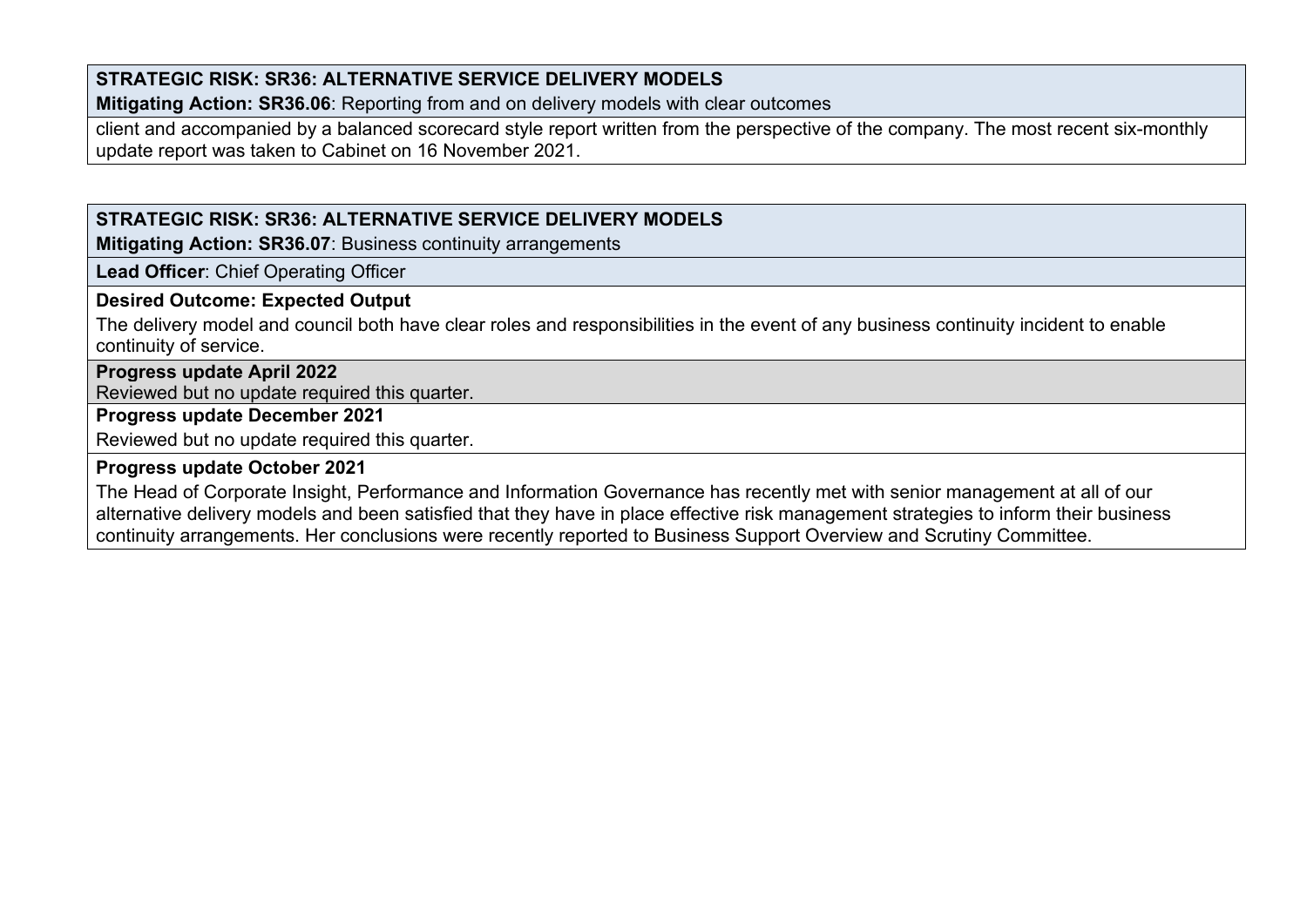**STRATEGIC RISK: SR36: ALTERNATIVE SERVICE DELIVERY MODELS**

**Mitigating Action: SR36.06**: Reporting from and on delivery models with clear outcomes

client and accompanied by a balanced scorecard style report written from the perspective of the company. The most recent six-monthly update report was taken to Cabinet on 16 November 2021.

**STRATEGIC RISK: SR36: ALTERNATIVE SERVICE DELIVERY MODELS**

**Mitigating Action: SR36.07**: Business continuity arrangements

**Lead Officer**: Chief Operating Officer

**Desired Outcome: Expected Output**

The delivery model and council both have clear roles and responsibilities in the event of any business continuity incident to enable continuity of service.

**Progress update April 2022**

Reviewed but no update required this quarter.

**Progress update December 2021**

Reviewed but no update required this quarter.

**Progress update October 2021**

The Head of Corporate Insight, Performance and Information Governance has recently met with senior management at all of our alternative delivery models and been satisfied that they have in place effective risk management strategies to inform their business continuity arrangements. Her conclusions were recently reported to Business Support Overview and Scrutiny Committee.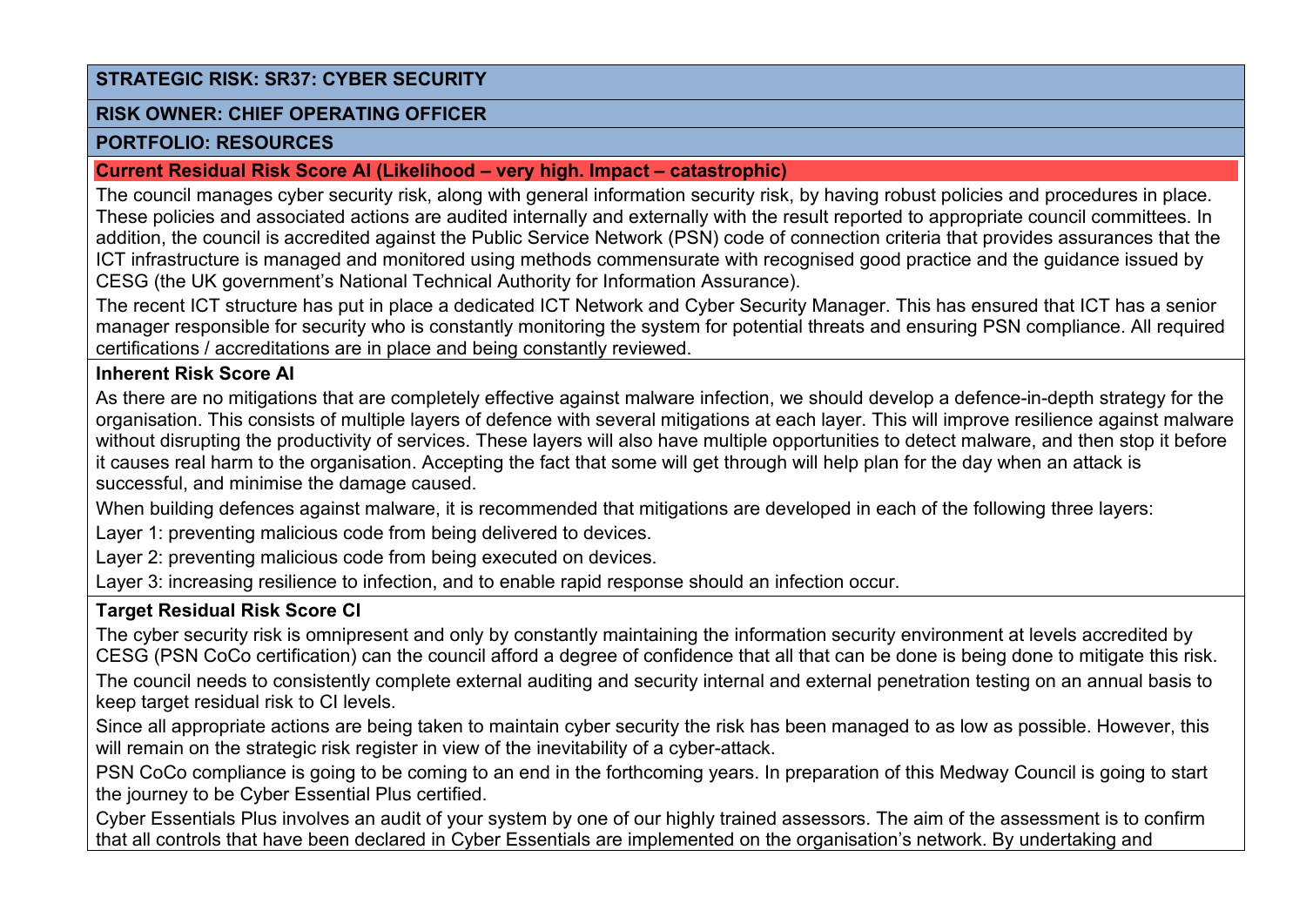**STRATEGIC RISK: SR37: CYBER SECURITY**

**RISK OWNER: CHIEF OPERATING OFFICER**

**PORTFOLIO: RESOURCES**

**Current Residual Risk Score AI (Likelihood – very high. Impact – catastrophic)**

The council manages cyber security risk, along with general information security risk, by having robust policies and procedures in place. These policies and associated actions are audited internally and externally with the result reported to appropriate council committees. In addition, the council is accredited against the Public Service Network (PSN) code of connection criteria that provides assurances that the ICT infrastructure is managed and monitored using methods commensurate with recognised good practice and the guidance issued by CESG (the UK government's National Technical Authority for Information Assurance).

The recent ICT structure has put in place a dedicated ICT Network and Cyber Security Manager. This has ensured that ICT has a senior manager responsible for security who is constantly monitoring the system for potential threats and ensuring PSN compliance. All required certifications / accreditations are in place and being constantly reviewed.

**Inherent Risk Score AI**

As there are no mitigations that are completely effective against malware infection, we should develop a defence-in-depth strategy for the organisation. This consists of multiple layers of defence with several mitigations at each layer. This will improve resilience against malware without disrupting the productivity of services. These layers will also have multiple opportunities to detect malware, and then stop it before it causes real harm to the organisation. Accepting the fact that some will get through will help plan for the day when an attack is successful, and minimise the damage caused.

When building defences against malware, it is recommended that mitigations are developed in each of the following three layers:

Layer 1: preventing malicious code from being delivered to devices.

Layer 2: preventing malicious code from being executed on devices.

Layer 3: increasing resilience to infection, and to enable rapid response should an infection occur.

**Target Residual Risk Score CI**

The cyber security risk is omnipresent and only by constantly maintaining the information security environment at levels accredited by CESG (PSN CoCo certification) can the council afford a degree of confidence that all that can be done is being done to mitigate this risk.

The council needs to consistently complete external auditing and security internal and external penetration testing on an annual basis to keep target residual risk to CI levels.

Since all appropriate actions are being taken to maintain cyber security the risk has been managed to as low as possible. However, this will remain on the strategic risk register in view of the inevitability of a cyber-attack.

PSN CoCo compliance is going to be coming to an end in the forthcoming years. In preparation of this Medway Council is going to start the journey to be Cyber Essential Plus certified.

Cyber Essentials Plus involves an audit of your system by one of our highly trained assessors. The aim of the assessment is to confirm that all controls that have been declared in Cyber Essentials are implemented on the organisation's network. By undertaking and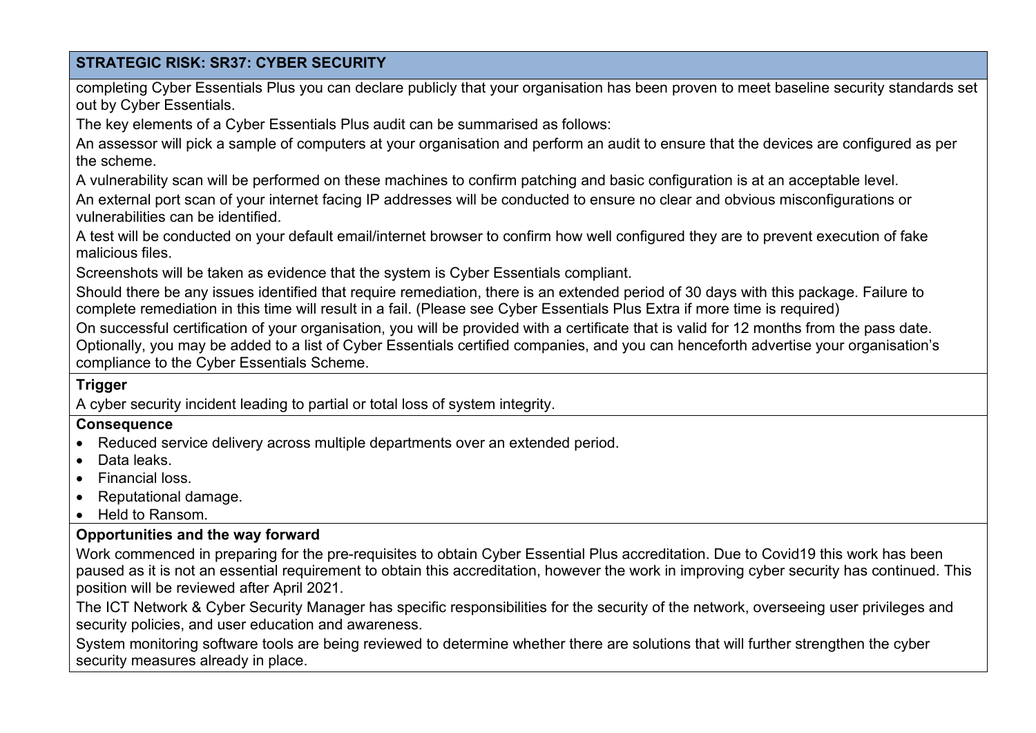**STRATEGIC RISK: SR37: CYBER SECURITY**

completing Cyber Essentials Plus you can declare publicly that your organisation has been proven to meet baseline security standards set out by Cyber Essentials.

The key elements of a Cyber Essentials Plus audit can be summarised as follows:

An assessor will pick a sample of computers at your organisation and perform an audit to ensure that the devices are configured as per the scheme.

A vulnerability scan will be performed on these machines to confirm patching and basic configuration is at an acceptable level.

An external port scan of your internet facing IP addresses will be conducted to ensure no clear and obvious misconfigurations or vulnerabilities can be identified.

A test will be conducted on your default email/internet browser to confirm how well configured they are to prevent execution of fake malicious files.

Screenshots will be taken as evidence that the system is Cyber Essentials compliant.

Should there be any issues identified that require remediation, there is an extended period of 30 days with this package. Failure to complete remediation in this time will result in a fail. (Please see Cyber Essentials Plus Extra if more time is required)

On successful certification of your organisation, you will be provided with a certificate that is valid for 12 months from the pass date. Optionally, you may be added to a list of Cyber Essentials certified companies, and you can henceforth advertise your organisation's compliance to the Cyber Essentials Scheme.

**Trigger**

A cyber security incident leading to partial or total loss of system integrity.

**Consequence**

- Reduced service delivery across multiple departments over an extended period.
- Data leaks.
- Financial loss.
- Reputational damage.
- Held to Ransom.

**Opportunities and the way forward**

Work commenced in preparing for the pre-requisites to obtain Cyber Essential Plus accreditation. Due to Covid19 this work has been paused as it is not an essential requirement to obtain this accreditation, however the work in improving cyber security has continued. This position will be reviewed after April 2021.

The ICT Network & Cyber Security Manager has specific responsibilities for the security of the network, overseeing user privileges and security policies, and user education and awareness.

System monitoring software tools are being reviewed to determine whether there are solutions that will further strengthen the cyber security measures already in place.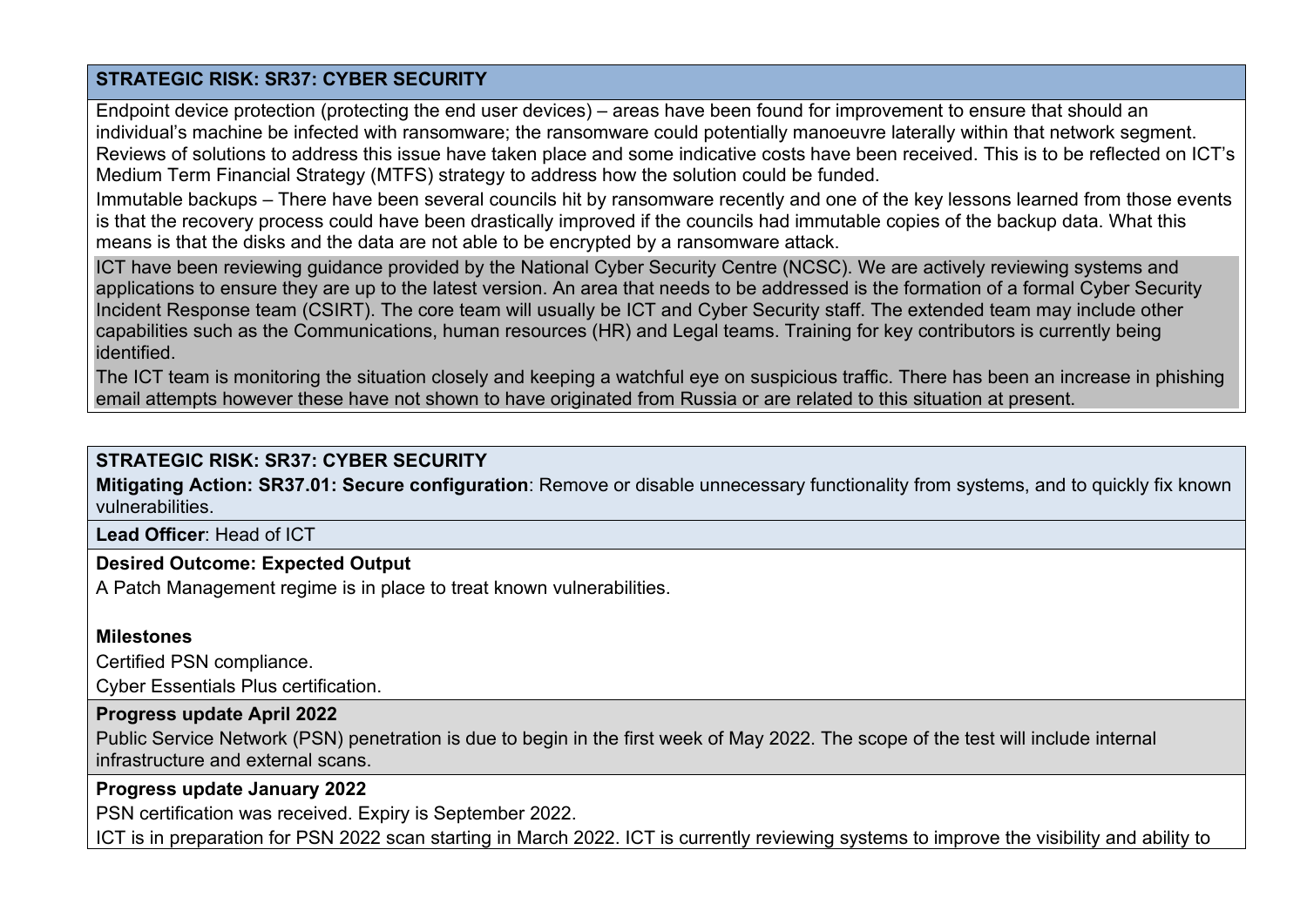**STRATEGIC RISK: SR37: CYBER SECURITY**

Endpoint device protection (protecting the end user devices) – areas have been found for improvement to ensure that should an individual's machine be infected with ransomware; the ransomware could potentially manoeuvre laterally within that network segment. Reviews of solutions to address this issue have taken place and some indicative costs have been received. This is to be reflected on ICT's Medium Term Financial Strategy (MTFS) strategy to address how the solution could be funded.

Immutable backups – There have been several councils hit by ransomware recently and one of the key lessons learned from those events is that the recovery process could have been drastically improved if the councils had immutable copies of the backup data. What this means is that the disks and the data are not able to be encrypted by a ransomware attack.

ICT have been reviewing guidance provided by the National Cyber Security Centre (NCSC). We are actively reviewing systems and applications to ensure they are up to the latest version. An area that needs to be addressed is the formation of a formal Cyber Security Incident Response team (CSIRT). The core team will usually be ICT and Cyber Security staff. The extended team may include other capabilities such as the Communications, human resources (HR) and Legal teams. Training for key contributors is currently being identified.

The ICT team is monitoring the situation closely and keeping a watchful eye on suspicious traffic. There has been an increase in phishing email attempts however these have not shown to have originated from Russia or are related to this situation at present.

**STRATEGIC RISK: SR37: CYBER SECURITY**

**Mitigating Action: SR37.01: Secure configuration**: Remove or disable unnecessary functionality from systems, and to quickly fix known vulnerabilities.

**Lead Officer**: Head of ICT

**Desired Outcome: Expected Output**

A Patch Management regime is in place to treat known vulnerabilities.

**Milestones**

Certified PSN compliance.

Cyber Essentials Plus certification.

**Progress update April 2022**

Public Service Network (PSN) penetration is due to begin in the first week of May 2022. The scope of the test will include internal infrastructure and external scans.

**Progress update January 2022**

PSN certification was received. Expiry is September 2022.

ICT is in preparation for PSN 2022 scan starting in March 2022. ICT is currently reviewing systems to improve the visibility and ability to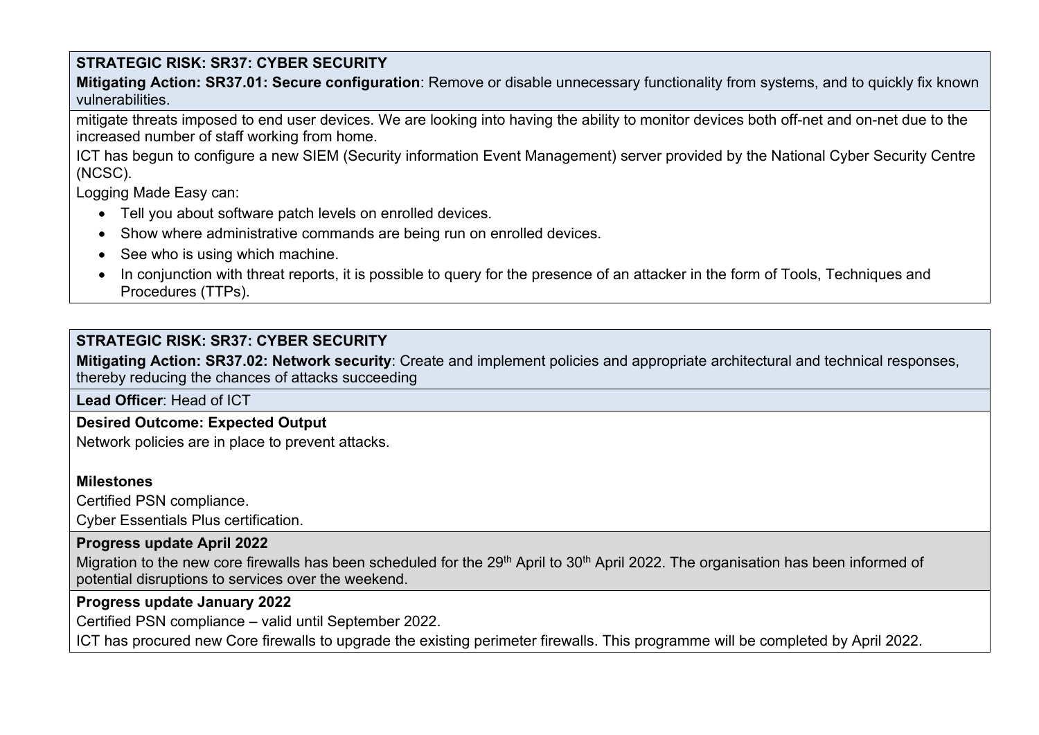**STRATEGIC RISK: SR37: CYBER SECURITY**

**Mitigating Action: SR37.01: Secure configuration**: Remove or disable unnecessary functionality from systems, and to quickly fix known vulnerabilities.

mitigate threats imposed to end user devices. We are looking into having the ability to monitor devices both off-net and on-net due to the increased number of staff working from home.

ICT has begun to configure a new SIEM (Security information Event Management) server provided by the National Cyber Security Centre (NCSC).

Logging Made Easy can:

- Tell you about software patch levels on enrolled devices.
- Show where administrative commands are being run on enrolled devices.
- See who is using which machine.
- In conjunction with threat reports, it is possible to query for the presence of an attacker in the form of Tools, Techniques and Procedures (TTPs).

**STRATEGIC RISK: SR37: CYBER SECURITY**

**Mitigating Action: SR37.02: Network security**: Create and implement policies and appropriate architectural and technical responses, thereby reducing the chances of attacks succeeding

**Lead Officer**: Head of ICT

**Desired Outcome: Expected Output**

Network policies are in place to prevent attacks.

**Milestones**

Certified PSN compliance.

Cyber Essentials Plus certification.

**Progress update April 2022**

Migration to the new core firewalls has been scheduled for the 29th April to 30th April 2022. The organisation has been informed of potential disruptions to services over the weekend.

**Progress update January 2022**

Certified PSN compliance – valid until September 2022.

ICT has procured new Core firewalls to upgrade the existing perimeter firewalls. This programme will be completed by April 2022.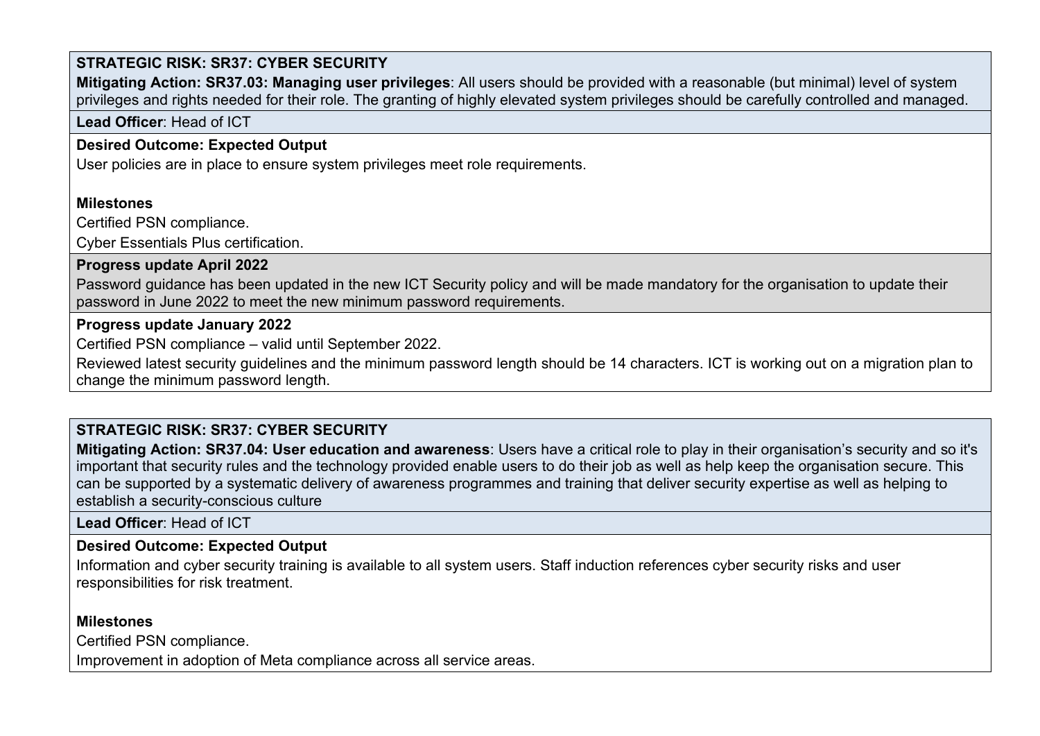**STRATEGIC RISK: SR37: CYBER SECURITY**

**Mitigating Action: SR37.03: Managing user privileges**: All users should be provided with a reasonable (but minimal) level of system privileges and rights needed for their role. The granting of highly elevated system privileges should be carefully controlled and managed.

**Lead Officer**: Head of ICT

**Desired Outcome: Expected Output**

User policies are in place to ensure system privileges meet role requirements.

**Milestones**

Certified PSN compliance.

Cyber Essentials Plus certification.

**Progress update April 2022**

Password guidance has been updated in the new ICT Security policy and will be made mandatory for the organisation to update their password in June 2022 to meet the new minimum password requirements.

**Progress update January 2022**

Certified PSN compliance – valid until September 2022.

Reviewed latest security guidelines and the minimum password length should be 14 characters. ICT is working out on a migration plan to change the minimum password length.

---

**STRATEGIC RISK: SR37: CYBER SECURITY**

**Mitigating Action: SR37.04: User education and awareness**: Users have a critical role to play in their organisation's security and so it's important that security rules and the technology provided enable users to do their job as well as help keep the organisation secure. This can be supported by a systematic delivery of awareness programmes and training that deliver security expertise as well as helping to establish a security-conscious culture

**Lead Officer**: Head of ICT

**Desired Outcome: Expected Output**

Information and cyber security training is available to all system users. Staff induction references cyber security risks and user responsibilities for risk treatment.

**Milestones**

Certified PSN compliance.

Improvement in adoption of Meta compliance across all service areas.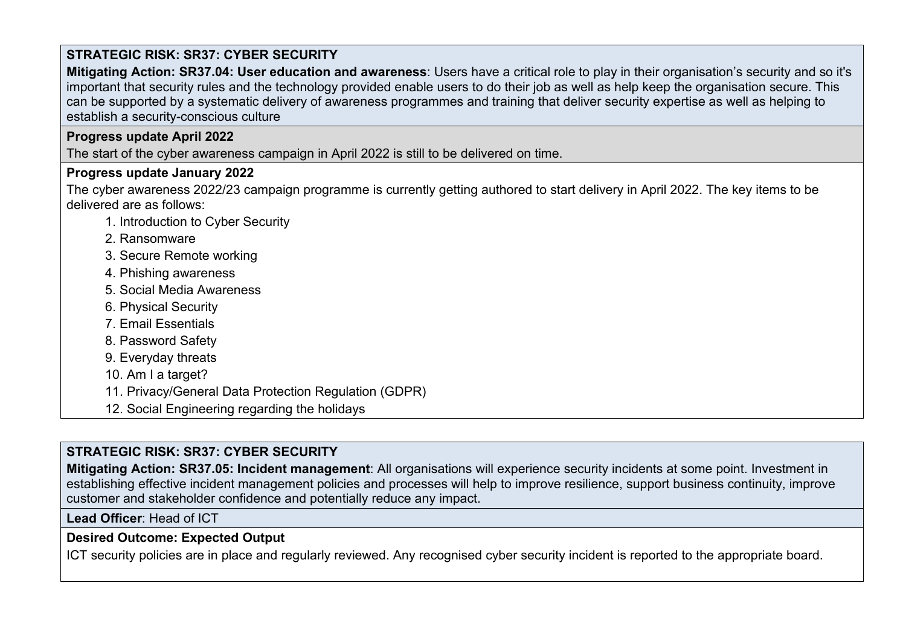**STRATEGIC RISK: SR37: CYBER SECURITY**

**Mitigating Action: SR37.04: User education and awareness**: Users have a critical role to play in their organisation's security and so it's important that security rules and the technology provided enable users to do their job as well as help keep the organisation secure. This can be supported by a systematic delivery of awareness programmes and training that deliver security expertise as well as helping to establish a security-conscious culture

**Progress update April 2022**

The start of the cyber awareness campaign in April 2022 is still to be delivered on time.

**Progress update January 2022**

The cyber awareness 2022/23 campaign programme is currently getting authored to start delivery in April 2022. The key items to be delivered are as follows:

1. Introduction to Cyber Security
2. Ransomware
3. Secure Remote working
4. Phishing awareness
5. Social Media Awareness
6. Physical Security
7. Email Essentials
8. Password Safety
9. Everyday threats
10. Am I a target?
11. Privacy/General Data Protection Regulation (GDPR)
12. Social Engineering regarding the holidays

**STRATEGIC RISK: SR37: CYBER SECURITY**

**Mitigating Action: SR37.05: Incident management**: All organisations will experience security incidents at some point. Investment in establishing effective incident management policies and processes will help to improve resilience, support business continuity, improve customer and stakeholder confidence and potentially reduce any impact.

**Lead Officer**: Head of ICT

**Desired Outcome: Expected Output**

ICT security policies are in place and regularly reviewed. Any recognised cyber security incident is reported to the appropriate board.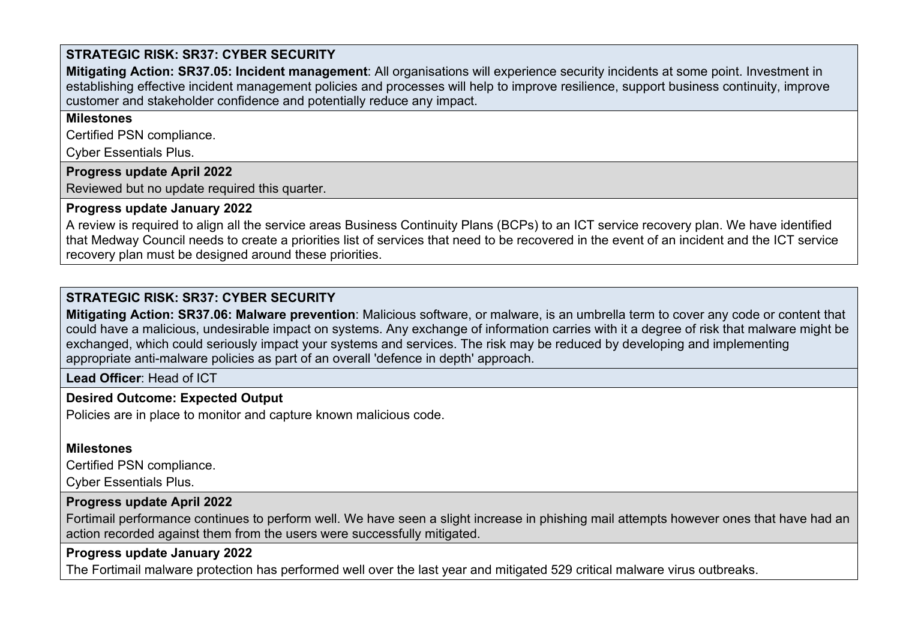**STRATEGIC RISK: SR37: CYBER SECURITY**

**Mitigating Action: SR37.05: Incident management**: All organisations will experience security incidents at some point. Investment in establishing effective incident management policies and processes will help to improve resilience, support business continuity, improve customer and stakeholder confidence and potentially reduce any impact.

**Milestones**

Certified PSN compliance.

Cyber Essentials Plus.

**Progress update April 2022**

Reviewed but no update required this quarter.

**Progress update January 2022**

A review is required to align all the service areas Business Continuity Plans (BCPs) to an ICT service recovery plan. We have identified that Medway Council needs to create a priorities list of services that need to be recovered in the event of an incident and the ICT service recovery plan must be designed around these priorities.

**STRATEGIC RISK: SR37: CYBER SECURITY**

**Mitigating Action: SR37.06: Malware prevention**: Malicious software, or malware, is an umbrella term to cover any code or content that could have a malicious, undesirable impact on systems. Any exchange of information carries with it a degree of risk that malware might be exchanged, which could seriously impact your systems and services. The risk may be reduced by developing and implementing appropriate anti-malware policies as part of an overall 'defence in depth' approach.

**Lead Officer**: Head of ICT

**Desired Outcome: Expected Output**

Policies are in place to monitor and capture known malicious code.

**Milestones**

Certified PSN compliance.

Cyber Essentials Plus.

**Progress update April 2022**

Fortimail performance continues to perform well. We have seen a slight increase in phishing mail attempts however ones that have had an action recorded against them from the users were successfully mitigated.

**Progress update January 2022**

The Fortimail malware protection has performed well over the last year and mitigated 529 critical malware virus outbreaks.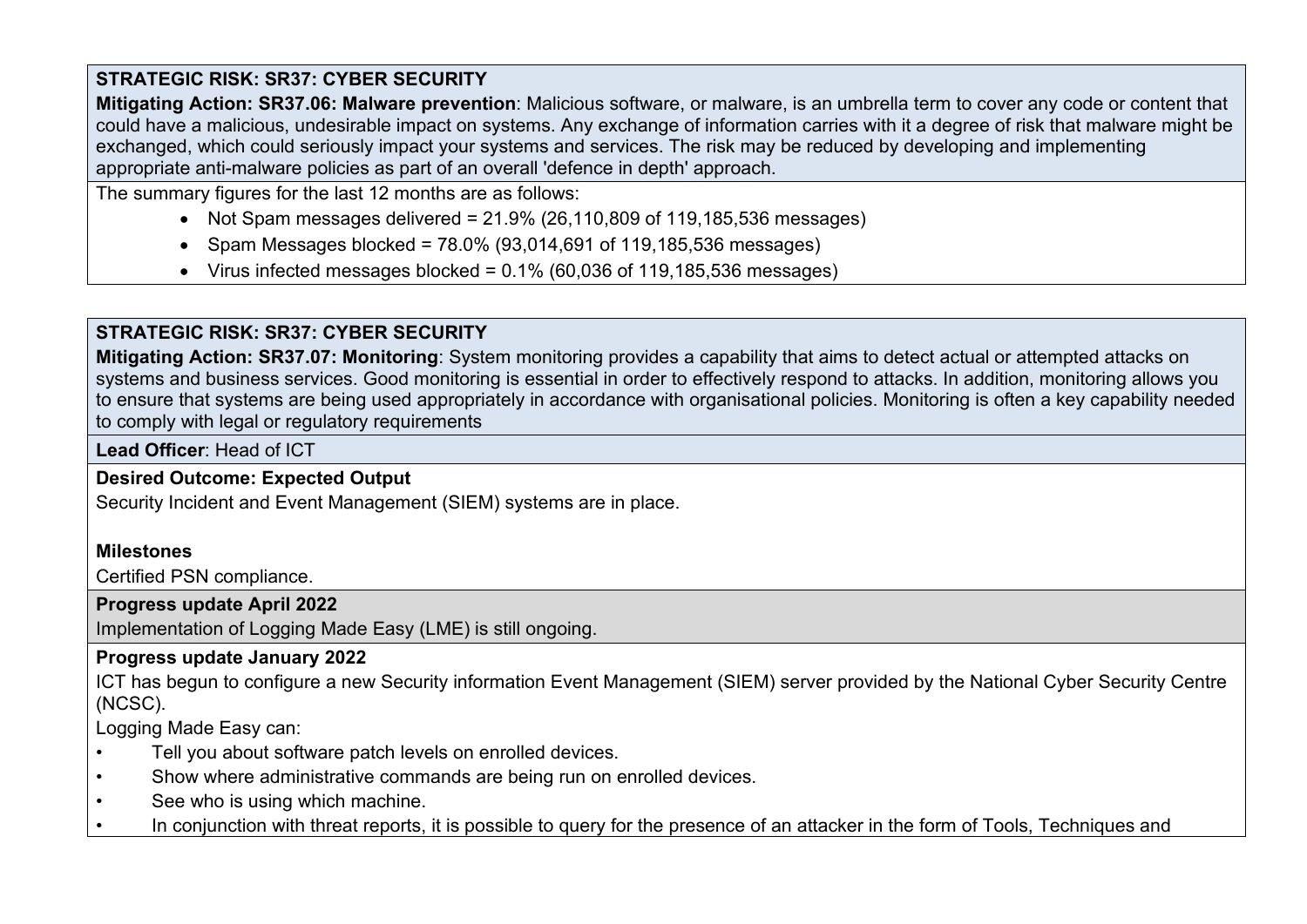**STRATEGIC RISK: SR37: CYBER SECURITY**

**Mitigating Action: SR37.06: Malware prevention**: Malicious software, or malware, is an umbrella term to cover any code or content that could have a malicious, undesirable impact on systems. Any exchange of information carries with it a degree of risk that malware might be exchanged, which could seriously impact your systems and services. The risk may be reduced by developing and implementing appropriate anti-malware policies as part of an overall 'defence in depth' approach.

The summary figures for the last 12 months are as follows:

- Not Spam messages delivered = 21.9% (26,110,809 of 119,185,536 messages)
- Spam Messages blocked = 78.0% (93,014,691 of 119,185,536 messages)
- Virus infected messages blocked = 0.1% (60,036 of 119,185,536 messages)

**STRATEGIC RISK: SR37: CYBER SECURITY**

**Mitigating Action: SR37.07: Monitoring**: System monitoring provides a capability that aims to detect actual or attempted attacks on systems and business services. Good monitoring is essential in order to effectively respond to attacks. In addition, monitoring allows you to ensure that systems are being used appropriately in accordance with organisational policies. Monitoring is often a key capability needed to comply with legal or regulatory requirements

**Lead Officer**: Head of ICT

**Desired Outcome: Expected Output**

Security Incident and Event Management (SIEM) systems are in place.

**Milestones**

Certified PSN compliance.

**Progress update April 2022**

Implementation of Logging Made Easy (LME) is still ongoing.

**Progress update January 2022**

ICT has begun to configure a new Security information Event Management (SIEM) server provided by the National Cyber Security Centre (NCSC).

Logging Made Easy can:

- Tell you about software patch levels on enrolled devices.
- Show where administrative commands are being run on enrolled devices.
- See who is using which machine.
- In conjunction with threat reports, it is possible to query for the presence of an attacker in the form of Tools, Techniques and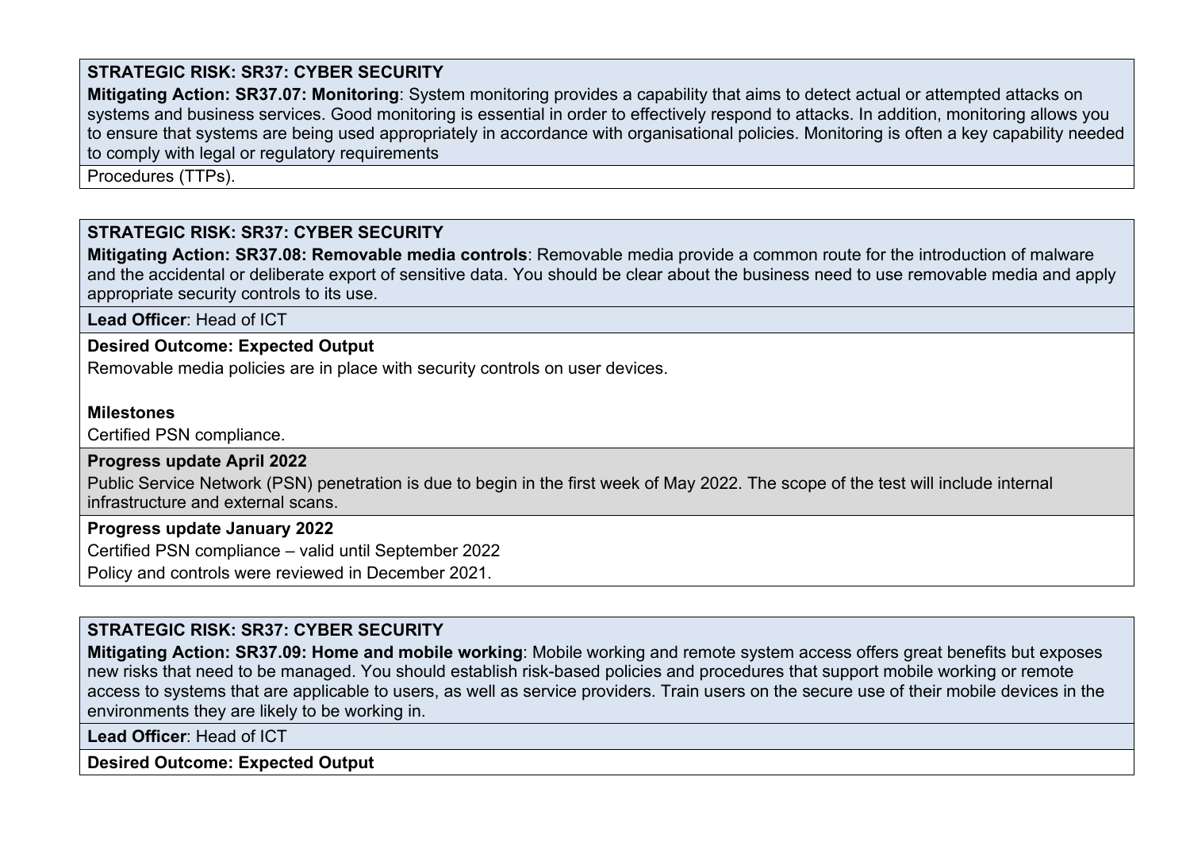**STRATEGIC RISK: SR37: CYBER SECURITY**

**Mitigating Action: SR37.07: Monitoring**: System monitoring provides a capability that aims to detect actual or attempted attacks on systems and business services. Good monitoring is essential in order to effectively respond to attacks. In addition, monitoring allows you to ensure that systems are being used appropriately in accordance with organisational policies. Monitoring is often a key capability needed to comply with legal or regulatory requirements

Procedures (TTPs).

---

**STRATEGIC RISK: SR37: CYBER SECURITY**

**Mitigating Action: SR37.08: Removable media controls**: Removable media provide a common route for the introduction of malware and the accidental or deliberate export of sensitive data. You should be clear about the business need to use removable media and apply appropriate security controls to its use.

**Lead Officer**: Head of ICT

**Desired Outcome: Expected Output**

Removable media policies are in place with security controls on user devices.

**Milestones**

Certified PSN compliance.

**Progress update April 2022**

Public Service Network (PSN) penetration is due to begin in the first week of May 2022. The scope of the test will include internal infrastructure and external scans.

**Progress update January 2022**

Certified PSN compliance – valid until September 2022

Policy and controls were reviewed in December 2021.

---

**STRATEGIC RISK: SR37: CYBER SECURITY**

**Mitigating Action: SR37.09: Home and mobile working**: Mobile working and remote system access offers great benefits but exposes new risks that need to be managed. You should establish risk-based policies and procedures that support mobile working or remote access to systems that are applicable to users, as well as service providers. Train users on the secure use of their mobile devices in the environments they are likely to be working in.

**Lead Officer**: Head of ICT

**Desired Outcome: Expected Output**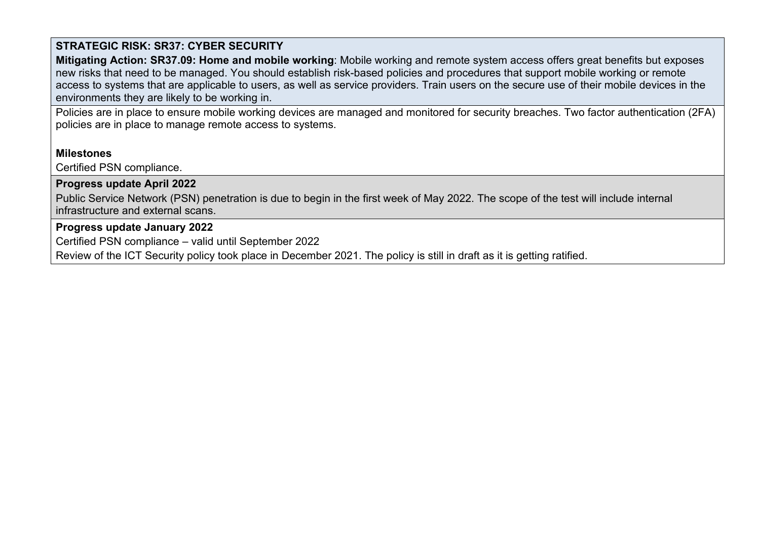**STRATEGIC RISK: SR37: CYBER SECURITY**

**Mitigating Action: SR37.09: Home and mobile working**: Mobile working and remote system access offers great benefits but exposes new risks that need to be managed. You should establish risk-based policies and procedures that support mobile working or remote access to systems that are applicable to users, as well as service providers. Train users on the secure use of their mobile devices in the environments they are likely to be working in.

Policies are in place to ensure mobile working devices are managed and monitored for security breaches. Two factor authentication (2FA) policies are in place to manage remote access to systems.

**Milestones**

Certified PSN compliance.

**Progress update April 2022**

Public Service Network (PSN) penetration is due to begin in the first week of May 2022. The scope of the test will include internal infrastructure and external scans.

**Progress update January 2022**

Certified PSN compliance – valid until September 2022

Review of the ICT Security policy took place in December 2021. The policy is still in draft as it is getting ratified.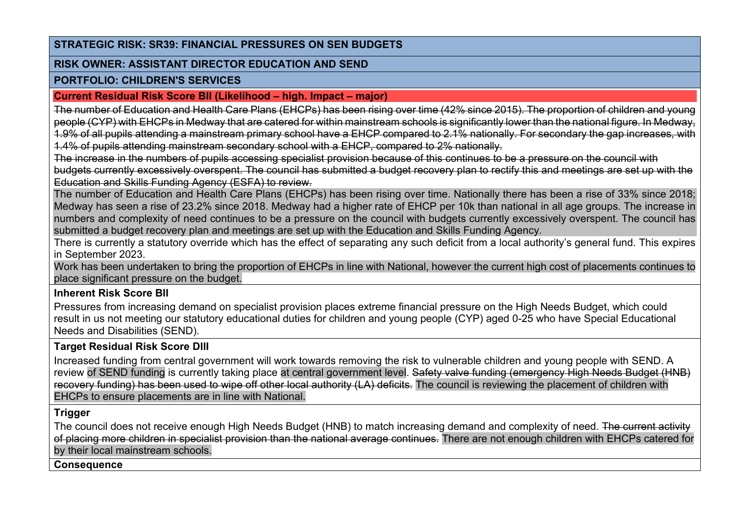**STRATEGIC RISK: SR39: FINANCIAL PRESSURES ON SEN BUDGETS**

**RISK OWNER: ASSISTANT DIRECTOR EDUCATION AND SEND**

**PORTFOLIO: CHILDREN'S SERVICES**

**Current Residual Risk Score BII (Likelihood – high. Impact – major)**

~~The number of Education and Health Care Plans (EHCPs) has been rising over time (42% since 2015). The proportion of children and young people (CYP) with EHCPs in Medway that are catered for within mainstream schools is significantly lower than the national figure. In Medway, 1.9% of all pupils attending a mainstream primary school have a EHCP compared to 2.1% nationally. For secondary the gap increases, with 1.4% of pupils attending mainstream secondary school with a EHCP, compared to 2% nationally.~~

~~The increase in the numbers of pupils accessing specialist provision because of this continues to be a pressure on the council with budgets currently excessively overspent. The council has submitted a budget recovery plan to rectify this and meetings are set up with the Education and Skills Funding Agency (ESFA) to review.~~

The number of Education and Health Care Plans (EHCPs) has been rising over time. Nationally there has been a rise of 33% since 2018; Medway has seen a rise of 23.2% since 2018. Medway had a higher rate of EHCP per 10k than national in all age groups. The increase in numbers and complexity of need continues to be a pressure on the council with budgets currently excessively overspent. The council has submitted a budget recovery plan and meetings are set up with the Education and Skills Funding Agency.

There is currently a statutory override which has the effect of separating any such deficit from a local authority's general fund. This expires in September 2023.

Work has been undertaken to bring the proportion of EHCPs in line with National, however the current high cost of placements continues to place significant pressure on the budget.

**Inherent Risk Score BII**

Pressures from increasing demand on specialist provision places extreme financial pressure on the High Needs Budget, which could result in us not meeting our statutory educational duties for children and young people (CYP) aged 0-25 who have Special Educational Needs and Disabilities (SEND).

**Target Residual Risk Score DIII**

Increased funding from central government will work towards removing the risk to vulnerable children and young people with SEND. A review of SEND funding is currently taking place at central government level. ~~Safety valve funding (emergency High Needs Budget (HNB) recovery funding) has been used to wipe off other local authority (LA) deficits.~~ The council is reviewing the placement of children with EHCPs to ensure placements are in line with National.

**Trigger**

The council does not receive enough High Needs Budget (HNB) to match increasing demand and complexity of need. ~~The current activity of placing more children in specialist provision than the national average continues.~~ There are not enough children with EHCPs catered for by their local mainstream schools.

**Consequence**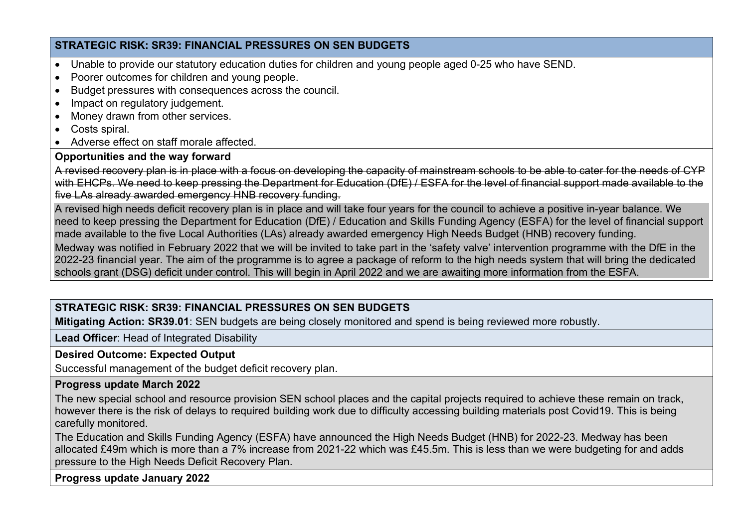**STRATEGIC RISK: SR39: FINANCIAL PRESSURES ON SEN BUDGETS**

- Unable to provide our statutory education duties for children and young people aged 0-25 who have SEND.
- Poorer outcomes for children and young people.
- Budget pressures with consequences across the council.
- Impact on regulatory judgement.
- Money drawn from other services.
- Costs spiral.
- Adverse effect on staff morale affected.

**Opportunities and the way forward**

~~A revised recovery plan is in place with a focus on developing the capacity of mainstream schools to be able to cater for the needs of CYP with EHCPs. We need to keep pressing the Department for Education (DfE) / ESFA for the level of financial support made available to the five LAs already awarded emergency HNB recovery funding.~~

A revised high needs deficit recovery plan is in place and will take four years for the council to achieve a positive in-year balance. We need to keep pressing the Department for Education (DfE) / Education and Skills Funding Agency (ESFA) for the level of financial support made available to the five Local Authorities (LAs) already awarded emergency High Needs Budget (HNB) recovery funding.

Medway was notified in February 2022 that we will be invited to take part in the 'safety valve' intervention programme with the DfE in the 2022-23 financial year. The aim of the programme is to agree a package of reform to the high needs system that will bring the dedicated schools grant (DSG) deficit under control. This will begin in April 2022 and we are awaiting more information from the ESFA.

**STRATEGIC RISK: SR39: FINANCIAL PRESSURES ON SEN BUDGETS**

**Mitigating Action: SR39.01**: SEN budgets are being closely monitored and spend is being reviewed more robustly.

**Lead Officer**: Head of Integrated Disability

**Desired Outcome: Expected Output**

Successful management of the budget deficit recovery plan.

**Progress update March 2022**

The new special school and resource provision SEN school places and the capital projects required to achieve these remain on track, however there is the risk of delays to required building work due to difficulty accessing building materials post Covid19. This is being carefully monitored.

The Education and Skills Funding Agency (ESFA) have announced the High Needs Budget (HNB) for 2022-23. Medway has been allocated £49m which is more than a 7% increase from 2021-22 which was £45.5m. This is less than we were budgeting for and adds pressure to the High Needs Deficit Recovery Plan.

**Progress update January 2022**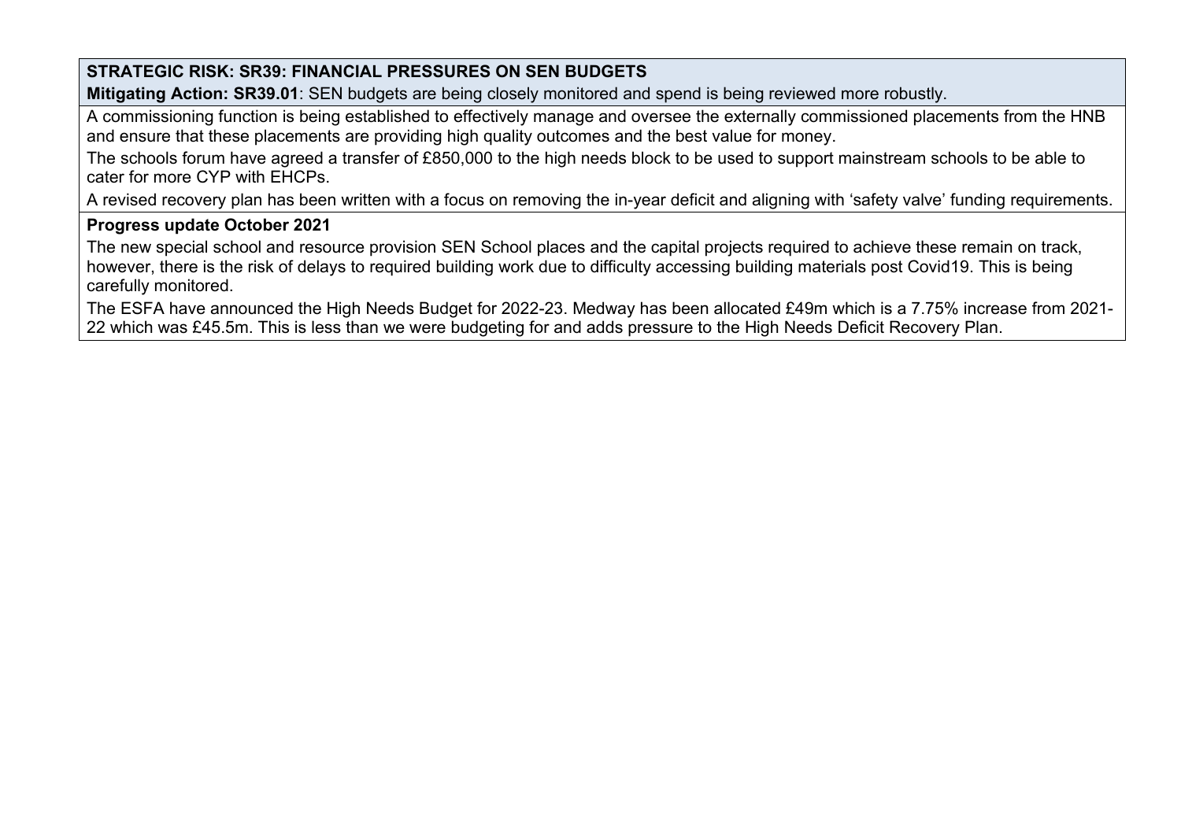**STRATEGIC RISK: SR39: FINANCIAL PRESSURES ON SEN BUDGETS**

**Mitigating Action: SR39.01**: SEN budgets are being closely monitored and spend is being reviewed more robustly.

A commissioning function is being established to effectively manage and oversee the externally commissioned placements from the HNB and ensure that these placements are providing high quality outcomes and the best value for money.

The schools forum have agreed a transfer of £850,000 to the high needs block to be used to support mainstream schools to be able to cater for more CYP with EHCPs.

A revised recovery plan has been written with a focus on removing the in-year deficit and aligning with 'safety valve' funding requirements.

**Progress update October 2021**

The new special school and resource provision SEN School places and the capital projects required to achieve these remain on track, however, there is the risk of delays to required building work due to difficulty accessing building materials post Covid19. This is being carefully monitored.

The ESFA have announced the High Needs Budget for 2022-23. Medway has been allocated £49m which is a 7.75% increase from 2021-22 which was £45.5m. This is less than we were budgeting for and adds pressure to the High Needs Deficit Recovery Plan.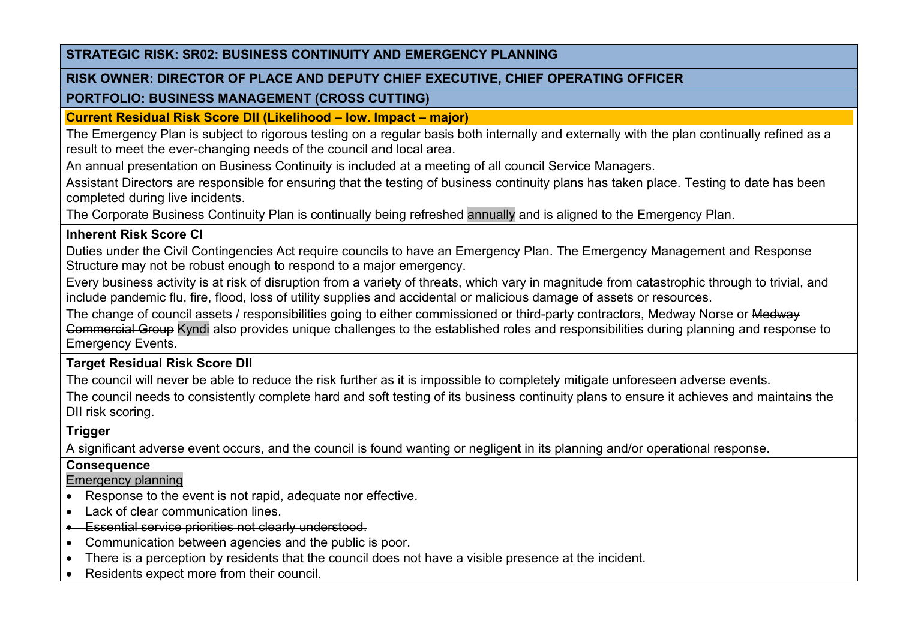**STRATEGIC RISK: SR02: BUSINESS CONTINUITY AND EMERGENCY PLANNING**

**RISK OWNER: DIRECTOR OF PLACE AND DEPUTY CHIEF EXECUTIVE, CHIEF OPERATING OFFICER**

**PORTFOLIO: BUSINESS MANAGEMENT (CROSS CUTTING)**

**Current Residual Risk Score DII (Likelihood – low. Impact – major)**

The Emergency Plan is subject to rigorous testing on a regular basis both internally and externally with the plan continually refined as a result to meet the ever-changing needs of the council and local area.

An annual presentation on Business Continuity is included at a meeting of all council Service Managers.

Assistant Directors are responsible for ensuring that the testing of business continuity plans has taken place. Testing to date has been completed during live incidents.

The Corporate Business Continuity Plan is ~~continually being~~ refreshed annually ~~and is aligned to the Emergency Plan~~.

**Inherent Risk Score CI**

Duties under the Civil Contingencies Act require councils to have an Emergency Plan. The Emergency Management and Response Structure may not be robust enough to respond to a major emergency.

Every business activity is at risk of disruption from a variety of threats, which vary in magnitude from catastrophic through to trivial, and include pandemic flu, fire, flood, loss of utility supplies and accidental or malicious damage of assets or resources.

The change of council assets / responsibilities going to either commissioned or third-party contractors, Medway Norse or ~~Medway Commercial Group~~ Kyndi also provides unique challenges to the established roles and responsibilities during planning and response to Emergency Events.

**Target Residual Risk Score DII**

The council will never be able to reduce the risk further as it is impossible to completely mitigate unforeseen adverse events.

The council needs to consistently complete hard and soft testing of its business continuity plans to ensure it achieves and maintains the DII risk scoring.

**Trigger**

A significant adverse event occurs, and the council is found wanting or negligent in its planning and/or operational response.

**Consequence**

Emergency planning

- Response to the event is not rapid, adequate nor effective.
- Lack of clear communication lines.
- ~~Essential service priorities not clearly understood.~~
- Communication between agencies and the public is poor.
- There is a perception by residents that the council does not have a visible presence at the incident.
- Residents expect more from their council.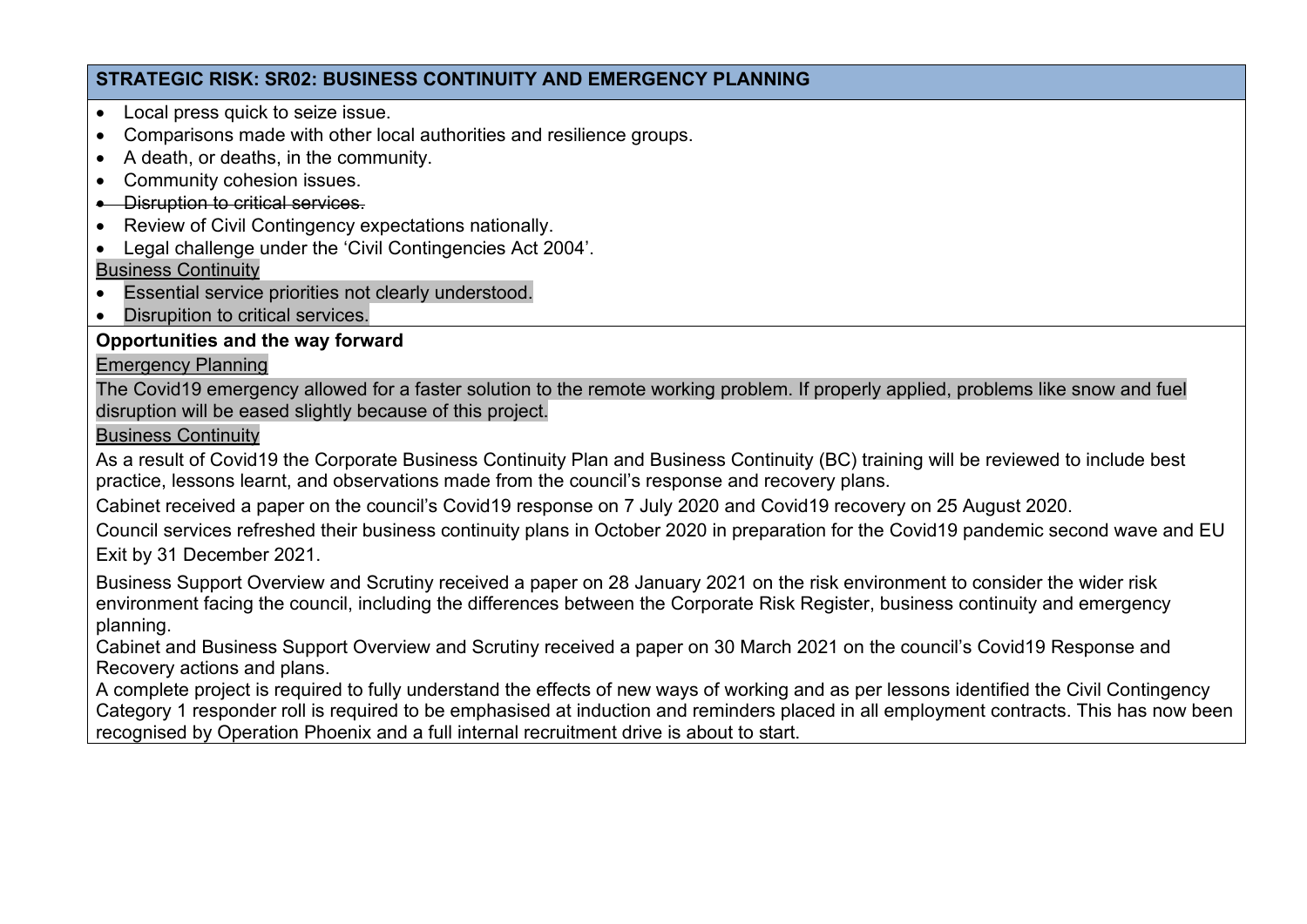**STRATEGIC RISK: SR02: BUSINESS CONTINUITY AND EMERGENCY PLANNING**

- Local press quick to seize issue.
- Comparisons made with other local authorities and resilience groups.
- A death, or deaths, in the community.
- Community cohesion issues.
- ~~Disruption to critical services.~~
- Review of Civil Contingency expectations nationally.
- Legal challenge under the 'Civil Contingencies Act 2004'.

Business Continuity

- Essential service priorities not clearly understood.
- Disrupition to critical services.

**Opportunities and the way forward**

Emergency Planning

The Covid19 emergency allowed for a faster solution to the remote working problem. If properly applied, problems like snow and fuel disruption will be eased slightly because of this project.

Business Continuity

As a result of Covid19 the Corporate Business Continuity Plan and Business Continuity (BC) training will be reviewed to include best practice, lessons learnt, and observations made from the council's response and recovery plans.

Cabinet received a paper on the council's Covid19 response on 7 July 2020 and Covid19 recovery on 25 August 2020.

Council services refreshed their business continuity plans in October 2020 in preparation for the Covid19 pandemic second wave and EU Exit by 31 December 2021.

Business Support Overview and Scrutiny received a paper on 28 January 2021 on the risk environment to consider the wider risk environment facing the council, including the differences between the Corporate Risk Register, business continuity and emergency planning.

Cabinet and Business Support Overview and Scrutiny received a paper on 30 March 2021 on the council's Covid19 Response and Recovery actions and plans.

A complete project is required to fully understand the effects of new ways of working and as per lessons identified the Civil Contingency Category 1 responder roll is required to be emphasised at induction and reminders placed in all employment contracts. This has now been recognised by Operation Phoenix and a full internal recruitment drive is about to start.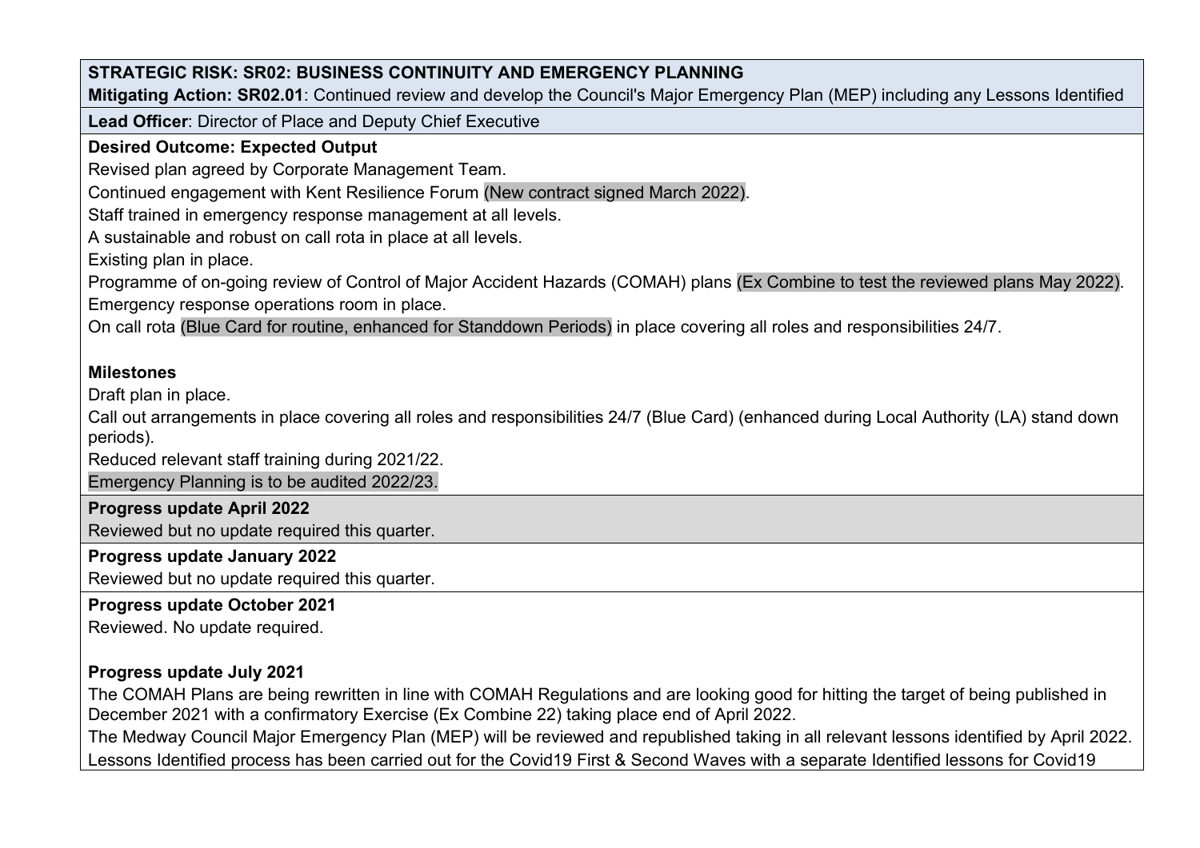**STRATEGIC RISK: SR02: BUSINESS CONTINUITY AND EMERGENCY PLANNING**

**Mitigating Action: SR02.01**: Continued review and develop the Council's Major Emergency Plan (MEP) including any Lessons Identified

**Lead Officer**: Director of Place and Deputy Chief Executive

**Desired Outcome: Expected Output**

Revised plan agreed by Corporate Management Team.

Continued engagement with Kent Resilience Forum (New contract signed March 2022).

Staff trained in emergency response management at all levels.

A sustainable and robust on call rota in place at all levels.

Existing plan in place.

Programme of on-going review of Control of Major Accident Hazards (COMAH) plans (Ex Combine to test the reviewed plans May 2022).

Emergency response operations room in place.

On call rota (Blue Card for routine, enhanced for Standdown Periods) in place covering all roles and responsibilities 24/7.

**Milestones**

Draft plan in place.

Call out arrangements in place covering all roles and responsibilities 24/7 (Blue Card) (enhanced during Local Authority (LA) stand down periods).

Reduced relevant staff training during 2021/22.

Emergency Planning is to be audited 2022/23.

**Progress update April 2022**

Reviewed but no update required this quarter.

**Progress update January 2022**

Reviewed but no update required this quarter.

**Progress update October 2021**

Reviewed. No update required.

**Progress update July 2021**

The COMAH Plans are being rewritten in line with COMAH Regulations and are looking good for hitting the target of being published in December 2021 with a confirmatory Exercise (Ex Combine 22) taking place end of April 2022.

The Medway Council Major Emergency Plan (MEP) will be reviewed and republished taking in all relevant lessons identified by April 2022.

Lessons Identified process has been carried out for the Covid19 First & Second Waves with a separate Identified lessons for Covid19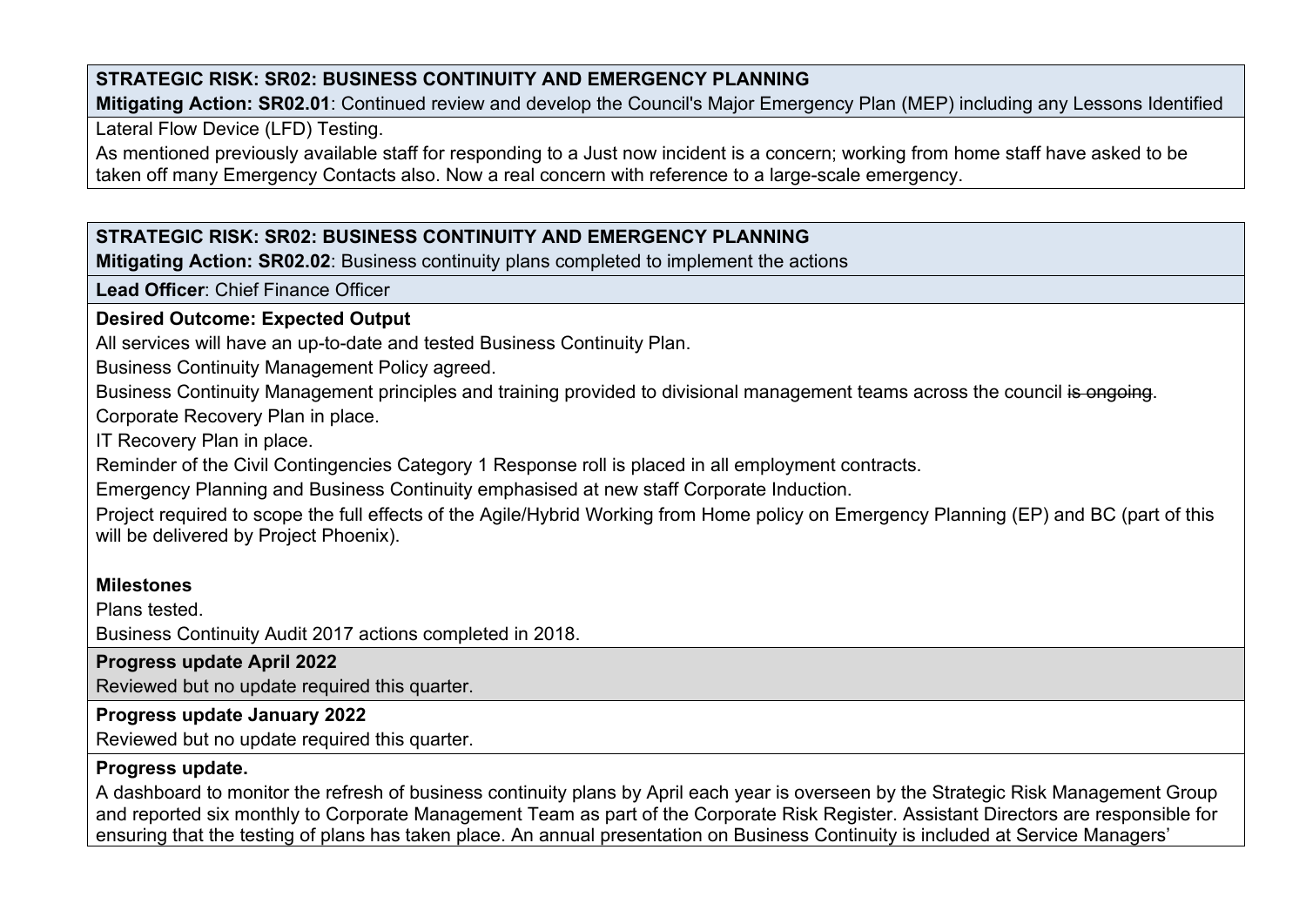**STRATEGIC RISK: SR02: BUSINESS CONTINUITY AND EMERGENCY PLANNING**

**Mitigating Action: SR02.01**: Continued review and develop the Council's Major Emergency Plan (MEP) including any Lessons Identified

Lateral Flow Device (LFD) Testing.

As mentioned previously available staff for responding to a Just now incident is a concern; working from home staff have asked to be taken off many Emergency Contacts also. Now a real concern with reference to a large-scale emergency.

**STRATEGIC RISK: SR02: BUSINESS CONTINUITY AND EMERGENCY PLANNING**

**Mitigating Action: SR02.02**: Business continuity plans completed to implement the actions

**Lead Officer**: Chief Finance Officer

**Desired Outcome: Expected Output**

All services will have an up-to-date and tested Business Continuity Plan.

Business Continuity Management Policy agreed.

Business Continuity Management principles and training provided to divisional management teams across the council ~~is ongoing~~.

Corporate Recovery Plan in place.

IT Recovery Plan in place.

Reminder of the Civil Contingencies Category 1 Response roll is placed in all employment contracts.

Emergency Planning and Business Continuity emphasised at new staff Corporate Induction.

Project required to scope the full effects of the Agile/Hybrid Working from Home policy on Emergency Planning (EP) and BC (part of this will be delivered by Project Phoenix).

**Milestones**

Plans tested.

Business Continuity Audit 2017 actions completed in 2018.

**Progress update April 2022**

Reviewed but no update required this quarter.

**Progress update January 2022**

Reviewed but no update required this quarter.

**Progress update.**

A dashboard to monitor the refresh of business continuity plans by April each year is overseen by the Strategic Risk Management Group and reported six monthly to Corporate Management Team as part of the Corporate Risk Register. Assistant Directors are responsible for ensuring that the testing of plans has taken place. An annual presentation on Business Continuity is included at Service Managers'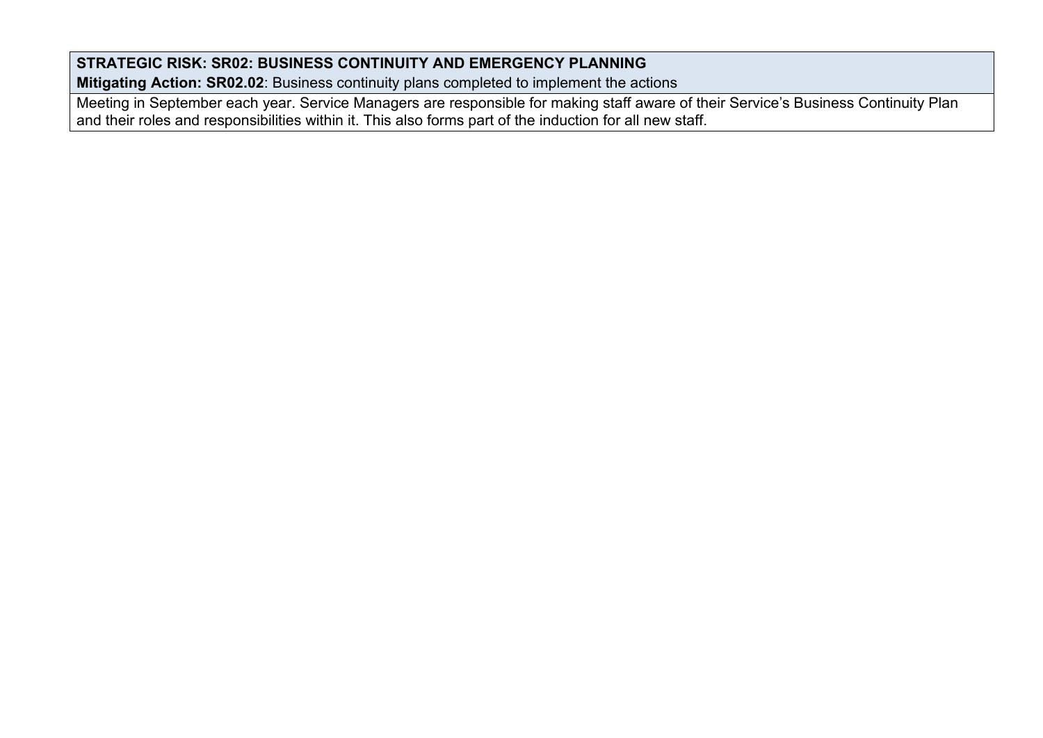| **STRATEGIC RISK: SR02: BUSINESS CONTINUITY AND EMERGENCY PLANNING**<br>**Mitigating Action: SR02.02**: Business continuity plans completed to implement the actions |
| --- |
| Meeting in September each year. Service Managers are responsible for making staff aware of their Service's Business Continuity Plan and their roles and responsibilities within it. This also forms part of the induction for all new staff. |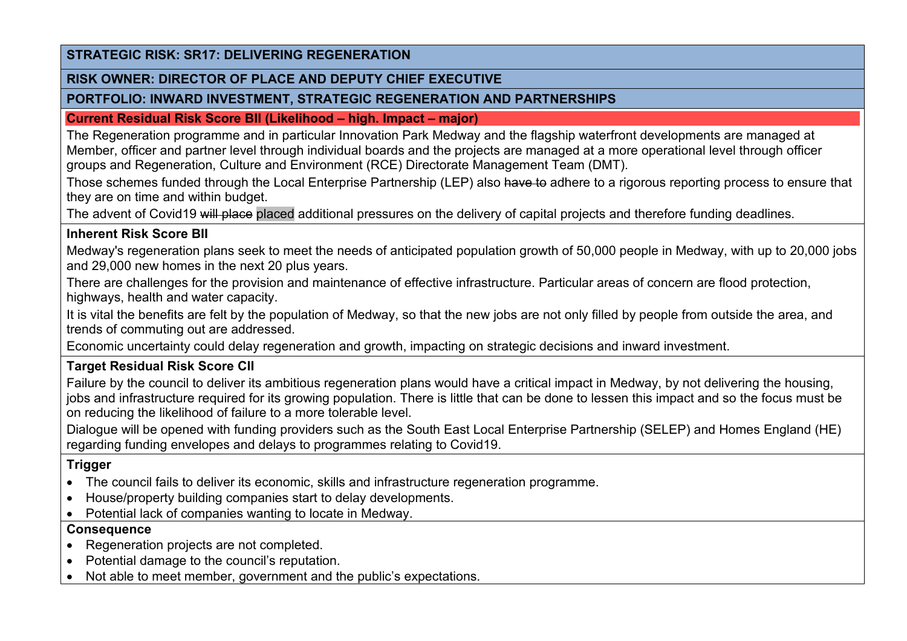**STRATEGIC RISK: SR17: DELIVERING REGENERATION**

**RISK OWNER: DIRECTOR OF PLACE AND DEPUTY CHIEF EXECUTIVE**

**PORTFOLIO: INWARD INVESTMENT, STRATEGIC REGENERATION AND PARTNERSHIPS**

**Current Residual Risk Score BII (Likelihood – high. Impact – major)**

The Regeneration programme and in particular Innovation Park Medway and the flagship waterfront developments are managed at Member, officer and partner level through individual boards and the projects are managed at a more operational level through officer groups and Regeneration, Culture and Environment (RCE) Directorate Management Team (DMT).

Those schemes funded through the Local Enterprise Partnership (LEP) also ~~have to~~ adhere to a rigorous reporting process to ensure that they are on time and within budget.

The advent of Covid19 ~~will place~~ placed additional pressures on the delivery of capital projects and therefore funding deadlines.

**Inherent Risk Score BII**

Medway's regeneration plans seek to meet the needs of anticipated population growth of 50,000 people in Medway, with up to 20,000 jobs and 29,000 new homes in the next 20 plus years.

There are challenges for the provision and maintenance of effective infrastructure. Particular areas of concern are flood protection, highways, health and water capacity.

It is vital the benefits are felt by the population of Medway, so that the new jobs are not only filled by people from outside the area, and trends of commuting out are addressed.

Economic uncertainty could delay regeneration and growth, impacting on strategic decisions and inward investment.

**Target Residual Risk Score CII**

Failure by the council to deliver its ambitious regeneration plans would have a critical impact in Medway, by not delivering the housing, jobs and infrastructure required for its growing population. There is little that can be done to lessen this impact and so the focus must be on reducing the likelihood of failure to a more tolerable level.

Dialogue will be opened with funding providers such as the South East Local Enterprise Partnership (SELEP) and Homes England (HE) regarding funding envelopes and delays to programmes relating to Covid19.

**Trigger**

- The council fails to deliver its economic, skills and infrastructure regeneration programme.
- House/property building companies start to delay developments.
- Potential lack of companies wanting to locate in Medway.

**Consequence**

- Regeneration projects are not completed.
- Potential damage to the council's reputation.
- Not able to meet member, government and the public's expectations.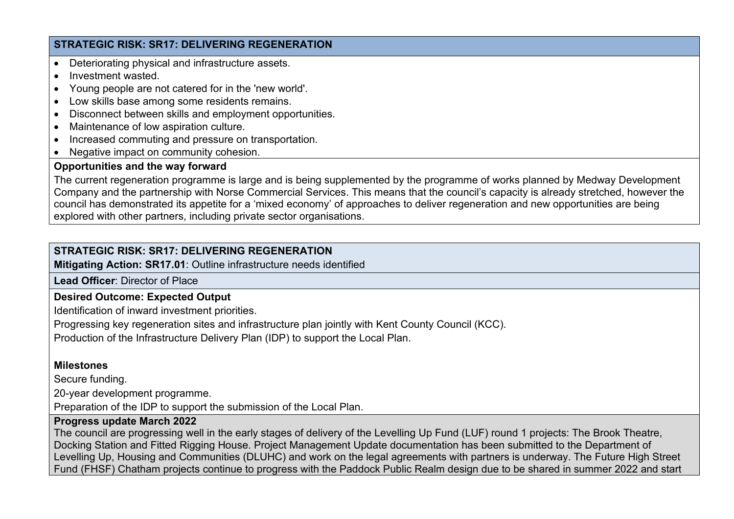**STRATEGIC RISK: SR17: DELIVERING REGENERATION**

- Deteriorating physical and infrastructure assets.
- Investment wasted.
- Young people are not catered for in the 'new world'.
- Low skills base among some residents remains.
- Disconnect between skills and employment opportunities.
- Maintenance of low aspiration culture.
- Increased commuting and pressure on transportation.
- Negative impact on community cohesion.

**Opportunities and the way forward**

The current regeneration programme is large and is being supplemented by the programme of works planned by Medway Development Company and the partnership with Norse Commercial Services. This means that the council's capacity is already stretched, however the council has demonstrated its appetite for a 'mixed economy' of approaches to deliver regeneration and new opportunities are being explored with other partners, including private sector organisations.

**STRATEGIC RISK: SR17: DELIVERING REGENERATION**

**Mitigating Action: SR17.01**: Outline infrastructure needs identified

**Lead Officer**: Director of Place

**Desired Outcome: Expected Output**

Identification of inward investment priorities.

Progressing key regeneration sites and infrastructure plan jointly with Kent County Council (KCC).

Production of the Infrastructure Delivery Plan (IDP) to support the Local Plan.

**Milestones**

Secure funding.

20-year development programme.

Preparation of the IDP to support the submission of the Local Plan.

**Progress update March 2022**

The council are progressing well in the early stages of delivery of the Levelling Up Fund (LUF) round 1 projects: The Brook Theatre, Docking Station and Fitted Rigging House. Project Management Update documentation has been submitted to the Department of Levelling Up, Housing and Communities (DLUHC) and work on the legal agreements with partners is underway. The Future High Street Fund (FHSF) Chatham projects continue to progress with the Paddock Public Realm design due to be shared in summer 2022 and start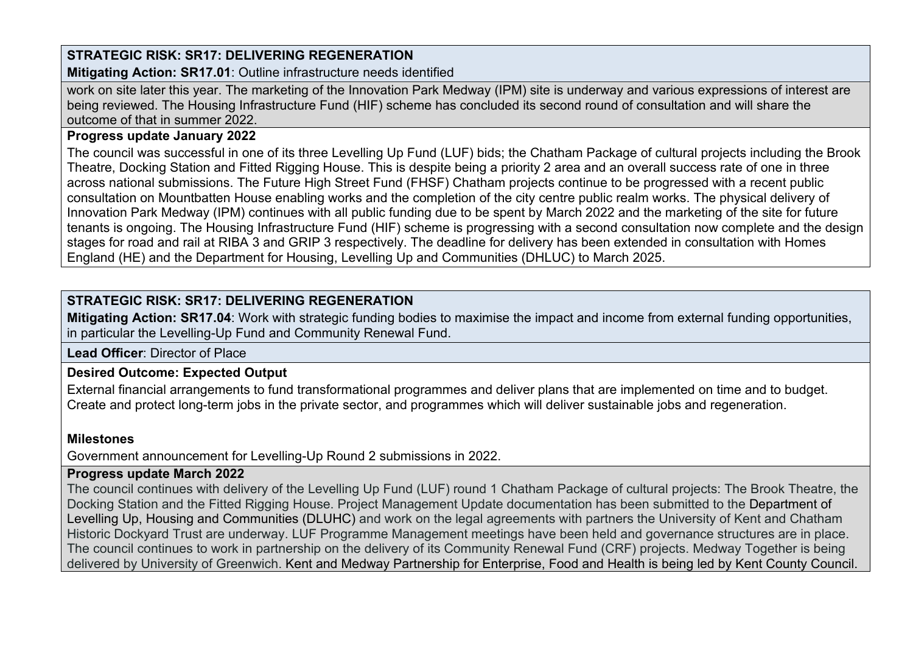**STRATEGIC RISK: SR17: DELIVERING REGENERATION**

**Mitigating Action: SR17.01**: Outline infrastructure needs identified

work on site later this year. The marketing of the Innovation Park Medway (IPM) site is underway and various expressions of interest are being reviewed. The Housing Infrastructure Fund (HIF) scheme has concluded its second round of consultation and will share the outcome of that in summer 2022.

**Progress update January 2022**

The council was successful in one of its three Levelling Up Fund (LUF) bids; the Chatham Package of cultural projects including the Brook Theatre, Docking Station and Fitted Rigging House. This is despite being a priority 2 area and an overall success rate of one in three across national submissions. The Future High Street Fund (FHSF) Chatham projects continue to be progressed with a recent public consultation on Mountbatten House enabling works and the completion of the city centre public realm works. The physical delivery of Innovation Park Medway (IPM) continues with all public funding due to be spent by March 2022 and the marketing of the site for future tenants is ongoing. The Housing Infrastructure Fund (HIF) scheme is progressing with a second consultation now complete and the design stages for road and rail at RIBA 3 and GRIP 3 respectively. The deadline for delivery has been extended in consultation with Homes England (HE) and the Department for Housing, Levelling Up and Communities (DHLUC) to March 2025.

**STRATEGIC RISK: SR17: DELIVERING REGENERATION**

**Mitigating Action: SR17.04**: Work with strategic funding bodies to maximise the impact and income from external funding opportunities, in particular the Levelling-Up Fund and Community Renewal Fund.

**Lead Officer**: Director of Place

**Desired Outcome: Expected Output**

External financial arrangements to fund transformational programmes and deliver plans that are implemented on time and to budget. Create and protect long-term jobs in the private sector, and programmes which will deliver sustainable jobs and regeneration.

**Milestones**

Government announcement for Levelling-Up Round 2 submissions in 2022.

**Progress update March 2022**

The council continues with delivery of the Levelling Up Fund (LUF) round 1 Chatham Package of cultural projects: The Brook Theatre, the Docking Station and the Fitted Rigging House. Project Management Update documentation has been submitted to the Department of Levelling Up, Housing and Communities (DLUHC) and work on the legal agreements with partners the University of Kent and Chatham Historic Dockyard Trust are underway. LUF Programme Management meetings have been held and governance structures are in place. The council continues to work in partnership on the delivery of its Community Renewal Fund (CRF) projects. Medway Together is being delivered by University of Greenwich. Kent and Medway Partnership for Enterprise, Food and Health is being led by Kent County Council.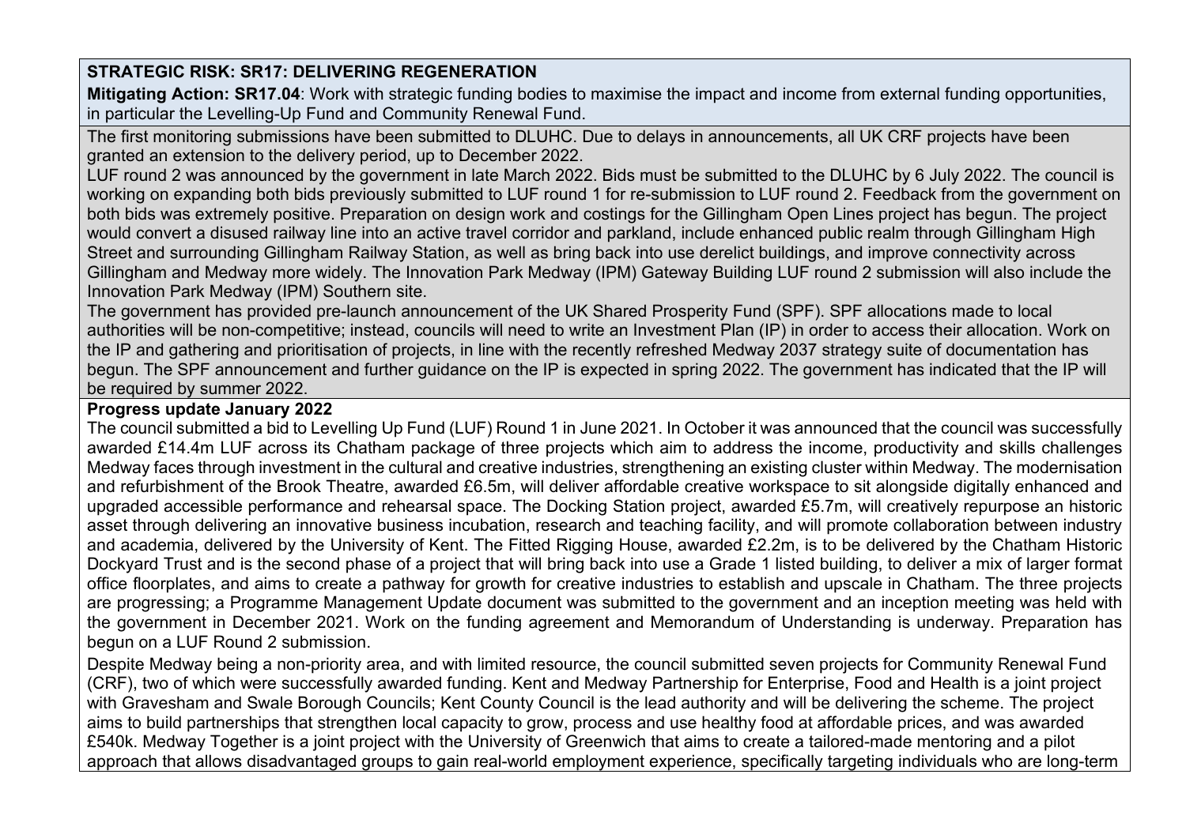**STRATEGIC RISK: SR17: DELIVERING REGENERATION**

**Mitigating Action: SR17.04**: Work with strategic funding bodies to maximise the impact and income from external funding opportunities, in particular the Levelling-Up Fund and Community Renewal Fund.

The first monitoring submissions have been submitted to DLUHC. Due to delays in announcements, all UK CRF projects have been granted an extension to the delivery period, up to December 2022.

LUF round 2 was announced by the government in late March 2022. Bids must be submitted to the DLUHC by 6 July 2022. The council is working on expanding both bids previously submitted to LUF round 1 for re-submission to LUF round 2. Feedback from the government on both bids was extremely positive. Preparation on design work and costings for the Gillingham Open Lines project has begun. The project would convert a disused railway line into an active travel corridor and parkland, include enhanced public realm through Gillingham High Street and surrounding Gillingham Railway Station, as well as bring back into use derelict buildings, and improve connectivity across Gillingham and Medway more widely. The Innovation Park Medway (IPM) Gateway Building LUF round 2 submission will also include the Innovation Park Medway (IPM) Southern site.

The government has provided pre-launch announcement of the UK Shared Prosperity Fund (SPF). SPF allocations made to local authorities will be non-competitive; instead, councils will need to write an Investment Plan (IP) in order to access their allocation. Work on the IP and gathering and prioritisation of projects, in line with the recently refreshed Medway 2037 strategy suite of documentation has begun. The SPF announcement and further guidance on the IP is expected in spring 2022. The government has indicated that the IP will be required by summer 2022.

**Progress update January 2022**

The council submitted a bid to Levelling Up Fund (LUF) Round 1 in June 2021. In October it was announced that the council was successfully awarded £14.4m LUF across its Chatham package of three projects which aim to address the income, productivity and skills challenges Medway faces through investment in the cultural and creative industries, strengthening an existing cluster within Medway. The modernisation and refurbishment of the Brook Theatre, awarded £6.5m, will deliver affordable creative workspace to sit alongside digitally enhanced and upgraded accessible performance and rehearsal space. The Docking Station project, awarded £5.7m, will creatively repurpose an historic asset through delivering an innovative business incubation, research and teaching facility, and will promote collaboration between industry and academia, delivered by the University of Kent. The Fitted Rigging House, awarded £2.2m, is to be delivered by the Chatham Historic Dockyard Trust and is the second phase of a project that will bring back into use a Grade 1 listed building, to deliver a mix of larger format office floorplates, and aims to create a pathway for growth for creative industries to establish and upscale in Chatham. The three projects are progressing; a Programme Management Update document was submitted to the government and an inception meeting was held with the government in December 2021. Work on the funding agreement and Memorandum of Understanding is underway. Preparation has begun on a LUF Round 2 submission.

Despite Medway being a non-priority area, and with limited resource, the council submitted seven projects for Community Renewal Fund (CRF), two of which were successfully awarded funding. Kent and Medway Partnership for Enterprise, Food and Health is a joint project with Gravesham and Swale Borough Councils; Kent County Council is the lead authority and will be delivering the scheme. The project aims to build partnerships that strengthen local capacity to grow, process and use healthy food at affordable prices, and was awarded £540k. Medway Together is a joint project with the University of Greenwich that aims to create a tailored-made mentoring and a pilot approach that allows disadvantaged groups to gain real-world employment experience, specifically targeting individuals who are long-term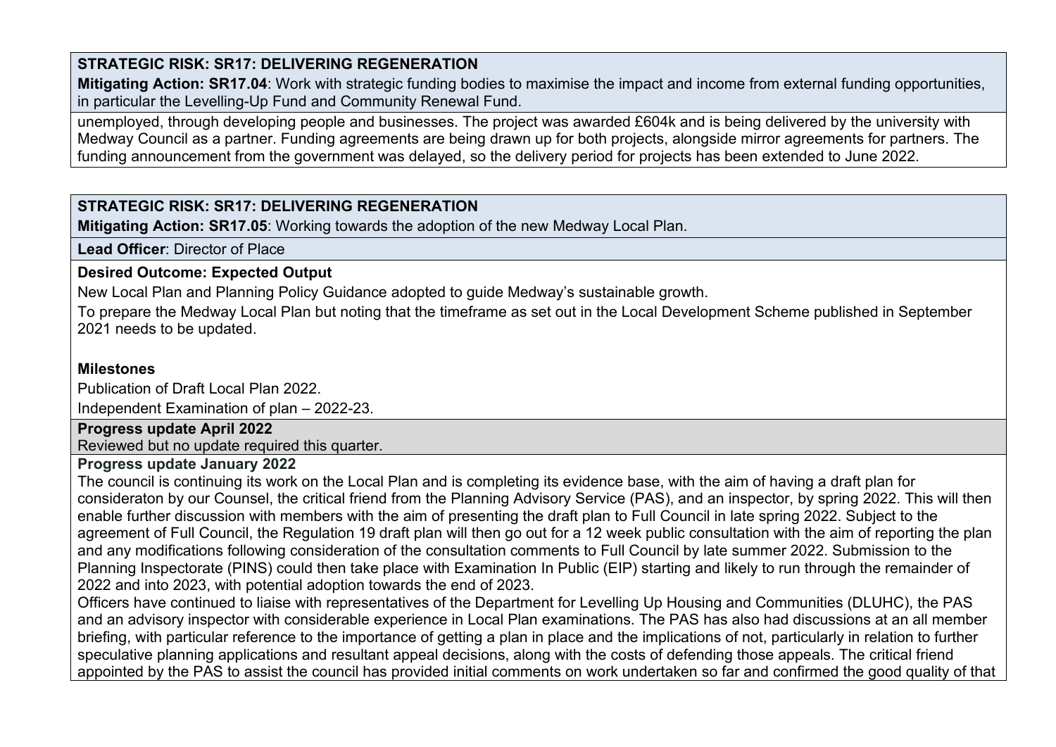**STRATEGIC RISK: SR17: DELIVERING REGENERATION**

**Mitigating Action: SR17.04**: Work with strategic funding bodies to maximise the impact and income from external funding opportunities, in particular the Levelling-Up Fund and Community Renewal Fund.

unemployed, through developing people and businesses. The project was awarded £604k and is being delivered by the university with Medway Council as a partner. Funding agreements are being drawn up for both projects, alongside mirror agreements for partners. The funding announcement from the government was delayed, so the delivery period for projects has been extended to June 2022.

**STRATEGIC RISK: SR17: DELIVERING REGENERATION**

**Mitigating Action: SR17.05**: Working towards the adoption of the new Medway Local Plan.

**Lead Officer**: Director of Place

**Desired Outcome: Expected Output**

New Local Plan and Planning Policy Guidance adopted to guide Medway's sustainable growth.

To prepare the Medway Local Plan but noting that the timeframe as set out in the Local Development Scheme published in September 2021 needs to be updated.

**Milestones**

Publication of Draft Local Plan 2022.

Independent Examination of plan – 2022-23.

**Progress update April 2022**

Reviewed but no update required this quarter.

**Progress update January 2022**

The council is continuing its work on the Local Plan and is completing its evidence base, with the aim of having a draft plan for consideraton by our Counsel, the critical friend from the Planning Advisory Service (PAS), and an inspector, by spring 2022. This will then enable further discussion with members with the aim of presenting the draft plan to Full Council in late spring 2022. Subject to the agreement of Full Council, the Regulation 19 draft plan will then go out for a 12 week public consultation with the aim of reporting the plan and any modifications following consideration of the consultation comments to Full Council by late summer 2022. Submission to the Planning Inspectorate (PINS) could then take place with Examination In Public (EIP) starting and likely to run through the remainder of 2022 and into 2023, with potential adoption towards the end of 2023.

Officers have continued to liaise with representatives of the Department for Levelling Up Housing and Communities (DLUHC), the PAS and an advisory inspector with considerable experience in Local Plan examinations. The PAS has also had discussions at an all member briefing, with particular reference to the importance of getting a plan in place and the implications of not, particularly in relation to further speculative planning applications and resultant appeal decisions, along with the costs of defending those appeals. The critical friend appointed by the PAS to assist the council has provided initial comments on work undertaken so far and confirmed the good quality of that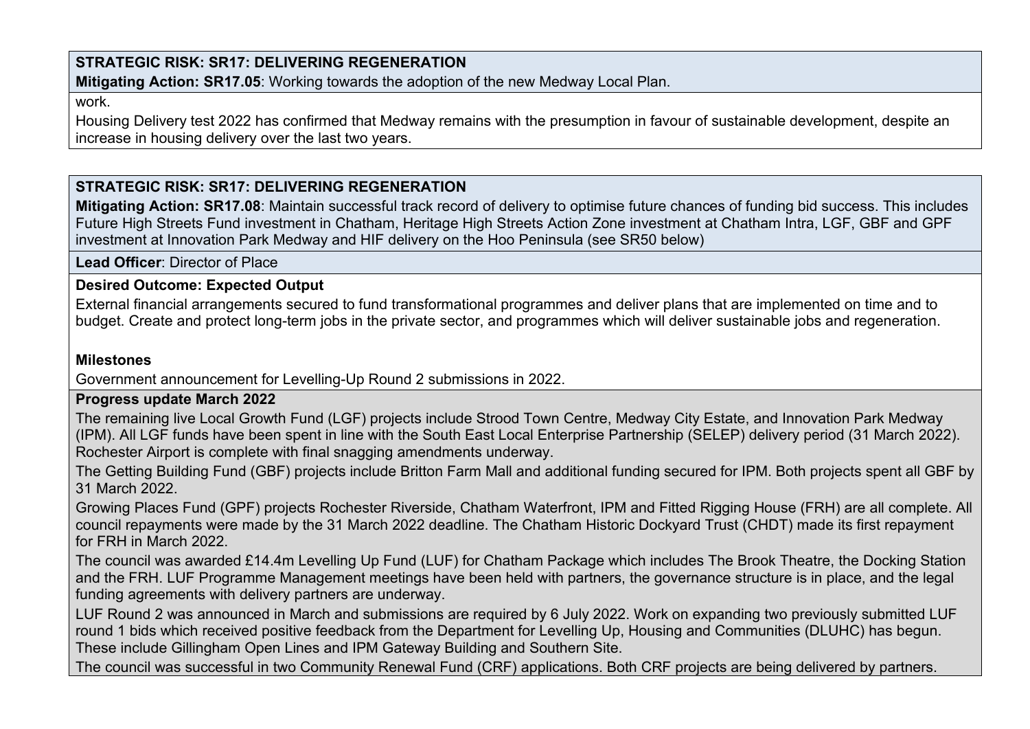**STRATEGIC RISK: SR17: DELIVERING REGENERATION**

**Mitigating Action: SR17.05**: Working towards the adoption of the new Medway Local Plan.

work.

Housing Delivery test 2022 has confirmed that Medway remains with the presumption in favour of sustainable development, despite an increase in housing delivery over the last two years.

**STRATEGIC RISK: SR17: DELIVERING REGENERATION**

**Mitigating Action: SR17.08**: Maintain successful track record of delivery to optimise future chances of funding bid success. This includes Future High Streets Fund investment in Chatham, Heritage High Streets Action Zone investment at Chatham Intra, LGF, GBF and GPF investment at Innovation Park Medway and HIF delivery on the Hoo Peninsula (see SR50 below)

**Lead Officer**: Director of Place

**Desired Outcome: Expected Output**

External financial arrangements secured to fund transformational programmes and deliver plans that are implemented on time and to budget. Create and protect long-term jobs in the private sector, and programmes which will deliver sustainable jobs and regeneration.

**Milestones**

Government announcement for Levelling-Up Round 2 submissions in 2022.

**Progress update March 2022**

The remaining live Local Growth Fund (LGF) projects include Strood Town Centre, Medway City Estate, and Innovation Park Medway (IPM). All LGF funds have been spent in line with the South East Local Enterprise Partnership (SELEP) delivery period (31 March 2022). Rochester Airport is complete with final snagging amendments underway.

The Getting Building Fund (GBF) projects include Britton Farm Mall and additional funding secured for IPM. Both projects spent all GBF by 31 March 2022.

Growing Places Fund (GPF) projects Rochester Riverside, Chatham Waterfront, IPM and Fitted Rigging House (FRH) are all complete. All council repayments were made by the 31 March 2022 deadline. The Chatham Historic Dockyard Trust (CHDT) made its first repayment for FRH in March 2022.

The council was awarded £14.4m Levelling Up Fund (LUF) for Chatham Package which includes The Brook Theatre, the Docking Station and the FRH. LUF Programme Management meetings have been held with partners, the governance structure is in place, and the legal funding agreements with delivery partners are underway.

LUF Round 2 was announced in March and submissions are required by 6 July 2022. Work on expanding two previously submitted LUF round 1 bids which received positive feedback from the Department for Levelling Up, Housing and Communities (DLUHC) has begun. These include Gillingham Open Lines and IPM Gateway Building and Southern Site.

The council was successful in two Community Renewal Fund (CRF) applications. Both CRF projects are being delivered by partners.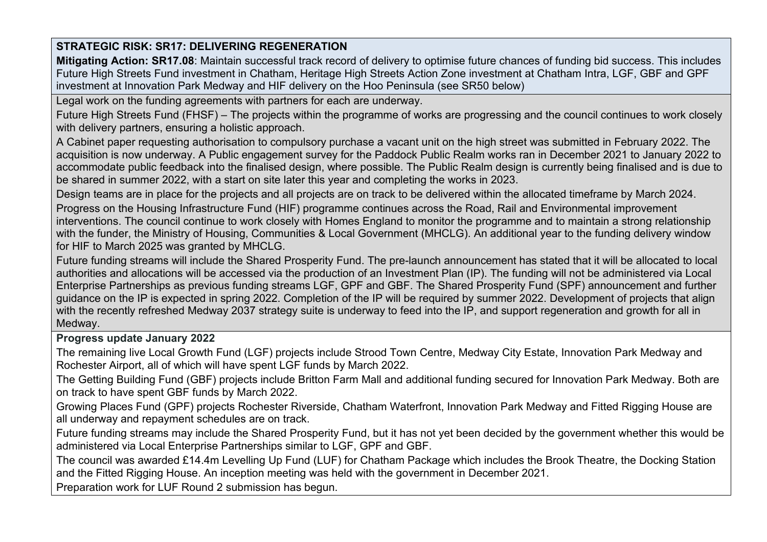**STRATEGIC RISK: SR17: DELIVERING REGENERATION**

**Mitigating Action: SR17.08**: Maintain successful track record of delivery to optimise future chances of funding bid success. This includes Future High Streets Fund investment in Chatham, Heritage High Streets Action Zone investment at Chatham Intra, LGF, GBF and GPF investment at Innovation Park Medway and HIF delivery on the Hoo Peninsula (see SR50 below)

Legal work on the funding agreements with partners for each are underway.

Future High Streets Fund (FHSF) – The projects within the programme of works are progressing and the council continues to work closely with delivery partners, ensuring a holistic approach.

A Cabinet paper requesting authorisation to compulsory purchase a vacant unit on the high street was submitted in February 2022. The acquisition is now underway. A Public engagement survey for the Paddock Public Realm works ran in December 2021 to January 2022 to accommodate public feedback into the finalised design, where possible. The Public Realm design is currently being finalised and is due to be shared in summer 2022, with a start on site later this year and completing the works in 2023.

Design teams are in place for the projects and all projects are on track to be delivered within the allocated timeframe by March 2024.

Progress on the Housing Infrastructure Fund (HIF) programme continues across the Road, Rail and Environmental improvement interventions. The council continue to work closely with Homes England to monitor the programme and to maintain a strong relationship with the funder, the Ministry of Housing, Communities & Local Government (MHCLG). An additional year to the funding delivery window for HIF to March 2025 was granted by MHCLG.

Future funding streams will include the Shared Prosperity Fund. The pre-launch announcement has stated that it will be allocated to local authorities and allocations will be accessed via the production of an Investment Plan (IP). The funding will not be administered via Local Enterprise Partnerships as previous funding streams LGF, GPF and GBF. The Shared Prosperity Fund (SPF) announcement and further guidance on the IP is expected in spring 2022. Completion of the IP will be required by summer 2022. Development of projects that align with the recently refreshed Medway 2037 strategy suite is underway to feed into the IP, and support regeneration and growth for all in Medway.

**Progress update January 2022**

The remaining live Local Growth Fund (LGF) projects include Strood Town Centre, Medway City Estate, Innovation Park Medway and Rochester Airport, all of which will have spent LGF funds by March 2022.

The Getting Building Fund (GBF) projects include Britton Farm Mall and additional funding secured for Innovation Park Medway. Both are on track to have spent GBF funds by March 2022.

Growing Places Fund (GPF) projects Rochester Riverside, Chatham Waterfront, Innovation Park Medway and Fitted Rigging House are all underway and repayment schedules are on track.

Future funding streams may include the Shared Prosperity Fund, but it has not yet been decided by the government whether this would be administered via Local Enterprise Partnerships similar to LGF, GPF and GBF.

The council was awarded £14.4m Levelling Up Fund (LUF) for Chatham Package which includes the Brook Theatre, the Docking Station and the Fitted Rigging House. An inception meeting was held with the government in December 2021.

Preparation work for LUF Round 2 submission has begun.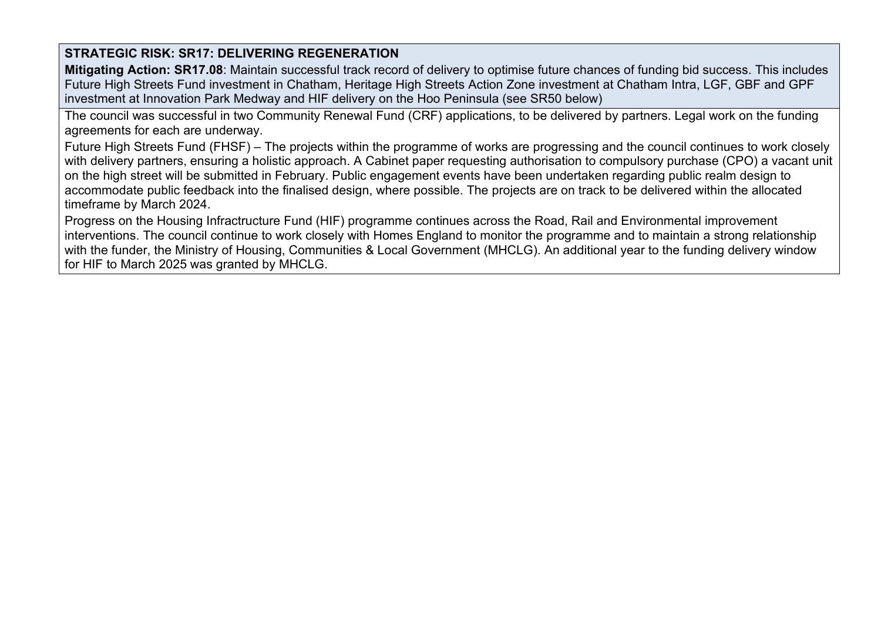**STRATEGIC RISK: SR17: DELIVERING REGENERATION**

**Mitigating Action: SR17.08**: Maintain successful track record of delivery to optimise future chances of funding bid success. This includes Future High Streets Fund investment in Chatham, Heritage High Streets Action Zone investment at Chatham Intra, LGF, GBF and GPF investment at Innovation Park Medway and HIF delivery on the Hoo Peninsula (see SR50 below)

The council was successful in two Community Renewal Fund (CRF) applications, to be delivered by partners. Legal work on the funding agreements for each are underway.

Future High Streets Fund (FHSF) – The projects within the programme of works are progressing and the council continues to work closely with delivery partners, ensuring a holistic approach. A Cabinet paper requesting authorisation to compulsory purchase (CPO) a vacant unit on the high street will be submitted in February. Public engagement events have been undertaken regarding public realm design to accommodate public feedback into the finalised design, where possible. The projects are on track to be delivered within the allocated timeframe by March 2024.

Progress on the Housing Infractructure Fund (HIF) programme continues across the Road, Rail and Environmental improvement interventions. The council continue to work closely with Homes England to monitor the programme and to maintain a strong relationship with the funder, the Ministry of Housing, Communities & Local Government (MHCLG). An additional year to the funding delivery window for HIF to March 2025 was granted by MHCLG.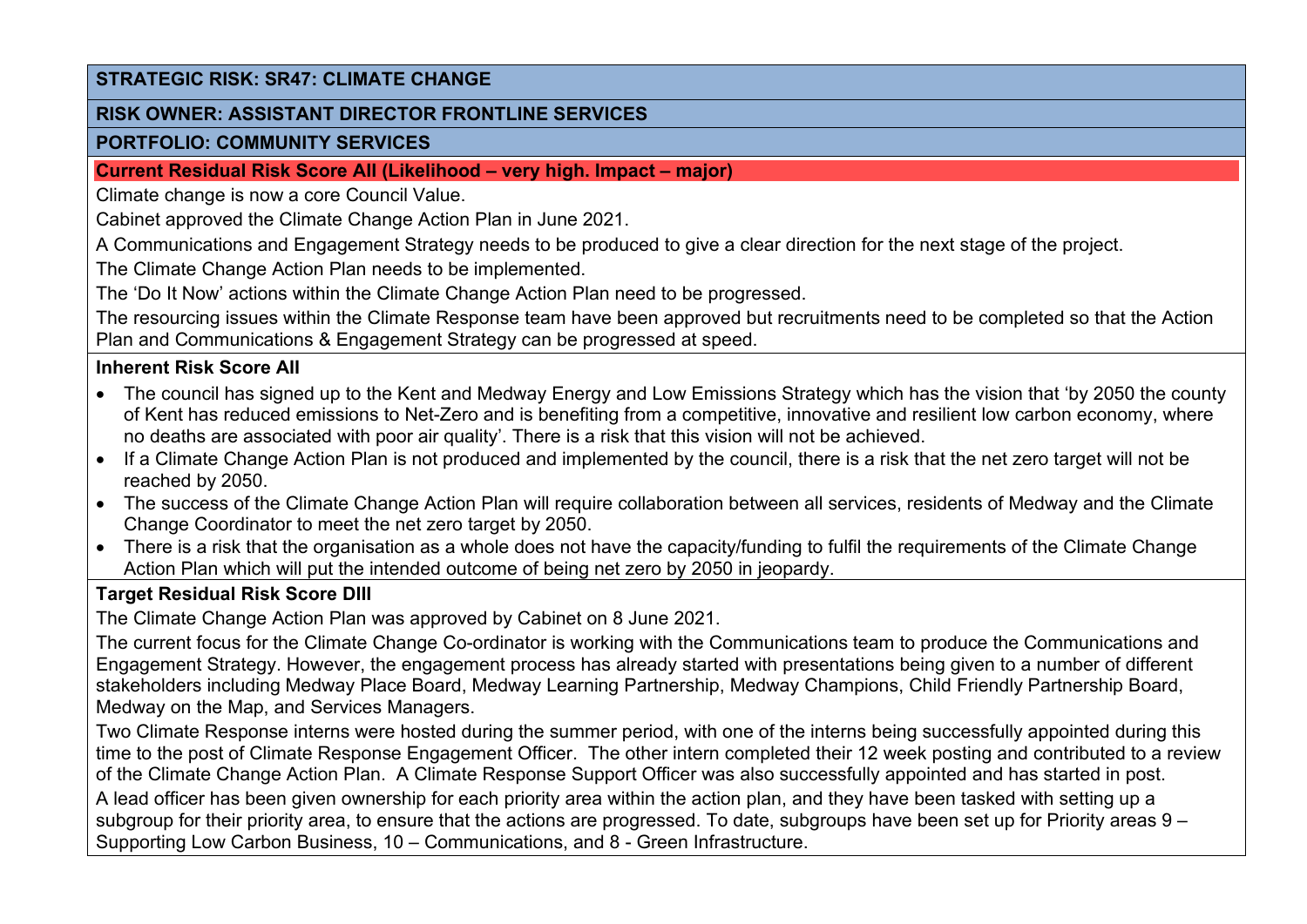**STRATEGIC RISK: SR47: CLIMATE CHANGE**

**RISK OWNER: ASSISTANT DIRECTOR FRONTLINE SERVICES**

**PORTFOLIO: COMMUNITY SERVICES**

**Current Residual Risk Score AII (Likelihood – very high. Impact – major)**

Climate change is now a core Council Value.

Cabinet approved the Climate Change Action Plan in June 2021.

A Communications and Engagement Strategy needs to be produced to give a clear direction for the next stage of the project.

The Climate Change Action Plan needs to be implemented.

The 'Do It Now' actions within the Climate Change Action Plan need to be progressed.

The resourcing issues within the Climate Response team have been approved but recruitments need to be completed so that the Action Plan and Communications & Engagement Strategy can be progressed at speed.

**Inherent Risk Score AII**

- The council has signed up to the Kent and Medway Energy and Low Emissions Strategy which has the vision that 'by 2050 the county of Kent has reduced emissions to Net-Zero and is benefiting from a competitive, innovative and resilient low carbon economy, where no deaths are associated with poor air quality'. There is a risk that this vision will not be achieved.
- If a Climate Change Action Plan is not produced and implemented by the council, there is a risk that the net zero target will not be reached by 2050.
- The success of the Climate Change Action Plan will require collaboration between all services, residents of Medway and the Climate Change Coordinator to meet the net zero target by 2050.
- There is a risk that the organisation as a whole does not have the capacity/funding to fulfil the requirements of the Climate Change Action Plan which will put the intended outcome of being net zero by 2050 in jeopardy.

**Target Residual Risk Score DIII**

The Climate Change Action Plan was approved by Cabinet on 8 June 2021.

The current focus for the Climate Change Co-ordinator is working with the Communications team to produce the Communications and Engagement Strategy. However, the engagement process has already started with presentations being given to a number of different stakeholders including Medway Place Board, Medway Learning Partnership, Medway Champions, Child Friendly Partnership Board, Medway on the Map, and Services Managers.

Two Climate Response interns were hosted during the summer period, with one of the interns being successfully appointed during this time to the post of Climate Response Engagement Officer. The other intern completed their 12 week posting and contributed to a review of the Climate Change Action Plan. A Climate Response Support Officer was also successfully appointed and has started in post.

A lead officer has been given ownership for each priority area within the action plan, and they have been tasked with setting up a subgroup for their priority area, to ensure that the actions are progressed. To date, subgroups have been set up for Priority areas 9 – Supporting Low Carbon Business, 10 – Communications, and 8 - Green Infrastructure.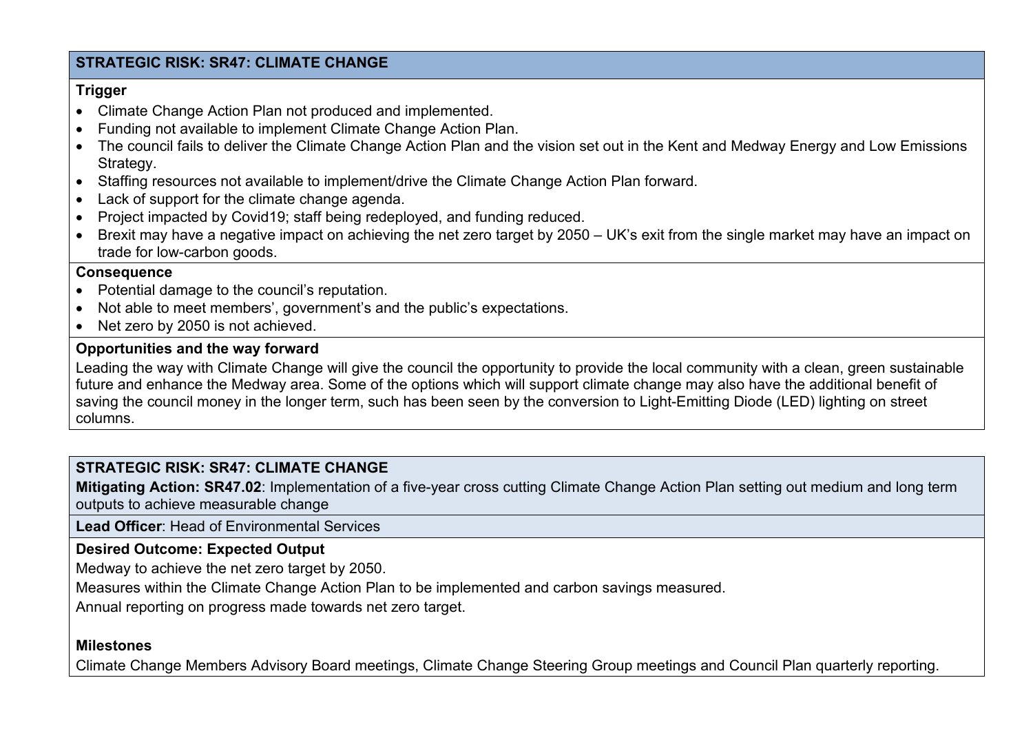## STRATEGIC RISK: SR47: CLIMATE CHANGE

**Trigger**

- Climate Change Action Plan not produced and implemented.
- Funding not available to implement Climate Change Action Plan.
- The council fails to deliver the Climate Change Action Plan and the vision set out in the Kent and Medway Energy and Low Emissions Strategy.
- Staffing resources not available to implement/drive the Climate Change Action Plan forward.
- Lack of support for the climate change agenda.
- Project impacted by Covid19; staff being redeployed, and funding reduced.
- Brexit may have a negative impact on achieving the net zero target by 2050 – UK's exit from the single market may have an impact on trade for low-carbon goods.

**Consequence**

- Potential damage to the council's reputation.
- Not able to meet members', government's and the public's expectations.
- Net zero by 2050 is not achieved.

**Opportunities and the way forward**

Leading the way with Climate Change will give the council the opportunity to provide the local community with a clean, green sustainable future and enhance the Medway area. Some of the options which will support climate change may also have the additional benefit of saving the council money in the longer term, such has been seen by the conversion to Light-Emitting Diode (LED) lighting on street columns.

## STRATEGIC RISK: SR47: CLIMATE CHANGE

**Mitigating Action: SR47.02**: Implementation of a five-year cross cutting Climate Change Action Plan setting out medium and long term outputs to achieve measurable change

**Lead Officer**: Head of Environmental Services

**Desired Outcome: Expected Output**

Medway to achieve the net zero target by 2050.

Measures within the Climate Change Action Plan to be implemented and carbon savings measured.

Annual reporting on progress made towards net zero target.

**Milestones**

Climate Change Members Advisory Board meetings, Climate Change Steering Group meetings and Council Plan quarterly reporting.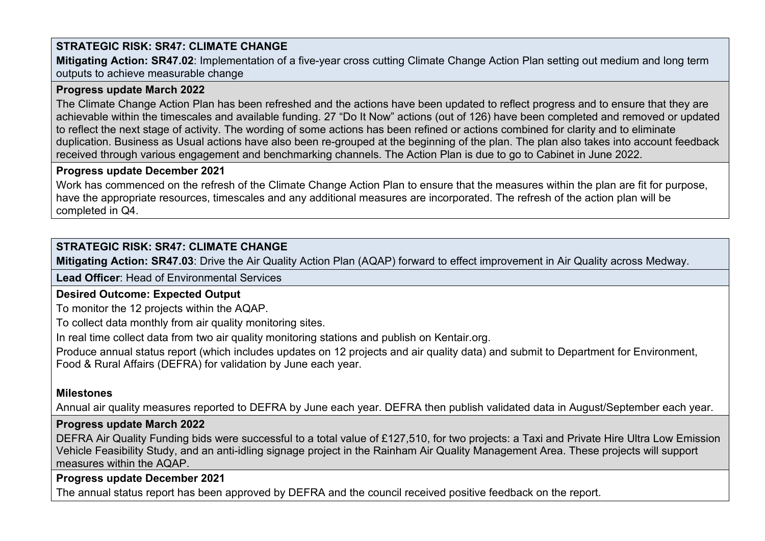**STRATEGIC RISK: SR47: CLIMATE CHANGE**

**Mitigating Action: SR47.02**: Implementation of a five-year cross cutting Climate Change Action Plan setting out medium and long term outputs to achieve measurable change

**Progress update March 2022**

The Climate Change Action Plan has been refreshed and the actions have been updated to reflect progress and to ensure that they are achievable within the timescales and available funding. 27 "Do It Now" actions (out of 126) have been completed and removed or updated to reflect the next stage of activity. The wording of some actions has been refined or actions combined for clarity and to eliminate duplication. Business as Usual actions have also been re-grouped at the beginning of the plan. The plan also takes into account feedback received through various engagement and benchmarking channels. The Action Plan is due to go to Cabinet in June 2022.

**Progress update December 2021**

Work has commenced on the refresh of the Climate Change Action Plan to ensure that the measures within the plan are fit for purpose, have the appropriate resources, timescales and any additional measures are incorporated. The refresh of the action plan will be completed in Q4.

**STRATEGIC RISK: SR47: CLIMATE CHANGE**

**Mitigating Action: SR47.03**: Drive the Air Quality Action Plan (AQAP) forward to effect improvement in Air Quality across Medway.

**Lead Officer**: Head of Environmental Services

**Desired Outcome: Expected Output**

To monitor the 12 projects within the AQAP.

To collect data monthly from air quality monitoring sites.

In real time collect data from two air quality monitoring stations and publish on Kentair.org.

Produce annual status report (which includes updates on 12 projects and air quality data) and submit to Department for Environment, Food & Rural Affairs (DEFRA) for validation by June each year.

**Milestones**

Annual air quality measures reported to DEFRA by June each year. DEFRA then publish validated data in August/September each year.

**Progress update March 2022**

DEFRA Air Quality Funding bids were successful to a total value of £127,510, for two projects: a Taxi and Private Hire Ultra Low Emission Vehicle Feasibility Study, and an anti-idling signage project in the Rainham Air Quality Management Area. These projects will support measures within the AQAP.

**Progress update December 2021**

The annual status report has been approved by DEFRA and the council received positive feedback on the report.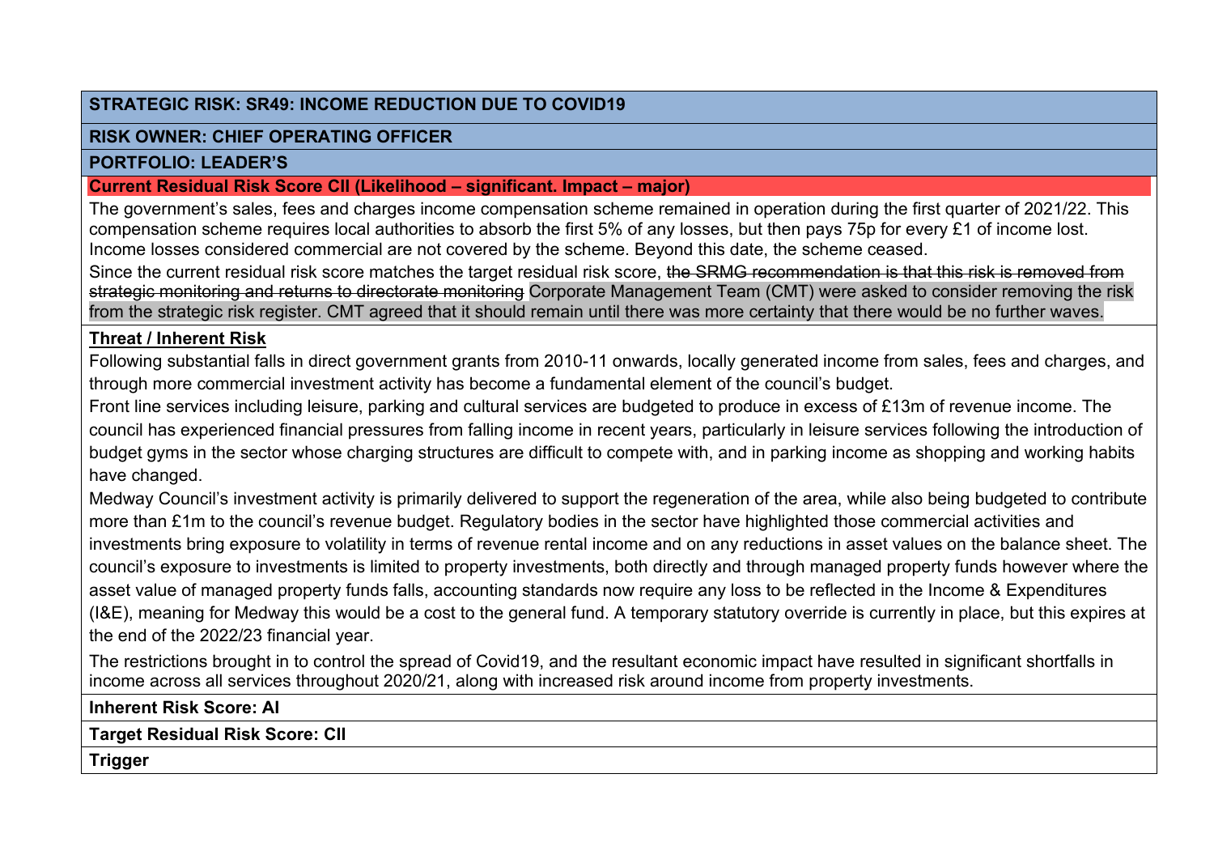**STRATEGIC RISK: SR49: INCOME REDUCTION DUE TO COVID19**

**RISK OWNER: CHIEF OPERATING OFFICER**

**PORTFOLIO: LEADER'S**

**Current Residual Risk Score CII (Likelihood – significant. Impact – major)**

The government's sales, fees and charges income compensation scheme remained in operation during the first quarter of 2021/22. This compensation scheme requires local authorities to absorb the first 5% of any losses, but then pays 75p for every £1 of income lost. Income losses considered commercial are not covered by the scheme. Beyond this date, the scheme ceased.

Since the current residual risk score matches the target residual risk score, ~~the SRMG recommendation is that this risk is removed from strategic monitoring and returns to directorate monitoring~~ Corporate Management Team (CMT) were asked to consider removing the risk from the strategic risk register. CMT agreed that it should remain until there was more certainty that there would be no further waves.

**Threat / Inherent Risk**

Following substantial falls in direct government grants from 2010-11 onwards, locally generated income from sales, fees and charges, and through more commercial investment activity has become a fundamental element of the council's budget.

Front line services including leisure, parking and cultural services are budgeted to produce in excess of £13m of revenue income. The council has experienced financial pressures from falling income in recent years, particularly in leisure services following the introduction of budget gyms in the sector whose charging structures are difficult to compete with, and in parking income as shopping and working habits have changed.

Medway Council's investment activity is primarily delivered to support the regeneration of the area, while also being budgeted to contribute more than £1m to the council's revenue budget. Regulatory bodies in the sector have highlighted those commercial activities and investments bring exposure to volatility in terms of revenue rental income and on any reductions in asset values on the balance sheet. The council's exposure to investments is limited to property investments, both directly and through managed property funds however where the asset value of managed property funds falls, accounting standards now require any loss to be reflected in the Income & Expenditures (I&E), meaning for Medway this would be a cost to the general fund. A temporary statutory override is currently in place, but this expires at the end of the 2022/23 financial year.

The restrictions brought in to control the spread of Covid19, and the resultant economic impact have resulted in significant shortfalls in income across all services throughout 2020/21, along with increased risk around income from property investments.

**Inherent Risk Score: AI**

**Target Residual Risk Score: CII**

**Trigger**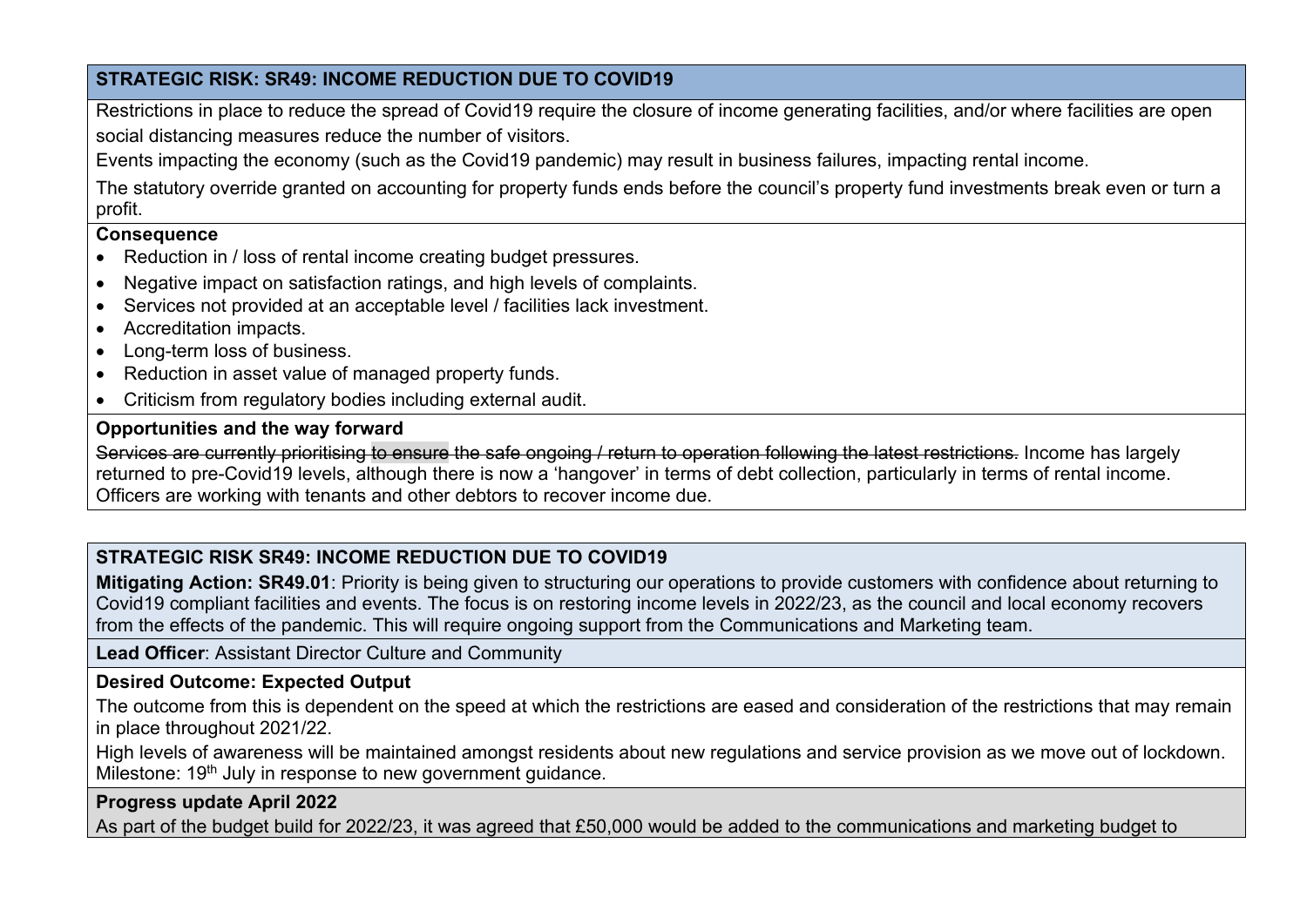**STRATEGIC RISK: SR49: INCOME REDUCTION DUE TO COVID19**

Restrictions in place to reduce the spread of Covid19 require the closure of income generating facilities, and/or where facilities are open social distancing measures reduce the number of visitors.

Events impacting the economy (such as the Covid19 pandemic) may result in business failures, impacting rental income.

The statutory override granted on accounting for property funds ends before the council's property fund investments break even or turn a profit.

**Consequence**

- Reduction in / loss of rental income creating budget pressures.
- Negative impact on satisfaction ratings, and high levels of complaints.
- Services not provided at an acceptable level / facilities lack investment.
- Accreditation impacts.
- Long-term loss of business.
- Reduction in asset value of managed property funds.
- Criticism from regulatory bodies including external audit.

**Opportunities and the way forward**

~~Services are currently prioritising to ensure the safe ongoing / return to operation following the latest restrictions.~~ Income has largely returned to pre-Covid19 levels, although there is now a 'hangover' in terms of debt collection, particularly in terms of rental income. Officers are working with tenants and other debtors to recover income due.

**STRATEGIC RISK SR49: INCOME REDUCTION DUE TO COVID19**

**Mitigating Action: SR49.01**: Priority is being given to structuring our operations to provide customers with confidence about returning to Covid19 compliant facilities and events. The focus is on restoring income levels in 2022/23, as the council and local economy recovers from the effects of the pandemic. This will require ongoing support from the Communications and Marketing team.

**Lead Officer**: Assistant Director Culture and Community

**Desired Outcome: Expected Output**

The outcome from this is dependent on the speed at which the restrictions are eased and consideration of the restrictions that may remain in place throughout 2021/22.

High levels of awareness will be maintained amongst residents about new regulations and service provision as we move out of lockdown. Milestone: 19th July in response to new government guidance.

**Progress update April 2022**

As part of the budget build for 2022/23, it was agreed that £50,000 would be added to the communications and marketing budget to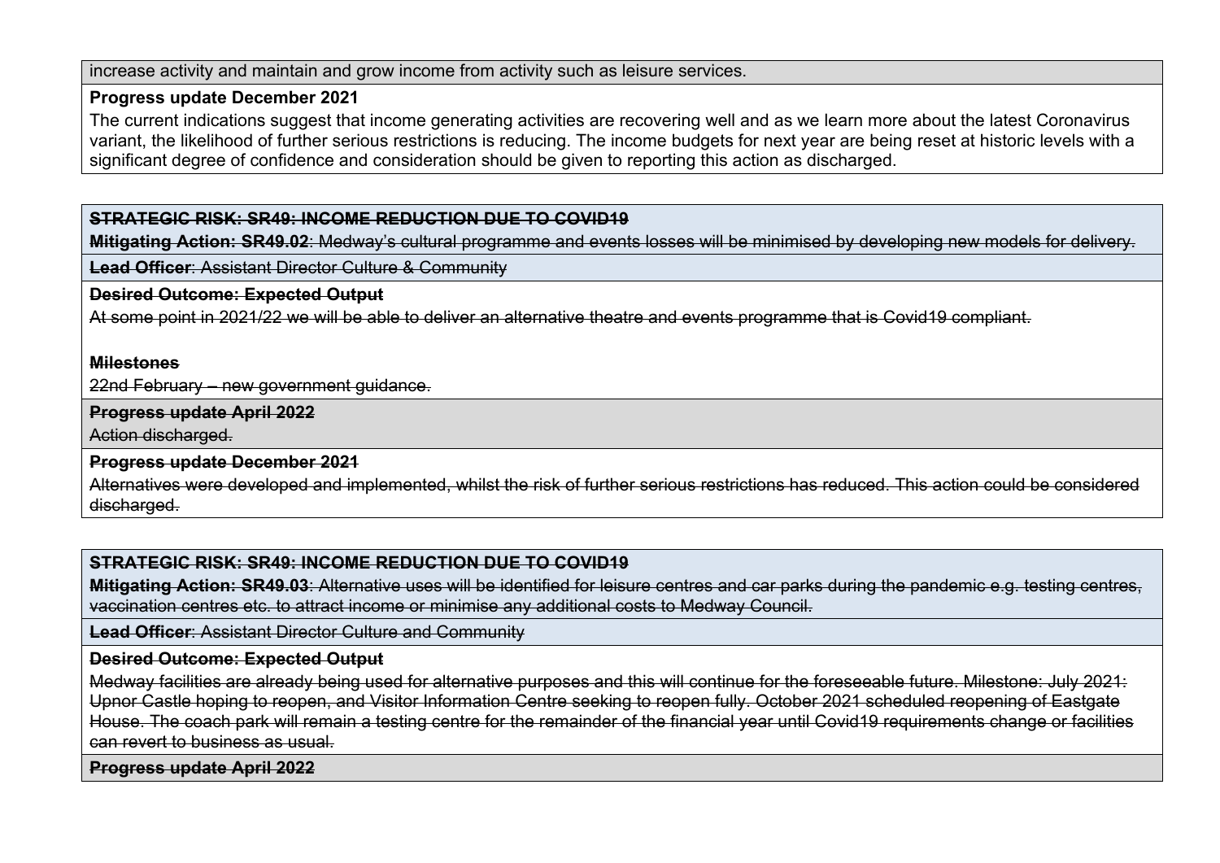increase activity and maintain and grow income from activity such as leisure services.

**Progress update December 2021**

The current indications suggest that income generating activities are recovering well and as we learn more about the latest Coronavirus variant, the likelihood of further serious restrictions is reducing. The income budgets for next year are being reset at historic levels with a significant degree of confidence and consideration should be given to reporting this action as discharged.

~~**STRATEGIC RISK: SR49: INCOME REDUCTION DUE TO COVID19**~~

~~**Mitigating Action: SR49.02**: Medway's cultural programme and events losses will be minimised by developing new models for delivery.~~

~~**Lead Officer**: Assistant Director Culture & Community~~

~~**Desired Outcome: Expected Output**~~

~~At some point in 2021/22 we will be able to deliver an alternative theatre and events programme that is Covid19 compliant.~~

~~**Milestones**~~

~~22nd February – new government guidance.~~

~~**Progress update April 2022**~~

~~Action discharged.~~

~~**Progress update December 2021**~~

~~Alternatives were developed and implemented, whilst the risk of further serious restrictions has reduced. This action could be considered discharged.~~

~~**STRATEGIC RISK: SR49: INCOME REDUCTION DUE TO COVID19**~~

~~**Mitigating Action: SR49.03**: Alternative uses will be identified for leisure centres and car parks during the pandemic e.g. testing centres, vaccination centres etc. to attract income or minimise any additional costs to Medway Council.~~

~~**Lead Officer**: Assistant Director Culture and Community~~

~~**Desired Outcome: Expected Output**~~

~~Medway facilities are already being used for alternative purposes and this will continue for the foreseeable future. Milestone: July 2021: Upnor Castle hoping to reopen, and Visitor Information Centre seeking to reopen fully. October 2021 scheduled reopening of Eastgate House. The coach park will remain a testing centre for the remainder of the financial year until Covid19 requirements change or facilities can revert to business as usual.~~

~~**Progress update April 2022**~~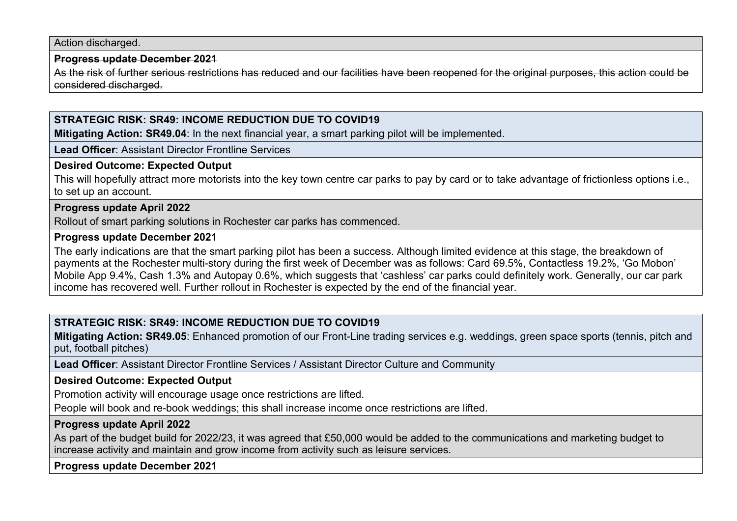~~Action discharged.~~

~~**Progress update December 2021**~~

~~As the risk of further serious restrictions has reduced and our facilities have been reopened for the original purposes, this action could be considered discharged.~~

**STRATEGIC RISK: SR49: INCOME REDUCTION DUE TO COVID19**

**Mitigating Action: SR49.04**: In the next financial year, a smart parking pilot will be implemented.

**Lead Officer**: Assistant Director Frontline Services

**Desired Outcome: Expected Output**

This will hopefully attract more motorists into the key town centre car parks to pay by card or to take advantage of frictionless options i.e., to set up an account.

**Progress update April 2022**

Rollout of smart parking solutions in Rochester car parks has commenced.

**Progress update December 2021**

The early indications are that the smart parking pilot has been a success. Although limited evidence at this stage, the breakdown of payments at the Rochester multi-story during the first week of December was as follows: Card 69.5%, Contactless 19.2%, 'Go Mobon' Mobile App 9.4%, Cash 1.3% and Autopay 0.6%, which suggests that 'cashless' car parks could definitely work. Generally, our car park income has recovered well. Further rollout in Rochester is expected by the end of the financial year.

**STRATEGIC RISK: SR49: INCOME REDUCTION DUE TO COVID19**

**Mitigating Action: SR49.05**: Enhanced promotion of our Front-Line trading services e.g. weddings, green space sports (tennis, pitch and put, football pitches)

**Lead Officer**: Assistant Director Frontline Services / Assistant Director Culture and Community

**Desired Outcome: Expected Output**

Promotion activity will encourage usage once restrictions are lifted.

People will book and re-book weddings; this shall increase income once restrictions are lifted.

**Progress update April 2022**

As part of the budget build for 2022/23, it was agreed that £50,000 would be added to the communications and marketing budget to increase activity and maintain and grow income from activity such as leisure services.

**Progress update December 2021**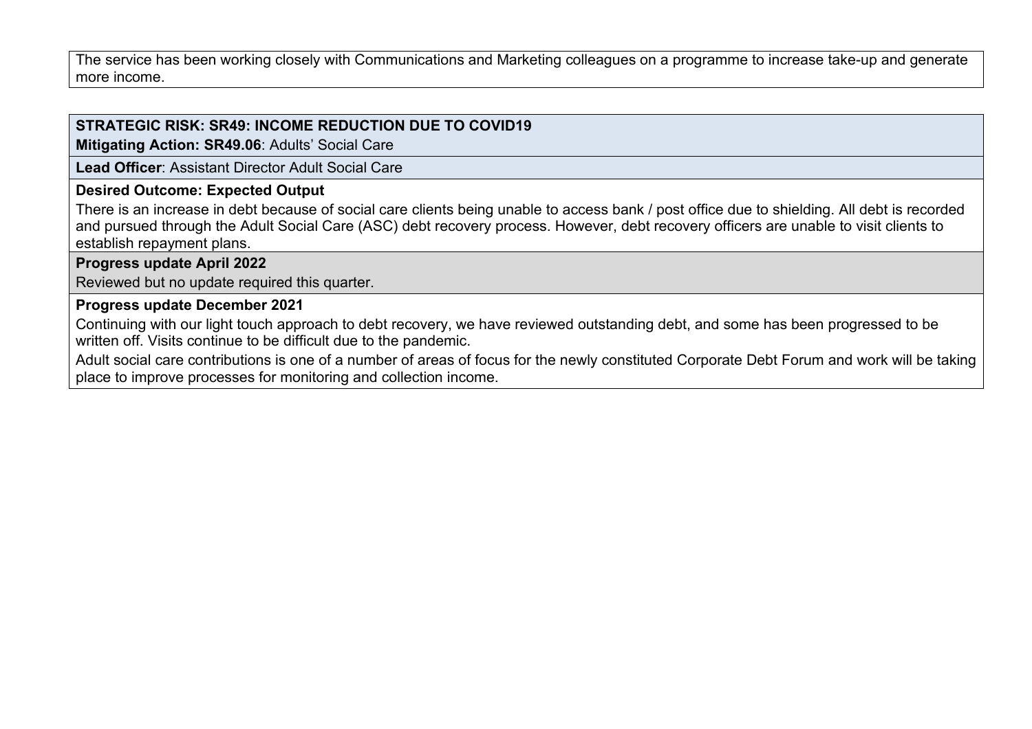The service has been working closely with Communications and Marketing colleagues on a programme to increase take-up and generate more income.

**STRATEGIC RISK: SR49: INCOME REDUCTION DUE TO COVID19**
**Mitigating Action: SR49.06**: Adults' Social Care

**Lead Officer**: Assistant Director Adult Social Care

**Desired Outcome: Expected Output**

There is an increase in debt because of social care clients being unable to access bank / post office due to shielding. All debt is recorded and pursued through the Adult Social Care (ASC) debt recovery process. However, debt recovery officers are unable to visit clients to establish repayment plans.

**Progress update April 2022**

Reviewed but no update required this quarter.

**Progress update December 2021**

Continuing with our light touch approach to debt recovery, we have reviewed outstanding debt, and some has been progressed to be written off. Visits continue to be difficult due to the pandemic.

Adult social care contributions is one of a number of areas of focus for the newly constituted Corporate Debt Forum and work will be taking place to improve processes for monitoring and collection income.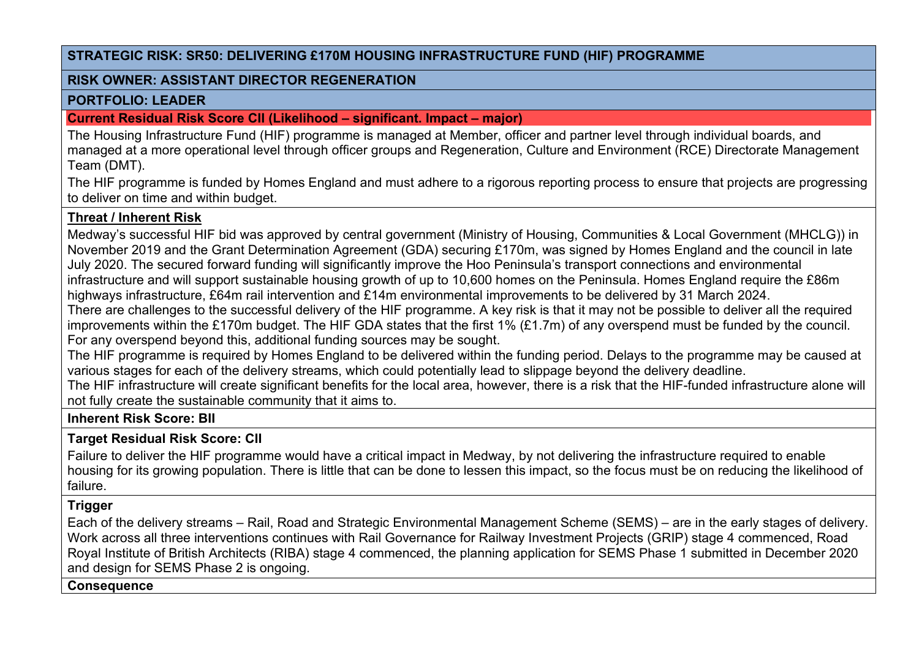**STRATEGIC RISK: SR50: DELIVERING £170M HOUSING INFRASTRUCTURE FUND (HIF) PROGRAMME**

**RISK OWNER: ASSISTANT DIRECTOR REGENERATION**

**PORTFOLIO: LEADER**

**Current Residual Risk Score CII (Likelihood – significant. Impact – major)**

The Housing Infrastructure Fund (HIF) programme is managed at Member, officer and partner level through individual boards, and managed at a more operational level through officer groups and Regeneration, Culture and Environment (RCE) Directorate Management Team (DMT).

The HIF programme is funded by Homes England and must adhere to a rigorous reporting process to ensure that projects are progressing to deliver on time and within budget.

**Threat / Inherent Risk**

Medway's successful HIF bid was approved by central government (Ministry of Housing, Communities & Local Government (MHCLG)) in November 2019 and the Grant Determination Agreement (GDA) securing £170m, was signed by Homes England and the council in late July 2020. The secured forward funding will significantly improve the Hoo Peninsula's transport connections and environmental infrastructure and will support sustainable housing growth of up to 10,600 homes on the Peninsula. Homes England require the £86m highways infrastructure, £64m rail intervention and £14m environmental improvements to be delivered by 31 March 2024.

There are challenges to the successful delivery of the HIF programme. A key risk is that it may not be possible to deliver all the required improvements within the £170m budget. The HIF GDA states that the first 1% (£1.7m) of any overspend must be funded by the council. For any overspend beyond this, additional funding sources may be sought.

The HIF programme is required by Homes England to be delivered within the funding period. Delays to the programme may be caused at various stages for each of the delivery streams, which could potentially lead to slippage beyond the delivery deadline.

The HIF infrastructure will create significant benefits for the local area, however, there is a risk that the HIF-funded infrastructure alone will not fully create the sustainable community that it aims to.

**Inherent Risk Score: BII**

**Target Residual Risk Score: CII**

Failure to deliver the HIF programme would have a critical impact in Medway, by not delivering the infrastructure required to enable housing for its growing population. There is little that can be done to lessen this impact, so the focus must be on reducing the likelihood of failure.

**Trigger**

Each of the delivery streams – Rail, Road and Strategic Environmental Management Scheme (SEMS) – are in the early stages of delivery. Work across all three interventions continues with Rail Governance for Railway Investment Projects (GRIP) stage 4 commenced, Road Royal Institute of British Architects (RIBA) stage 4 commenced, the planning application for SEMS Phase 1 submitted in December 2020 and design for SEMS Phase 2 is ongoing.

**Consequence**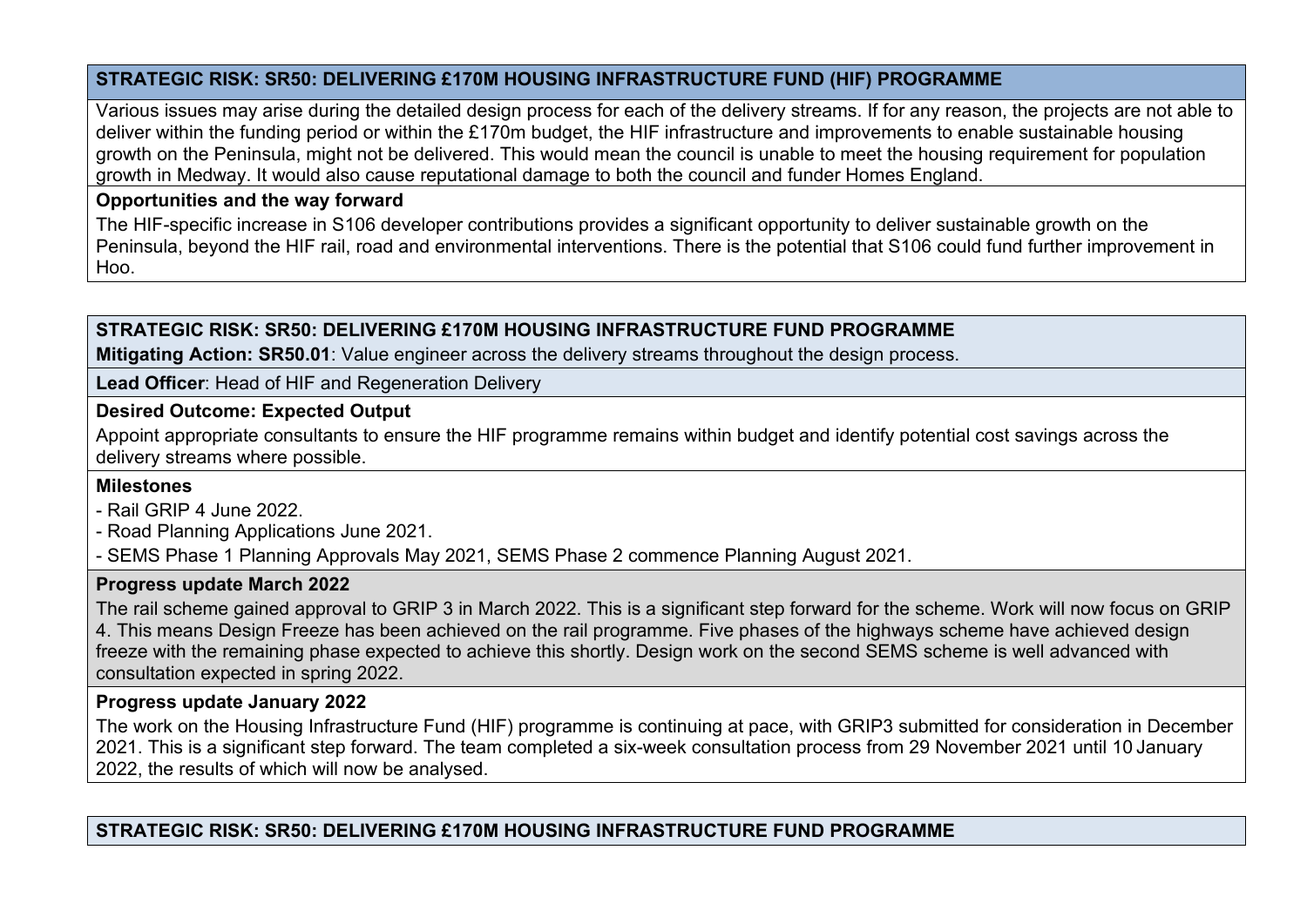**STRATEGIC RISK: SR50: DELIVERING £170M HOUSING INFRASTRUCTURE FUND (HIF) PROGRAMME**

Various issues may arise during the detailed design process for each of the delivery streams. If for any reason, the projects are not able to deliver within the funding period or within the £170m budget, the HIF infrastructure and improvements to enable sustainable housing growth on the Peninsula, might not be delivered. This would mean the council is unable to meet the housing requirement for population growth in Medway. It would also cause reputational damage to both the council and funder Homes England.

**Opportunities and the way forward**

The HIF-specific increase in S106 developer contributions provides a significant opportunity to deliver sustainable growth on the Peninsula, beyond the HIF rail, road and environmental interventions. There is the potential that S106 could fund further improvement in Hoo.

**STRATEGIC RISK: SR50: DELIVERING £170M HOUSING INFRASTRUCTURE FUND PROGRAMME**

**Mitigating Action: SR50.01**: Value engineer across the delivery streams throughout the design process.

**Lead Officer**: Head of HIF and Regeneration Delivery

**Desired Outcome: Expected Output**

Appoint appropriate consultants to ensure the HIF programme remains within budget and identify potential cost savings across the delivery streams where possible.

**Milestones**

- Rail GRIP 4 June 2022.
- Road Planning Applications June 2021.
- SEMS Phase 1 Planning Approvals May 2021, SEMS Phase 2 commence Planning August 2021.

**Progress update March 2022**

The rail scheme gained approval to GRIP 3 in March 2022. This is a significant step forward for the scheme. Work will now focus on GRIP 4. This means Design Freeze has been achieved on the rail programme. Five phases of the highways scheme have achieved design freeze with the remaining phase expected to achieve this shortly. Design work on the second SEMS scheme is well advanced with consultation expected in spring 2022.

**Progress update January 2022**

The work on the Housing Infrastructure Fund (HIF) programme is continuing at pace, with GRIP3 submitted for consideration in December 2021. This is a significant step forward. The team completed a six-week consultation process from 29 November 2021 until 10 January 2022, the results of which will now be analysed.

**STRATEGIC RISK: SR50: DELIVERING £170M HOUSING INFRASTRUCTURE FUND PROGRAMME**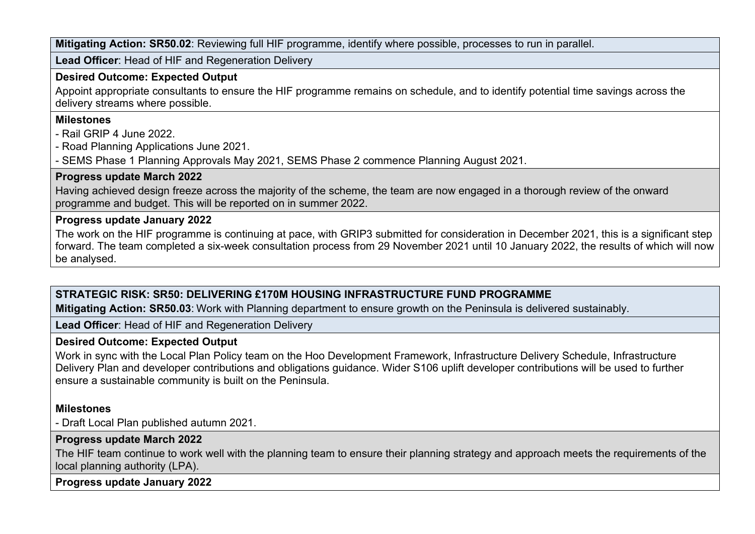**Mitigating Action: SR50.02**: Reviewing full HIF programme, identify where possible, processes to run in parallel.

**Lead Officer**: Head of HIF and Regeneration Delivery

**Desired Outcome: Expected Output**

Appoint appropriate consultants to ensure the HIF programme remains on schedule, and to identify potential time savings across the delivery streams where possible.

**Milestones**

- Rail GRIP 4 June 2022.
- Road Planning Applications June 2021.
- SEMS Phase 1 Planning Approvals May 2021, SEMS Phase 2 commence Planning August 2021.

**Progress update March 2022**

Having achieved design freeze across the majority of the scheme, the team are now engaged in a thorough review of the onward programme and budget. This will be reported on in summer 2022.

**Progress update January 2022**

The work on the HIF programme is continuing at pace, with GRIP3 submitted for consideration in December 2021, this is a significant step forward. The team completed a six-week consultation process from 29 November 2021 until 10 January 2022, the results of which will now be analysed.

**STRATEGIC RISK: SR50: DELIVERING £170M HOUSING INFRASTRUCTURE FUND PROGRAMME**

**Mitigating Action: SR50.03**: Work with Planning department to ensure growth on the Peninsula is delivered sustainably.

**Lead Officer**: Head of HIF and Regeneration Delivery

**Desired Outcome: Expected Output**

Work in sync with the Local Plan Policy team on the Hoo Development Framework, Infrastructure Delivery Schedule, Infrastructure Delivery Plan and developer contributions and obligations guidance. Wider S106 uplift developer contributions will be used to further ensure a sustainable community is built on the Peninsula.

**Milestones**

- Draft Local Plan published autumn 2021.

**Progress update March 2022**

The HIF team continue to work well with the planning team to ensure their planning strategy and approach meets the requirements of the local planning authority (LPA).

**Progress update January 2022**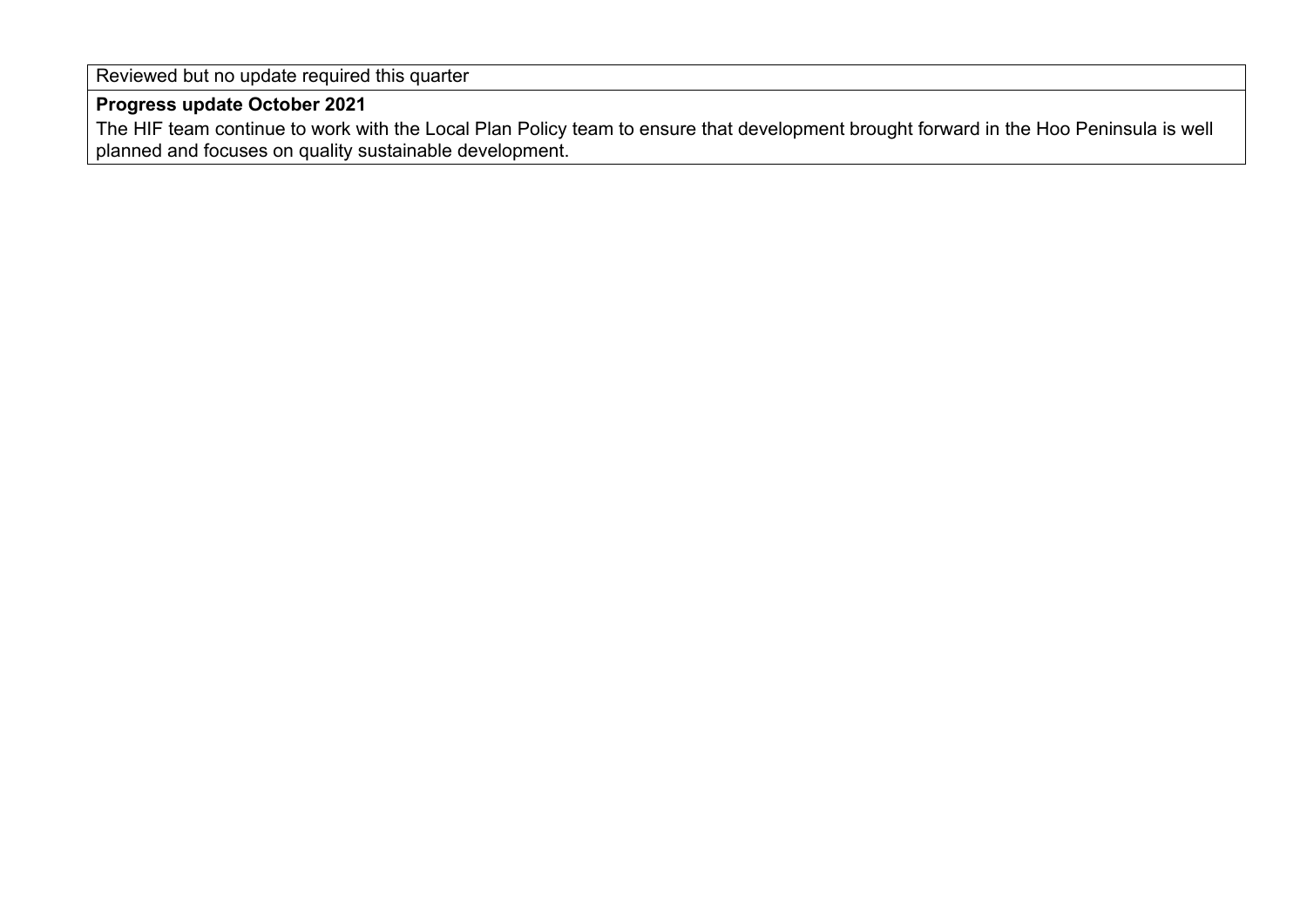| Reviewed but no update required this quarter |
| --- |
| **Progress update October 2021**<br>The HIF team continue to work with the Local Plan Policy team to ensure that development brought forward in the Hoo Peninsula is well planned and focuses on quality sustainable development. |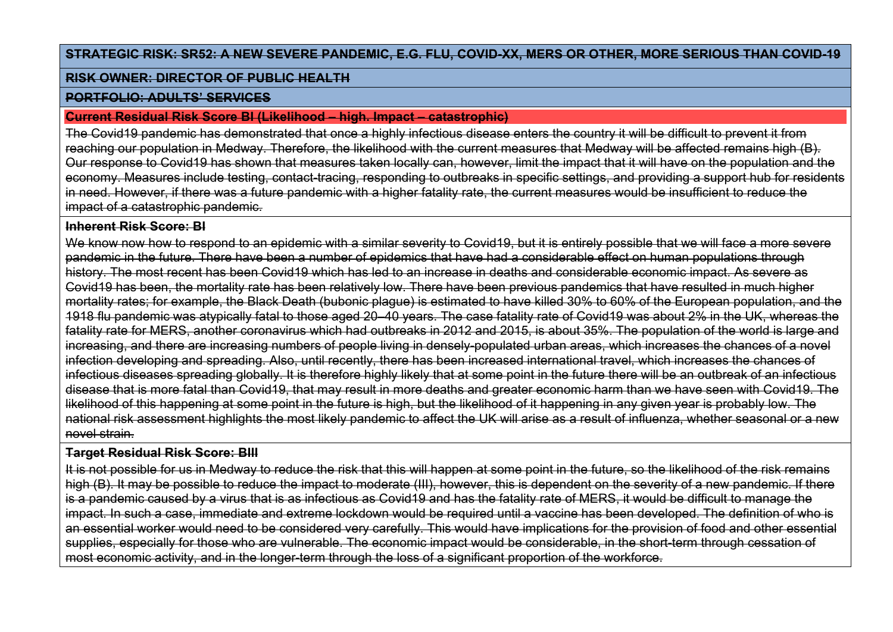~~**STRATEGIC RISK: SR52: A NEW SEVERE PANDEMIC, E.G. FLU, COVID-XX, MERS OR OTHER, MORE SERIOUS THAN COVID-19**~~

~~**RISK OWNER: DIRECTOR OF PUBLIC HEALTH**~~

~~**PORTFOLIO: ADULTS' SERVICES**~~

~~**Current Residual Risk Score BI (Likelihood – high. Impact – catastrophic)**~~

~~The Covid19 pandemic has demonstrated that once a highly infectious disease enters the country it will be difficult to prevent it from reaching our population in Medway. Therefore, the likelihood with the current measures that Medway will be affected remains high (B). Our response to Covid19 has shown that measures taken locally can, however, limit the impact that it will have on the population and the economy. Measures include testing, contact-tracing, responding to outbreaks in specific settings, and providing a support hub for residents in need. However, if there was a future pandemic with a higher fatality rate, the current measures would be insufficient to reduce the impact of a catastrophic pandemic.~~

~~**Inherent Risk Score: BI**~~

~~We know now how to respond to an epidemic with a similar severity to Covid19, but it is entirely possible that we will face a more severe pandemic in the future. There have been a number of epidemics that have had a considerable effect on human populations through history. The most recent has been Covid19 which has led to an increase in deaths and considerable economic impact. As severe as Covid19 has been, the mortality rate has been relatively low. There have been previous pandemics that have resulted in much higher mortality rates; for example, the Black Death (bubonic plague) is estimated to have killed 30% to 60% of the European population, and the 1918 flu pandemic was atypically fatal to those aged 20–40 years. The case fatality rate of Covid19 was about 2% in the UK, whereas the fatality rate for MERS, another coronavirus which had outbreaks in 2012 and 2015, is about 35%. The population of the world is large and increasing, and there are increasing numbers of people living in densely-populated urban areas, which increases the chances of a novel infection developing and spreading. Also, until recently, there has been increased international travel, which increases the chances of infectious diseases spreading globally. It is therefore highly likely that at some point in the future there will be an outbreak of an infectious disease that is more fatal than Covid19, that may result in more deaths and greater economic harm than we have seen with Covid19. The likelihood of this happening at some point in the future is high, but the likelihood of it happening in any given year is probably low. The national risk assessment highlights the most likely pandemic to affect the UK will arise as a result of influenza, whether seasonal or a new novel strain.~~

~~**Target Residual Risk Score: BIII**~~

~~It is not possible for us in Medway to reduce the risk that this will happen at some point in the future, so the likelihood of the risk remains high (B). It may be possible to reduce the impact to moderate (III), however, this is dependent on the severity of a new pandemic. If there is a pandemic caused by a virus that is as infectious as Covid19 and has the fatality rate of MERS, it would be difficult to manage the impact. In such a case, immediate and extreme lockdown would be required until a vaccine has been developed. The definition of who is an essential worker would need to be considered very carefully. This would have implications for the provision of food and other essential supplies, especially for those who are vulnerable. The economic impact would be considerable, in the short-term through cessation of most economic activity, and in the longer-term through the loss of a significant proportion of the workforce.~~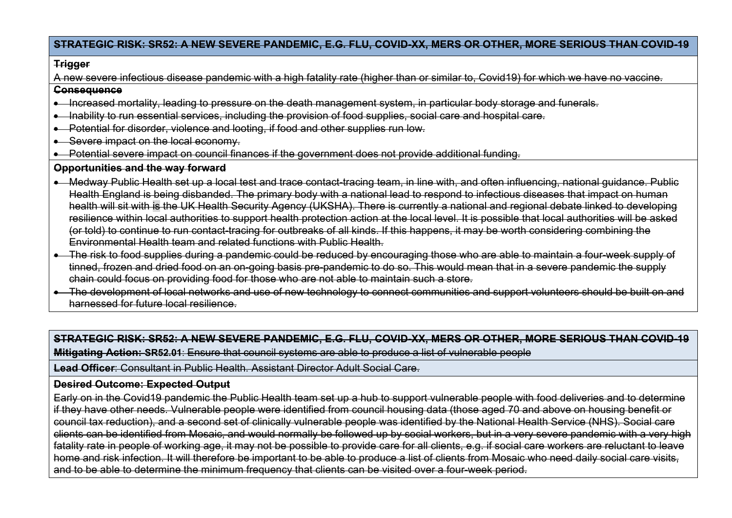~~**STRATEGIC RISK: SR52: A NEW SEVERE PANDEMIC, E.G. FLU, COVID-XX, MERS OR OTHER, MORE SERIOUS THAN COVID-19**~~

~~**Trigger**~~

~~A new severe infectious disease pandemic with a high fatality rate (higher than or similar to, Covid19) for which we have no vaccine.~~

~~**Consequence**~~

- ~~Increased mortality, leading to pressure on the death management system, in particular body storage and funerals.~~
- ~~Inability to run essential services, including the provision of food supplies, social care and hospital care.~~
- ~~Potential for disorder, violence and looting, if food and other supplies run low.~~
- ~~Severe impact on the local economy.~~
- ~~Potential severe impact on council finances if the government does not provide additional funding.~~

~~**Opportunities and the way forward**~~

- ~~Medway Public Health set up a local test and trace contact-tracing team, in line with, and often influencing, national guidance. Public Health England is being disbanded. The primary body with a national lead to respond to infectious diseases that impact on human health will sit with is the UK Health Security Agency (UKSHA). There is currently a national and regional debate linked to developing resilience within local authorities to support health protection action at the local level. It is possible that local authorities will be asked (or told) to continue to run contact-tracing for outbreaks of all kinds. If this happens, it may be worth considering combining the Environmental Health team and related functions with Public Health.~~
- ~~The risk to food supplies during a pandemic could be reduced by encouraging those who are able to maintain a four-week supply of tinned, frozen and dried food on an on-going basis pre-pandemic to do so. This would mean that in a severe pandemic the supply chain could focus on providing food for those who are not able to maintain such a store.~~
- ~~The development of local networks and use of new technology to connect communities and support volunteers should be built on and harnessed for future local resilience.~~

~~**STRATEGIC RISK: SR52: A NEW SEVERE PANDEMIC, E.G. FLU, COVID-XX, MERS OR OTHER, MORE SERIOUS THAN COVID-19**~~

~~**Mitigating Action: SR52.01**: Ensure that council systems are able to produce a list of vulnerable people~~

~~**Lead Officer**: Consultant in Public Health. Assistant Director Adult Social Care.~~

~~**Desired Outcome: Expected Output**~~

~~Early on in the Covid19 pandemic the Public Health team set up a hub to support vulnerable people with food deliveries and to determine if they have other needs. Vulnerable people were identified from council housing data (those aged 70 and above on housing benefit or council tax reduction), and a second set of clinically vulnerable people was identified by the National Health Service (NHS). Social care clients can be identified from Mosaic, and would normally be followed up by social workers, but in a very severe pandemic with a very high fatality rate in people of working age, it may not be possible to provide care for all clients, e.g. if social care workers are reluctant to leave home and risk infection. It will therefore be important to be able to produce a list of clients from Mosaic who need daily social care visits, and to be able to determine the minimum frequency that clients can be visited over a four-week period.~~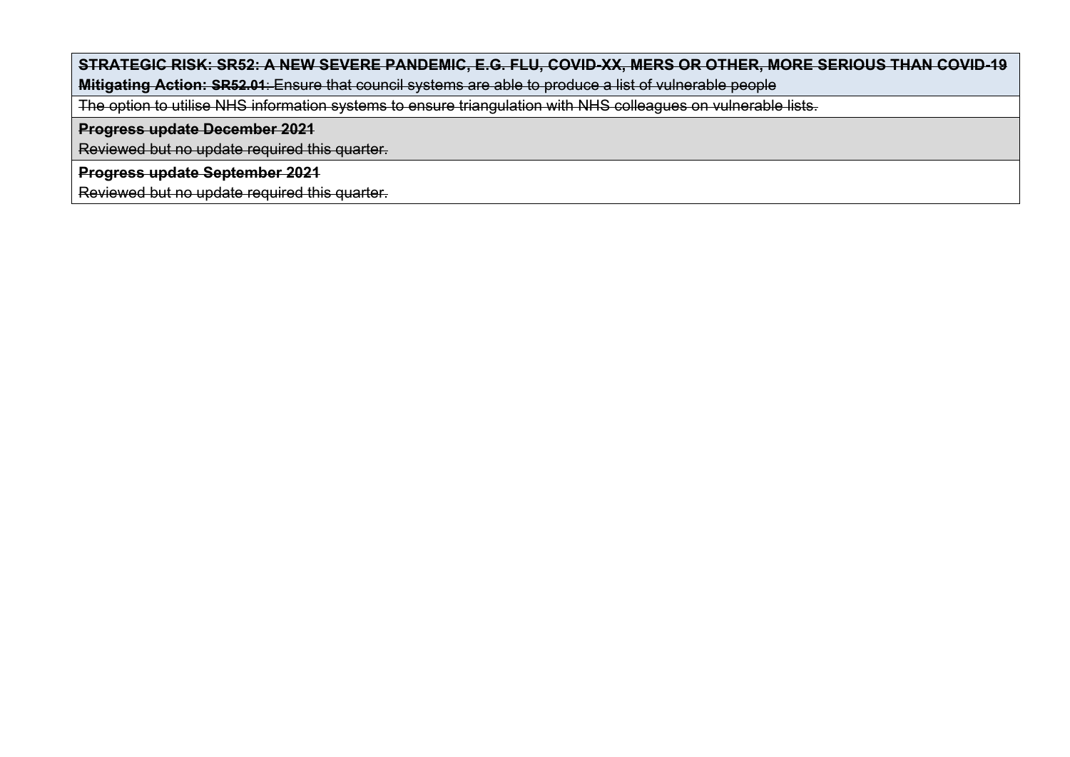| |
|---|
| ~~**STRATEGIC RISK: SR52: A NEW SEVERE PANDEMIC, E.G. FLU, COVID-XX, MERS OR OTHER, MORE SERIOUS THAN COVID-19**~~<br>~~**Mitigating Action: SR52.01**: Ensure that council systems are able to produce a list of vulnerable people~~ |
| ~~The option to utilise NHS information systems to ensure triangulation with NHS colleagues on vulnerable lists.~~ |
| ~~**Progress update December 2021**~~<br>~~Reviewed but no update required this quarter.~~ |
| ~~**Progress update September 2021**~~<br>~~Reviewed but no update required this quarter.~~ |